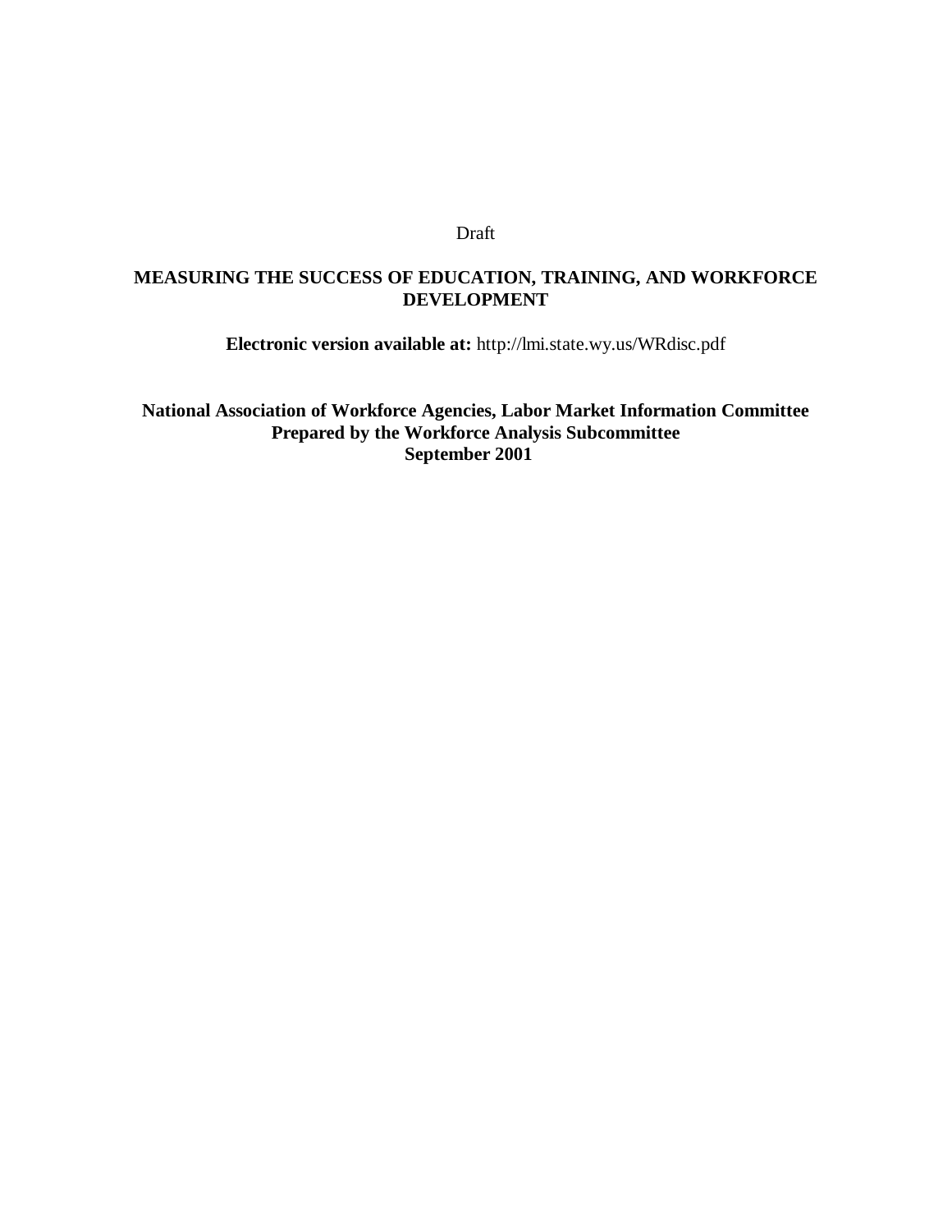Draft

# MEASURING THE SUCCESS OF EDUCATION, TRAINING, AND WORKFORCE DEVELOPMENT

**Electronic version available at:** http://lmi.state.wy.us/WRdisc.pdf

**National Association of Workforce Agencies, Labor Market Information Committee**
**Prepared by the Workforce Analysis Subcommittee**
**September 2001**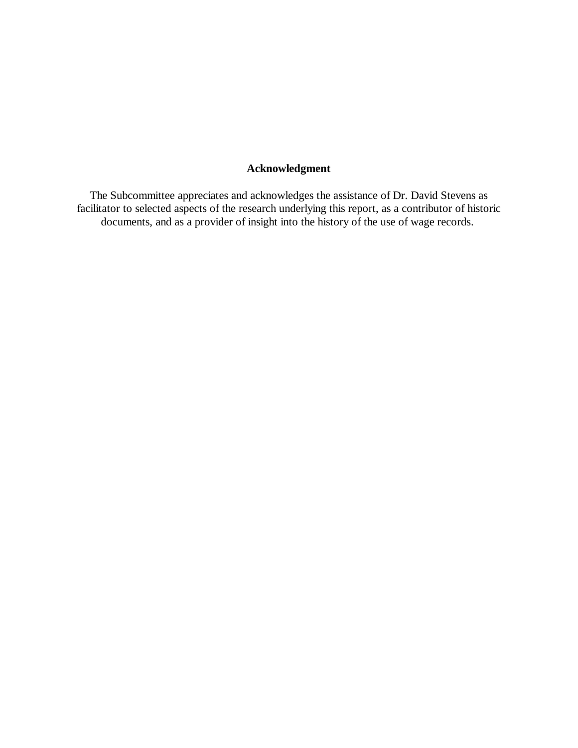**Acknowledgment**

The Subcommittee appreciates and acknowledges the assistance of Dr. David Stevens as facilitator to selected aspects of the research underlying this report, as a contributor of historic documents, and as a provider of insight into the history of the use of wage records.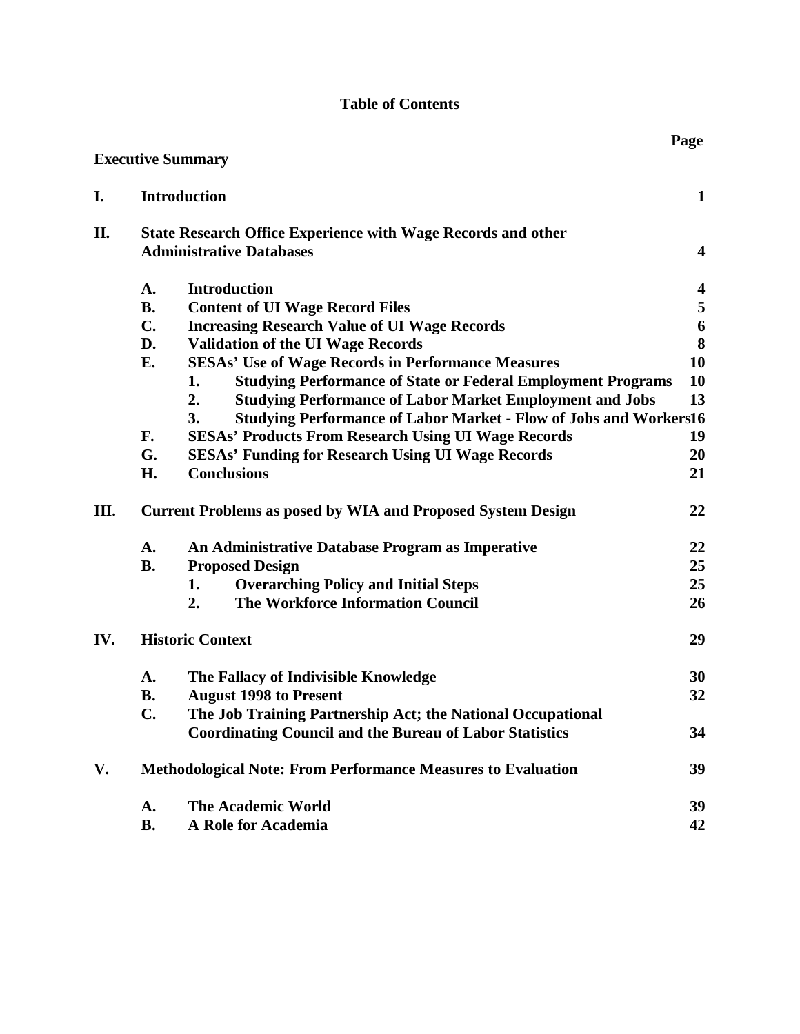# Table of Contents

| | | | Page |
|---|---|---|---|
| **Executive Summary** | | | |
| **I.** | **Introduction** | | **1** |
| **II.** | **State Research Office Experience with Wage Records and other Administrative Databases** | | **4** |
| | **A.** | **Introduction** | **4** |
| | **B.** | **Content of UI Wage Record Files** | **5** |
| | **C.** | **Increasing Research Value of UI Wage Records** | **6** |
| | **D.** | **Validation of the UI Wage Records** | **8** |
| | **E.** | **SESAs' Use of Wage Records in Performance Measures** | **10** |
| | | **1. Studying Performance of State or Federal Employment Programs** | **10** |
| | | **2. Studying Performance of Labor Market Employment and Jobs** | **13** |
| | | **3. Studying Performance of Labor Market - Flow of Jobs and Workers** | **16** |
| | **F.** | **SESAs' Products From Research Using UI Wage Records** | **19** |
| | **G.** | **SESAs' Funding for Research Using UI Wage Records** | **20** |
| | **H.** | **Conclusions** | **21** |
| **III.** | **Current Problems as posed by WIA and Proposed System Design** | | **22** |
| | **A.** | **An Administrative Database Program as Imperative** | **22** |
| | **B.** | **Proposed Design** | **25** |
| | | **1. Overarching Policy and Initial Steps** | **25** |
| | | **2. The Workforce Information Council** | **26** |
| **IV.** | **Historic Context** | | **29** |
| | **A.** | **The Fallacy of Indivisible Knowledge** | **30** |
| | **B.** | **August 1998 to Present** | **32** |
| | **C.** | **The Job Training Partnership Act; the National Occupational Coordinating Council and the Bureau of Labor Statistics** | **34** |
| **V.** | **Methodological Note: From Performance Measures to Evaluation** | | **39** |
| | **A.** | **The Academic World** | **39** |
| | **B.** | **A Role for Academia** | **42** |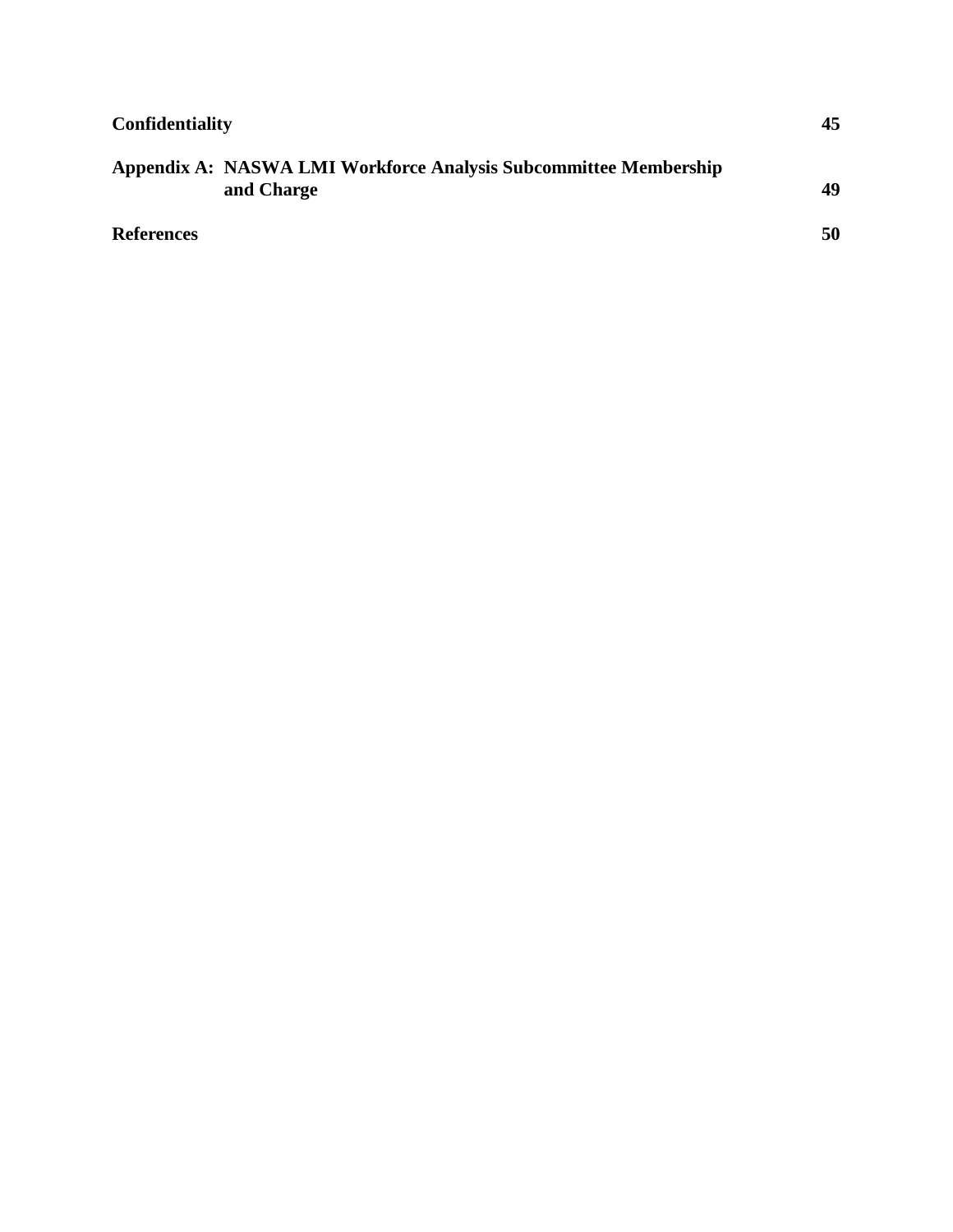**Confidentiality** 45

**Appendix A: NASWA LMI Workforce Analysis Subcommittee Membership and Charge** 49

**References** 50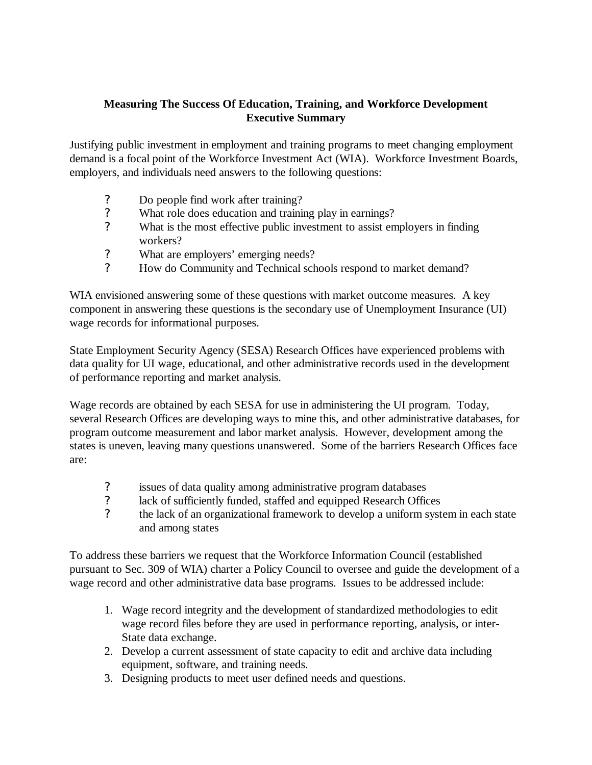**Measuring The Success Of Education, Training, and Workforce Development**
**Executive Summary**

Justifying public investment in employment and training programs to meet changing employment demand is a focal point of the Workforce Investment Act (WIA). Workforce Investment Boards, employers, and individuals need answers to the following questions:

- Do people find work after training?
- What role does education and training play in earnings?
- What is the most effective public investment to assist employers in finding workers?
- What are employers' emerging needs?
- How do Community and Technical schools respond to market demand?

WIA envisioned answering some of these questions with market outcome measures. A key component in answering these questions is the secondary use of Unemployment Insurance (UI) wage records for informational purposes.

State Employment Security Agency (SESA) Research Offices have experienced problems with data quality for UI wage, educational, and other administrative records used in the development of performance reporting and market analysis.

Wage records are obtained by each SESA for use in administering the UI program. Today, several Research Offices are developing ways to mine this, and other administrative databases, for program outcome measurement and labor market analysis. However, development among the states is uneven, leaving many questions unanswered. Some of the barriers Research Offices face are:

- issues of data quality among administrative program databases
- lack of sufficiently funded, staffed and equipped Research Offices
- the lack of an organizational framework to develop a uniform system in each state and among states

To address these barriers we request that the Workforce Information Council (established pursuant to Sec. 309 of WIA) charter a Policy Council to oversee and guide the development of a wage record and other administrative data base programs. Issues to be addressed include:

1. Wage record integrity and the development of standardized methodologies to edit wage record files before they are used in performance reporting, analysis, or inter-State data exchange.
2. Develop a current assessment of state capacity to edit and archive data including equipment, software, and training needs.
3. Designing products to meet user defined needs and questions.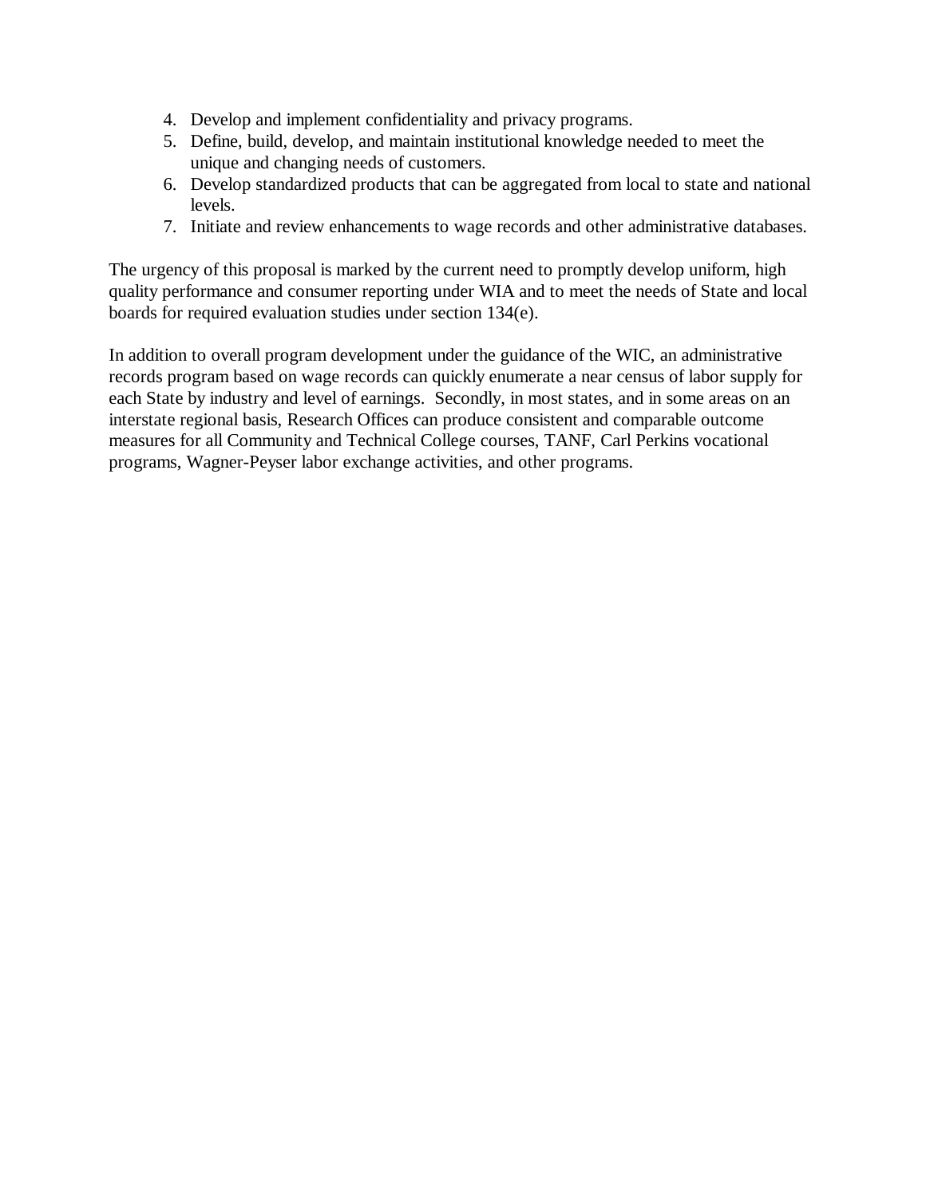4. Develop and implement confidentiality and privacy programs.
5. Define, build, develop, and maintain institutional knowledge needed to meet the unique and changing needs of customers.
6. Develop standardized products that can be aggregated from local to state and national levels.
7. Initiate and review enhancements to wage records and other administrative databases.

The urgency of this proposal is marked by the current need to promptly develop uniform, high quality performance and consumer reporting under WIA and to meet the needs of State and local boards for required evaluation studies under section 134(e).

In addition to overall program development under the guidance of the WIC, an administrative records program based on wage records can quickly enumerate a near census of labor supply for each State by industry and level of earnings. Secondly, in most states, and in some areas on an interstate regional basis, Research Offices can produce consistent and comparable outcome measures for all Community and Technical College courses, TANF, Carl Perkins vocational programs, Wagner-Peyser labor exchange activities, and other programs.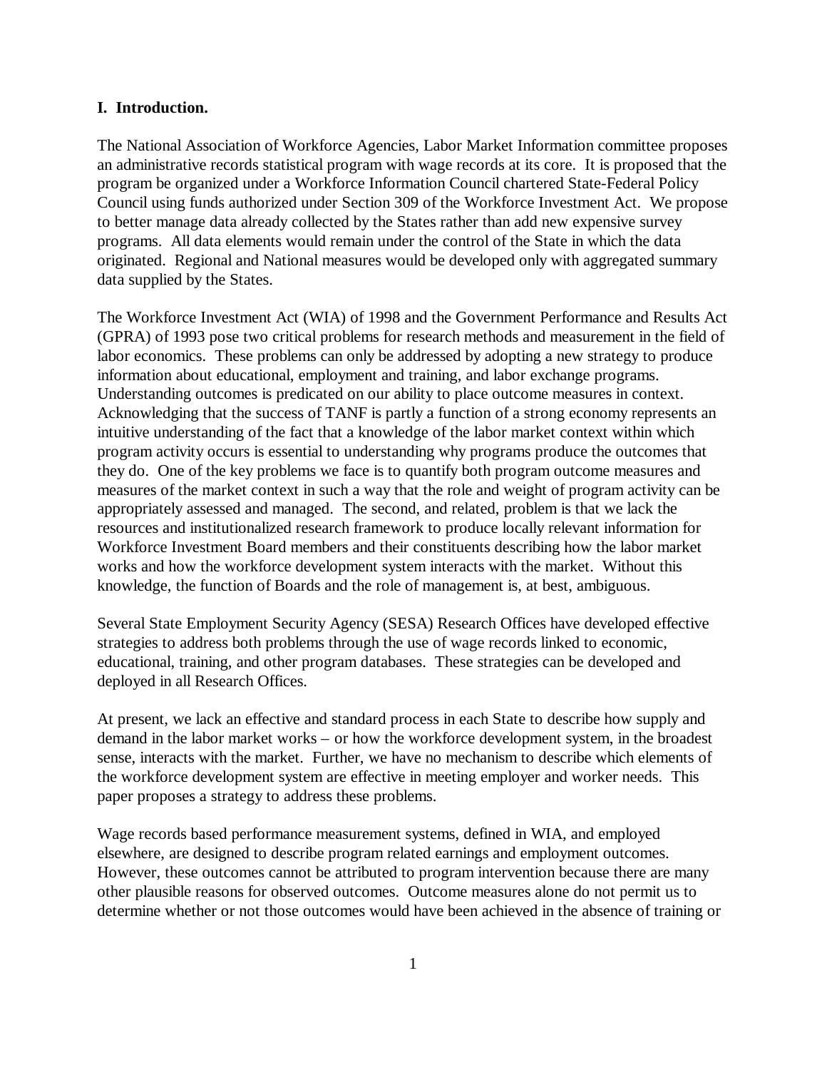## I. Introduction.

The National Association of Workforce Agencies, Labor Market Information committee proposes an administrative records statistical program with wage records at its core. It is proposed that the program be organized under a Workforce Information Council chartered State-Federal Policy Council using funds authorized under Section 309 of the Workforce Investment Act. We propose to better manage data already collected by the States rather than add new expensive survey programs. All data elements would remain under the control of the State in which the data originated. Regional and National measures would be developed only with aggregated summary data supplied by the States.

The Workforce Investment Act (WIA) of 1998 and the Government Performance and Results Act (GPRA) of 1993 pose two critical problems for research methods and measurement in the field of labor economics. These problems can only be addressed by adopting a new strategy to produce information about educational, employment and training, and labor exchange programs. Understanding outcomes is predicated on our ability to place outcome measures in context. Acknowledging that the success of TANF is partly a function of a strong economy represents an intuitive understanding of the fact that a knowledge of the labor market context within which program activity occurs is essential to understanding why programs produce the outcomes that they do. One of the key problems we face is to quantify both program outcome measures and measures of the market context in such a way that the role and weight of program activity can be appropriately assessed and managed. The second, and related, problem is that we lack the resources and institutionalized research framework to produce locally relevant information for Workforce Investment Board members and their constituents describing how the labor market works and how the workforce development system interacts with the market. Without this knowledge, the function of Boards and the role of management is, at best, ambiguous.

Several State Employment Security Agency (SESA) Research Offices have developed effective strategies to address both problems through the use of wage records linked to economic, educational, training, and other program databases. These strategies can be developed and deployed in all Research Offices.

At present, we lack an effective and standard process in each State to describe how supply and demand in the labor market works – or how the workforce development system, in the broadest sense, interacts with the market. Further, we have no mechanism to describe which elements of the workforce development system are effective in meeting employer and worker needs. This paper proposes a strategy to address these problems.

Wage records based performance measurement systems, defined in WIA, and employed elsewhere, are designed to describe program related earnings and employment outcomes. However, these outcomes cannot be attributed to program intervention because there are many other plausible reasons for observed outcomes. Outcome measures alone do not permit us to determine whether or not those outcomes would have been achieved in the absence of training or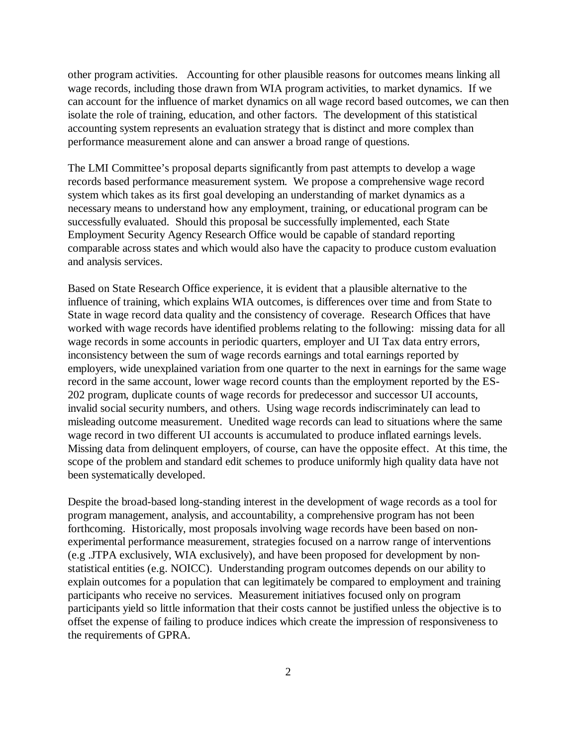other program activities. Accounting for other plausible reasons for outcomes means linking all wage records, including those drawn from WIA program activities, to market dynamics. If we can account for the influence of market dynamics on all wage record based outcomes, we can then isolate the role of training, education, and other factors. The development of this statistical accounting system represents an evaluation strategy that is distinct and more complex than performance measurement alone and can answer a broad range of questions.

The LMI Committee's proposal departs significantly from past attempts to develop a wage records based performance measurement system. We propose a comprehensive wage record system which takes as its first goal developing an understanding of market dynamics as a necessary means to understand how any employment, training, or educational program can be successfully evaluated. Should this proposal be successfully implemented, each State Employment Security Agency Research Office would be capable of standard reporting comparable across states and which would also have the capacity to produce custom evaluation and analysis services.

Based on State Research Office experience, it is evident that a plausible alternative to the influence of training, which explains WIA outcomes, is differences over time and from State to State in wage record data quality and the consistency of coverage. Research Offices that have worked with wage records have identified problems relating to the following: missing data for all wage records in some accounts in periodic quarters, employer and UI Tax data entry errors, inconsistency between the sum of wage records earnings and total earnings reported by employers, wide unexplained variation from one quarter to the next in earnings for the same wage record in the same account, lower wage record counts than the employment reported by the ES-202 program, duplicate counts of wage records for predecessor and successor UI accounts, invalid social security numbers, and others. Using wage records indiscriminately can lead to misleading outcome measurement. Unedited wage records can lead to situations where the same wage record in two different UI accounts is accumulated to produce inflated earnings levels. Missing data from delinquent employers, of course, can have the opposite effect. At this time, the scope of the problem and standard edit schemes to produce uniformly high quality data have not been systematically developed.

Despite the broad-based long-standing interest in the development of wage records as a tool for program management, analysis, and accountability, a comprehensive program has not been forthcoming. Historically, most proposals involving wage records have been based on non-experimental performance measurement, strategies focused on a narrow range of interventions (e.g .JTPA exclusively, WIA exclusively), and have been proposed for development by non-statistical entities (e.g. NOICC). Understanding program outcomes depends on our ability to explain outcomes for a population that can legitimately be compared to employment and training participants who receive no services. Measurement initiatives focused only on program participants yield so little information that their costs cannot be justified unless the objective is to offset the expense of failing to produce indices which create the impression of responsiveness to the requirements of GPRA.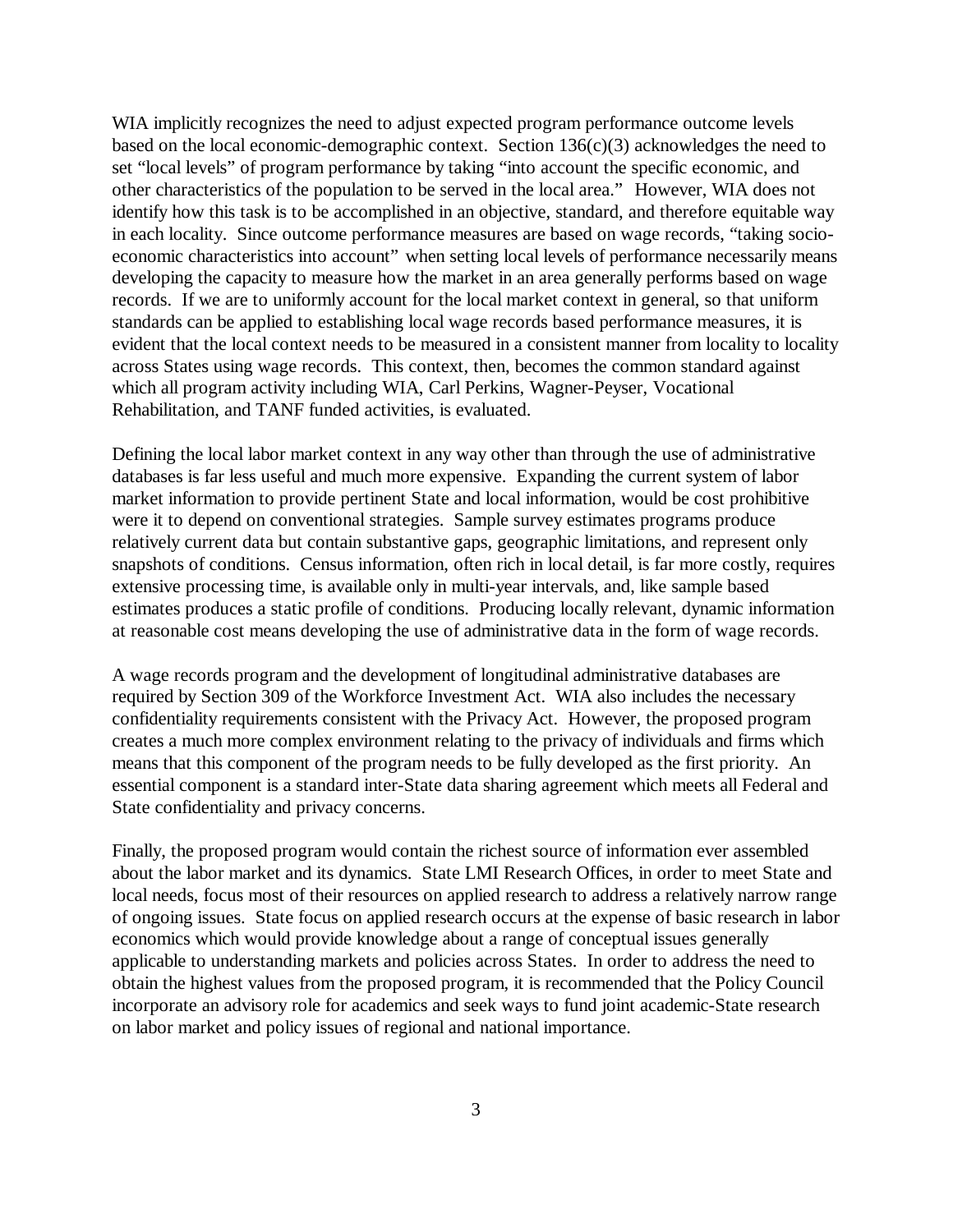WIA implicitly recognizes the need to adjust expected program performance outcome levels based on the local economic-demographic context. Section 136(c)(3) acknowledges the need to set "local levels" of program performance by taking "into account the specific economic, and other characteristics of the population to be served in the local area." However, WIA does not identify how this task is to be accomplished in an objective, standard, and therefore equitable way in each locality. Since outcome performance measures are based on wage records, "taking socio-economic characteristics into account" when setting local levels of performance necessarily means developing the capacity to measure how the market in an area generally performs based on wage records. If we are to uniformly account for the local market context in general, so that uniform standards can be applied to establishing local wage records based performance measures, it is evident that the local context needs to be measured in a consistent manner from locality to locality across States using wage records. This context, then, becomes the common standard against which all program activity including WIA, Carl Perkins, Wagner-Peyser, Vocational Rehabilitation, and TANF funded activities, is evaluated.

Defining the local labor market context in any way other than through the use of administrative databases is far less useful and much more expensive. Expanding the current system of labor market information to provide pertinent State and local information, would be cost prohibitive were it to depend on conventional strategies. Sample survey estimates programs produce relatively current data but contain substantive gaps, geographic limitations, and represent only snapshots of conditions. Census information, often rich in local detail, is far more costly, requires extensive processing time, is available only in multi-year intervals, and, like sample based estimates produces a static profile of conditions. Producing locally relevant, dynamic information at reasonable cost means developing the use of administrative data in the form of wage records.

A wage records program and the development of longitudinal administrative databases are required by Section 309 of the Workforce Investment Act. WIA also includes the necessary confidentiality requirements consistent with the Privacy Act. However, the proposed program creates a much more complex environment relating to the privacy of individuals and firms which means that this component of the program needs to be fully developed as the first priority. An essential component is a standard inter-State data sharing agreement which meets all Federal and State confidentiality and privacy concerns.

Finally, the proposed program would contain the richest source of information ever assembled about the labor market and its dynamics. State LMI Research Offices, in order to meet State and local needs, focus most of their resources on applied research to address a relatively narrow range of ongoing issues. State focus on applied research occurs at the expense of basic research in labor economics which would provide knowledge about a range of conceptual issues generally applicable to understanding markets and policies across States. In order to address the need to obtain the highest values from the proposed program, it is recommended that the Policy Council incorporate an advisory role for academics and seek ways to fund joint academic-State research on labor market and policy issues of regional and national importance.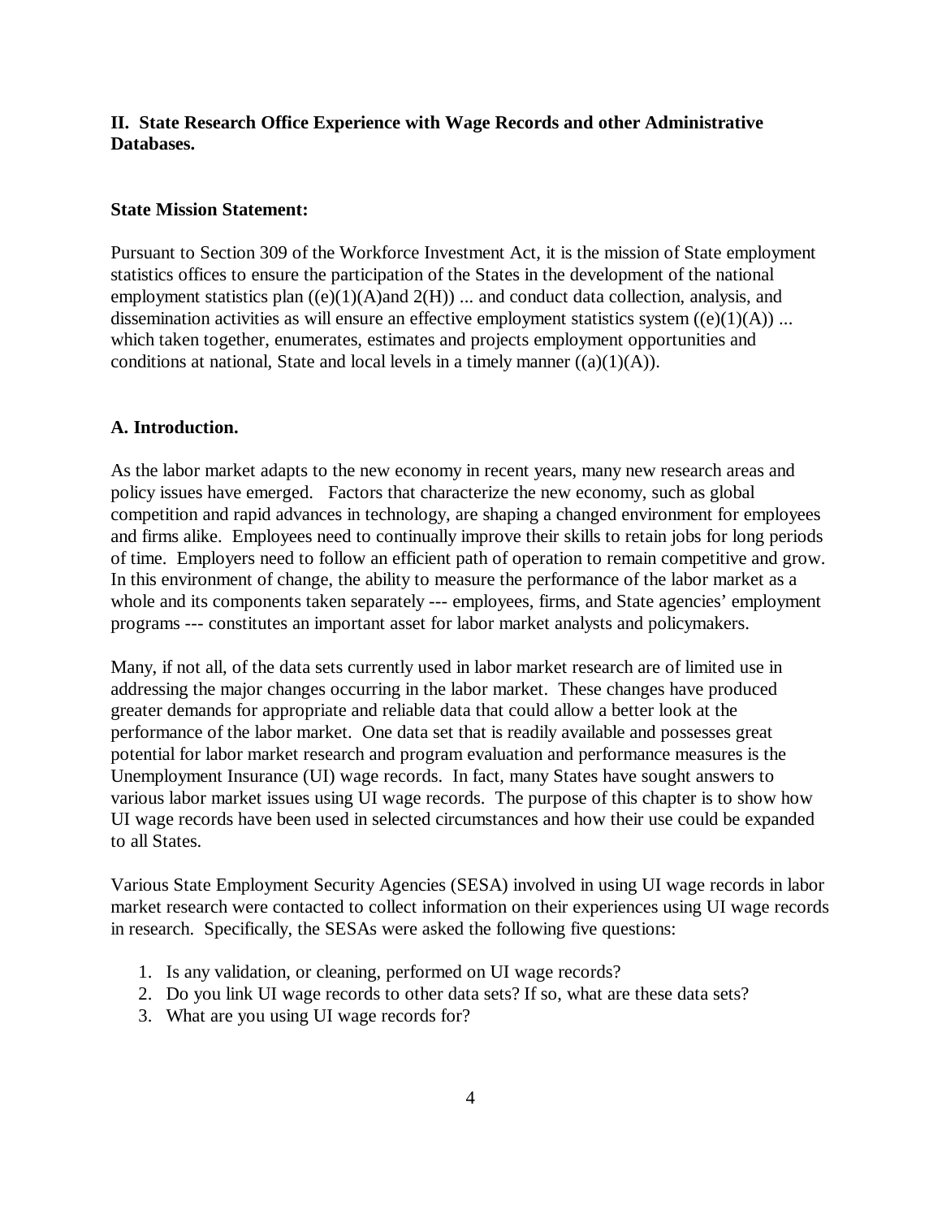## II. State Research Office Experience with Wage Records and other Administrative Databases.

**State Mission Statement:**

Pursuant to Section 309 of the Workforce Investment Act, it is the mission of State employment statistics offices to ensure the participation of the States in the development of the national employment statistics plan ((e)(1)(A)and 2(H)) ... and conduct data collection, analysis, and dissemination activities as will ensure an effective employment statistics system ((e)(1)(A)) ... which taken together, enumerates, estimates and projects employment opportunities and conditions at national, State and local levels in a timely manner ((a)(1)(A)).

### A. Introduction.

As the labor market adapts to the new economy in recent years, many new research areas and policy issues have emerged. Factors that characterize the new economy, such as global competition and rapid advances in technology, are shaping a changed environment for employees and firms alike. Employees need to continually improve their skills to retain jobs for long periods of time. Employers need to follow an efficient path of operation to remain competitive and grow. In this environment of change, the ability to measure the performance of the labor market as a whole and its components taken separately --- employees, firms, and State agencies' employment programs --- constitutes an important asset for labor market analysts and policymakers.

Many, if not all, of the data sets currently used in labor market research are of limited use in addressing the major changes occurring in the labor market. These changes have produced greater demands for appropriate and reliable data that could allow a better look at the performance of the labor market. One data set that is readily available and possesses great potential for labor market research and program evaluation and performance measures is the Unemployment Insurance (UI) wage records. In fact, many States have sought answers to various labor market issues using UI wage records. The purpose of this chapter is to show how UI wage records have been used in selected circumstances and how their use could be expanded to all States.

Various State Employment Security Agencies (SESA) involved in using UI wage records in labor market research were contacted to collect information on their experiences using UI wage records in research. Specifically, the SESAs were asked the following five questions:

1. Is any validation, or cleaning, performed on UI wage records?
2. Do you link UI wage records to other data sets? If so, what are these data sets?
3. What are you using UI wage records for?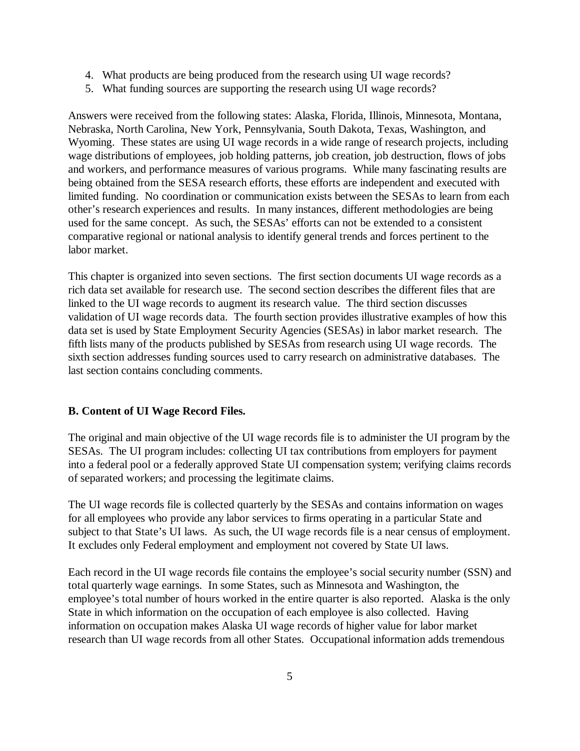4. What products are being produced from the research using UI wage records?
5. What funding sources are supporting the research using UI wage records?

Answers were received from the following states: Alaska, Florida, Illinois, Minnesota, Montana, Nebraska, North Carolina, New York, Pennsylvania, South Dakota, Texas, Washington, and Wyoming. These states are using UI wage records in a wide range of research projects, including wage distributions of employees, job holding patterns, job creation, job destruction, flows of jobs and workers, and performance measures of various programs. While many fascinating results are being obtained from the SESA research efforts, these efforts are independent and executed with limited funding. No coordination or communication exists between the SESAs to learn from each other's research experiences and results. In many instances, different methodologies are being used for the same concept. As such, the SESAs' efforts can not be extended to a consistent comparative regional or national analysis to identify general trends and forces pertinent to the labor market.

This chapter is organized into seven sections. The first section documents UI wage records as a rich data set available for research use. The second section describes the different files that are linked to the UI wage records to augment its research value. The third section discusses validation of UI wage records data. The fourth section provides illustrative examples of how this data set is used by State Employment Security Agencies (SESAs) in labor market research. The fifth lists many of the products published by SESAs from research using UI wage records. The sixth section addresses funding sources used to carry research on administrative databases. The last section contains concluding comments.

### B. Content of UI Wage Record Files.

The original and main objective of the UI wage records file is to administer the UI program by the SESAs. The UI program includes: collecting UI tax contributions from employers for payment into a federal pool or a federally approved State UI compensation system; verifying claims records of separated workers; and processing the legitimate claims.

The UI wage records file is collected quarterly by the SESAs and contains information on wages for all employees who provide any labor services to firms operating in a particular State and subject to that State's UI laws. As such, the UI wage records file is a near census of employment. It excludes only Federal employment and employment not covered by State UI laws.

Each record in the UI wage records file contains the employee's social security number (SSN) and total quarterly wage earnings. In some States, such as Minnesota and Washington, the employee's total number of hours worked in the entire quarter is also reported. Alaska is the only State in which information on the occupation of each employee is also collected. Having information on occupation makes Alaska UI wage records of higher value for labor market research than UI wage records from all other States. Occupational information adds tremendous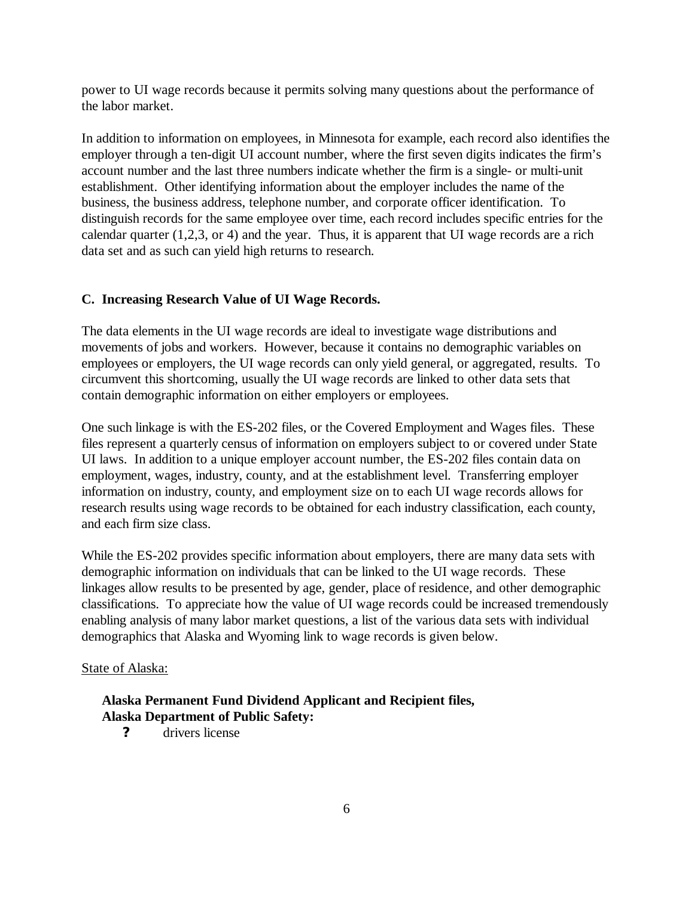power to UI wage records because it permits solving many questions about the performance of the labor market.

In addition to information on employees, in Minnesota for example, each record also identifies the employer through a ten-digit UI account number, where the first seven digits indicates the firm's account number and the last three numbers indicate whether the firm is a single- or multi-unit establishment. Other identifying information about the employer includes the name of the business, the business address, telephone number, and corporate officer identification. To distinguish records for the same employee over time, each record includes specific entries for the calendar quarter (1,2,3, or 4) and the year. Thus, it is apparent that UI wage records are a rich data set and as such can yield high returns to research.

### C. Increasing Research Value of UI Wage Records.

The data elements in the UI wage records are ideal to investigate wage distributions and movements of jobs and workers. However, because it contains no demographic variables on employees or employers, the UI wage records can only yield general, or aggregated, results. To circumvent this shortcoming, usually the UI wage records are linked to other data sets that contain demographic information on either employers or employees.

One such linkage is with the ES-202 files, or the Covered Employment and Wages files. These files represent a quarterly census of information on employers subject to or covered under State UI laws. In addition to a unique employer account number, the ES-202 files contain data on employment, wages, industry, county, and at the establishment level. Transferring employer information on industry, county, and employment size on to each UI wage records allows for research results using wage records to be obtained for each industry classification, each county, and each firm size class.

While the ES-202 provides specific information about employers, there are many data sets with demographic information on individuals that can be linked to the UI wage records. These linkages allow results to be presented by age, gender, place of residence, and other demographic classifications. To appreciate how the value of UI wage records could be increased tremendously enabling analysis of many labor market questions, a list of the various data sets with individual demographics that Alaska and Wyoming link to wage records is given below.

State of Alaska:

**Alaska Permanent Fund Dividend Applicant and Recipient files,**
**Alaska Department of Public Safety:**

- drivers license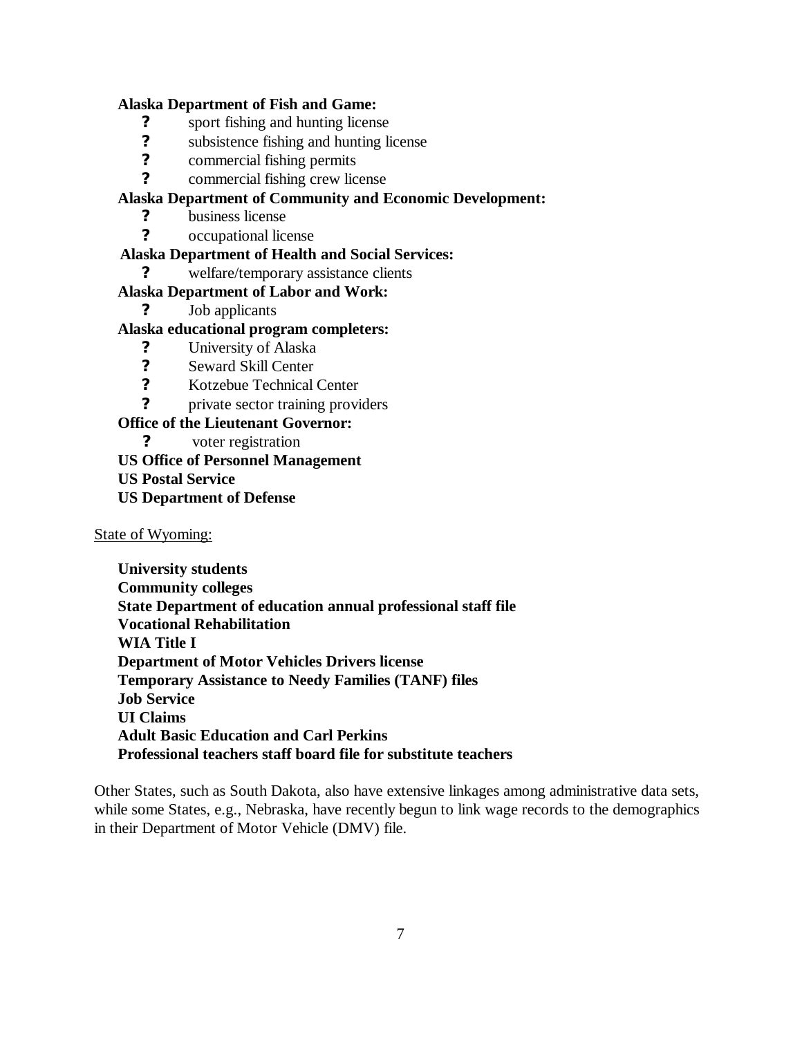**Alaska Department of Fish and Game:**

- ? sport fishing and hunting license
- ? subsistence fishing and hunting license
- ? commercial fishing permits
- ? commercial fishing crew license

**Alaska Department of Community and Economic Development:**

- ? business license
- ? occupational license

**Alaska Department of Health and Social Services:**

- ? welfare/temporary assistance clients

**Alaska Department of Labor and Work:**

- ? Job applicants

**Alaska educational program completers:**

- ? University of Alaska
- ? Seward Skill Center
- ? Kotzebue Technical Center
- ? private sector training providers

**Office of the Lieutenant Governor:**

- ? voter registration

**US Office of Personnel Management**

**US Postal Service**

**US Department of Defense**

State of Wyoming:

**University students**
**Community colleges**
**State Department of education annual professional staff file**
**Vocational Rehabilitation**
**WIA Title I**
**Department of Motor Vehicles Drivers license**
**Temporary Assistance to Needy Families (TANF) files**
**Job Service**
**UI Claims**
**Adult Basic Education and Carl Perkins**
**Professional teachers staff board file for substitute teachers**

Other States, such as South Dakota, also have extensive linkages among administrative data sets, while some States, e.g., Nebraska, have recently begun to link wage records to the demographics in their Department of Motor Vehicle (DMV) file.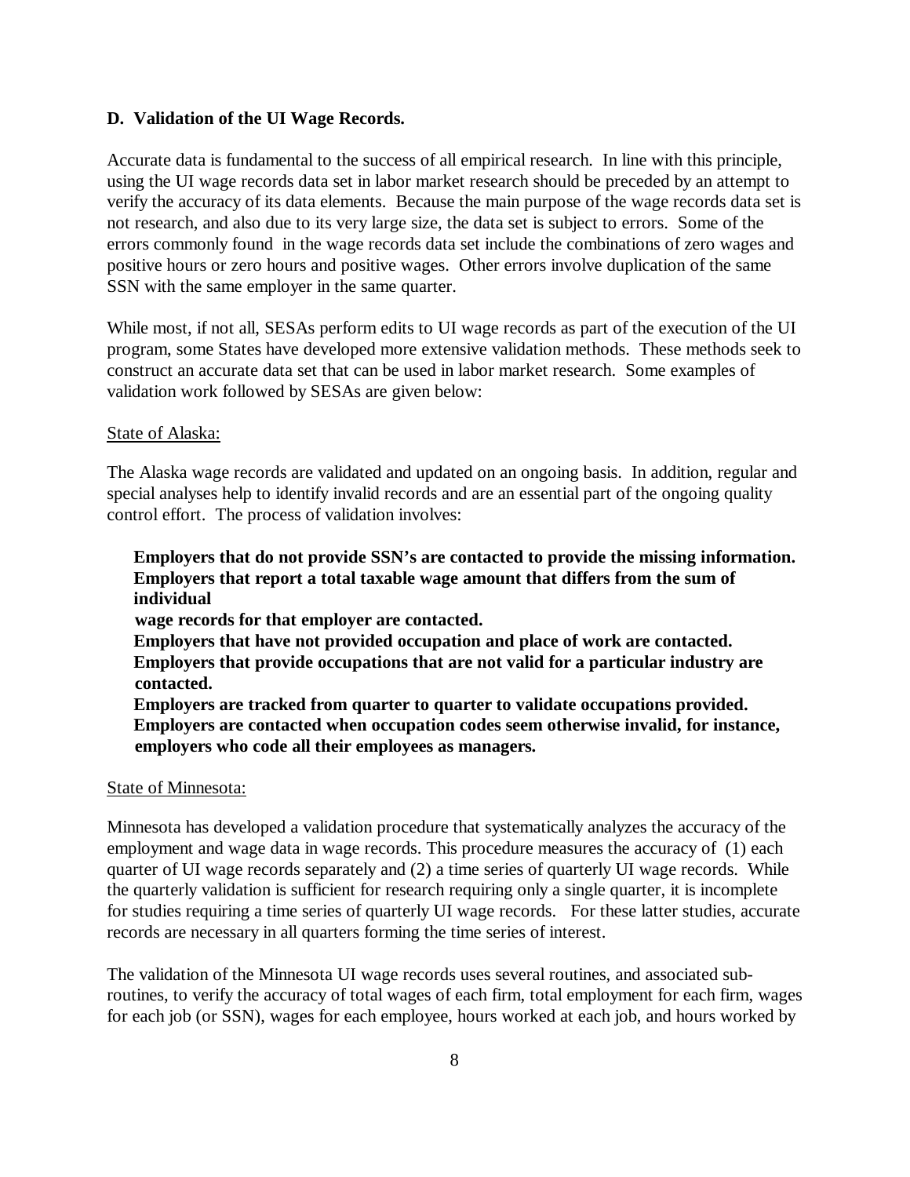### D. Validation of the UI Wage Records.

Accurate data is fundamental to the success of all empirical research. In line with this principle, using the UI wage records data set in labor market research should be preceded by an attempt to verify the accuracy of its data elements. Because the main purpose of the wage records data set is not research, and also due to its very large size, the data set is subject to errors. Some of the errors commonly found in the wage records data set include the combinations of zero wages and positive hours or zero hours and positive wages. Other errors involve duplication of the same SSN with the same employer in the same quarter.

While most, if not all, SESAs perform edits to UI wage records as part of the execution of the UI program, some States have developed more extensive validation methods. These methods seek to construct an accurate data set that can be used in labor market research. Some examples of validation work followed by SESAs are given below:

State of Alaska:

The Alaska wage records are validated and updated on an ongoing basis. In addition, regular and special analyses help to identify invalid records and are an essential part of the ongoing quality control effort. The process of validation involves:

- **Employers that do not provide SSN's are contacted to provide the missing information.**
- **Employers that report a total taxable wage amount that differs from the sum of individual wage records for that employer are contacted.**
- **Employers that have not provided occupation and place of work are contacted.**
- **Employers that provide occupations that are not valid for a particular industry are contacted.**
- **Employers are tracked from quarter to quarter to validate occupations provided.**
- **Employers are contacted when occupation codes seem otherwise invalid, for instance, employers who code all their employees as managers.**

State of Minnesota:

Minnesota has developed a validation procedure that systematically analyzes the accuracy of the employment and wage data in wage records. This procedure measures the accuracy of (1) each quarter of UI wage records separately and (2) a time series of quarterly UI wage records. While the quarterly validation is sufficient for research requiring only a single quarter, it is incomplete for studies requiring a time series of quarterly UI wage records. For these latter studies, accurate records are necessary in all quarters forming the time series of interest.

The validation of the Minnesota UI wage records uses several routines, and associated sub-routines, to verify the accuracy of total wages of each firm, total employment for each firm, wages for each job (or SSN), wages for each employee, hours worked at each job, and hours worked by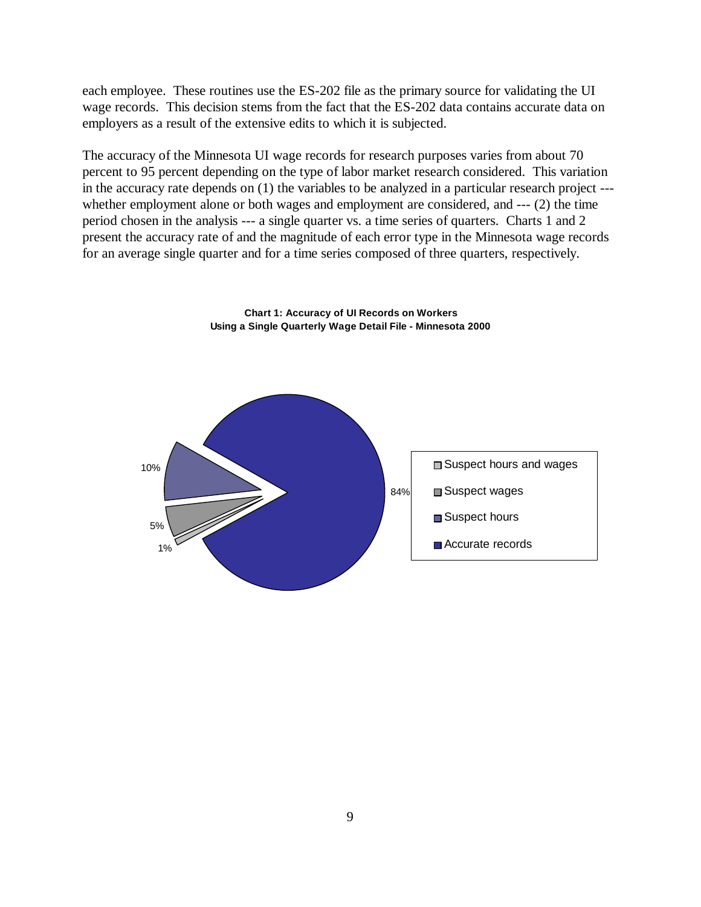each employee. These routines use the ES-202 file as the primary source for validating the UI wage records. This decision stems from the fact that the ES-202 data contains accurate data on employers as a result of the extensive edits to which it is subjected.

The accuracy of the Minnesota UI wage records for research purposes varies from about 70 percent to 95 percent depending on the type of labor market research considered. This variation in the accuracy rate depends on (1) the variables to be analyzed in a particular research project --- whether employment alone or both wages and employment are considered, and --- (2) the time period chosen in the analysis --- a single quarter vs. a time series of quarters. Charts 1 and 2 present the accuracy rate of and the magnitude of each error type in the Minnesota wage records for an average single quarter and for a time series composed of three quarters, respectively.

**Chart 1: Accuracy of UI Records on Workers Using a Single Quarterly Wage Detail File - Minnesota 2000**

| Category | Percent |
|---|---|
| Suspect hours and wages | 1% |
| Suspect wages | 5% |
| Suspect hours | 10% |
| Accurate records | 84% |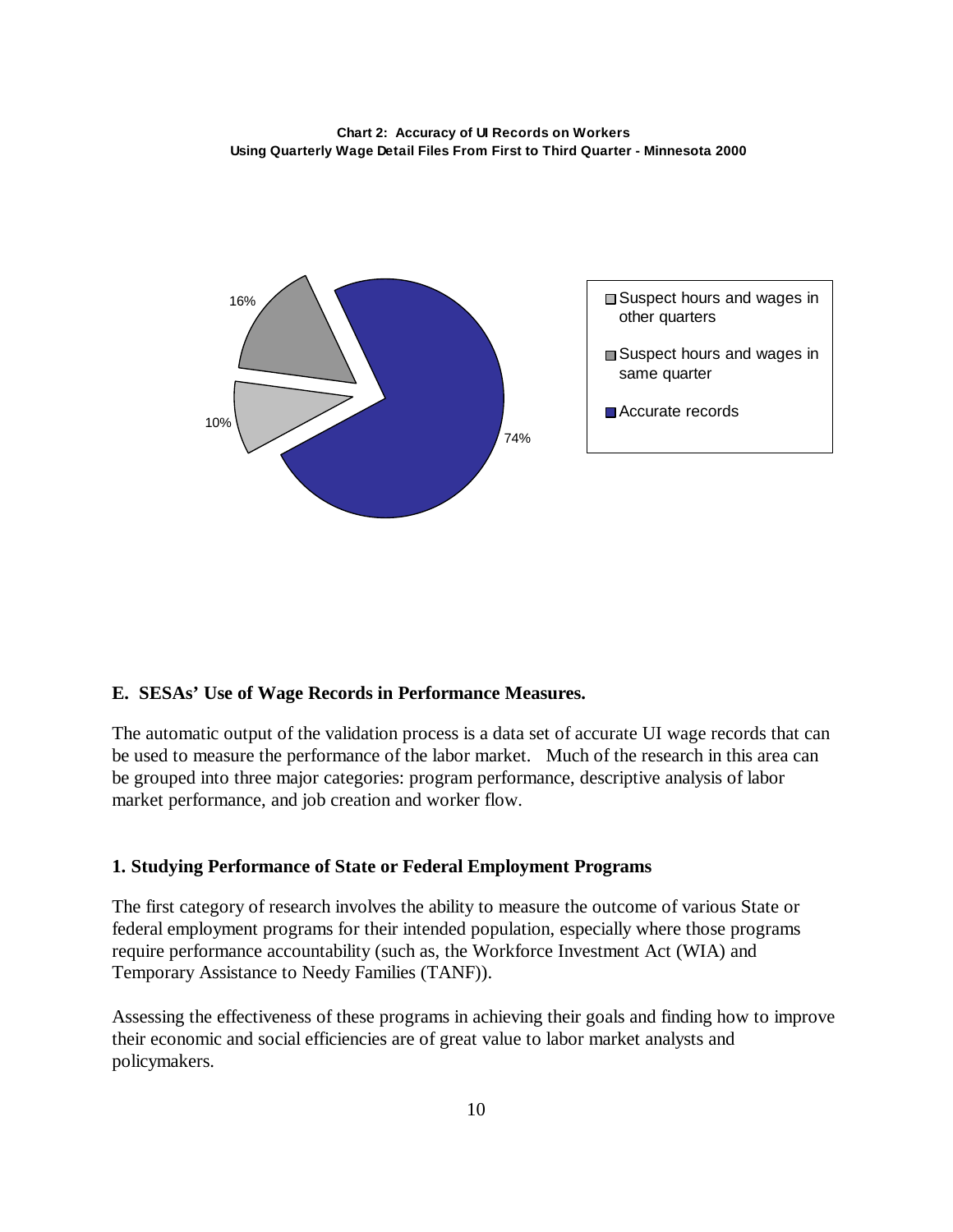**Chart 2: Accuracy of UI Records on Workers**
**Using Quarterly Wage Detail Files From First to Third Quarter - Minnesota 2000**

| Category | Percent |
|---|---|
| Suspect hours and wages in other quarters | 10% |
| Suspect hours and wages in same quarter | 16% |
| Accurate records | 74% |

## E. SESAs' Use of Wage Records in Performance Measures.

The automatic output of the validation process is a data set of accurate UI wage records that can be used to measure the performance of the labor market. Much of the research in this area can be grouped into three major categories: program performance, descriptive analysis of labor market performance, and job creation and worker flow.

### 1. Studying Performance of State or Federal Employment Programs

The first category of research involves the ability to measure the outcome of various State or federal employment programs for their intended population, especially where those programs require performance accountability (such as, the Workforce Investment Act (WIA) and Temporary Assistance to Needy Families (TANF)).

Assessing the effectiveness of these programs in achieving their goals and finding how to improve their economic and social efficiencies are of great value to labor market analysts and policymakers.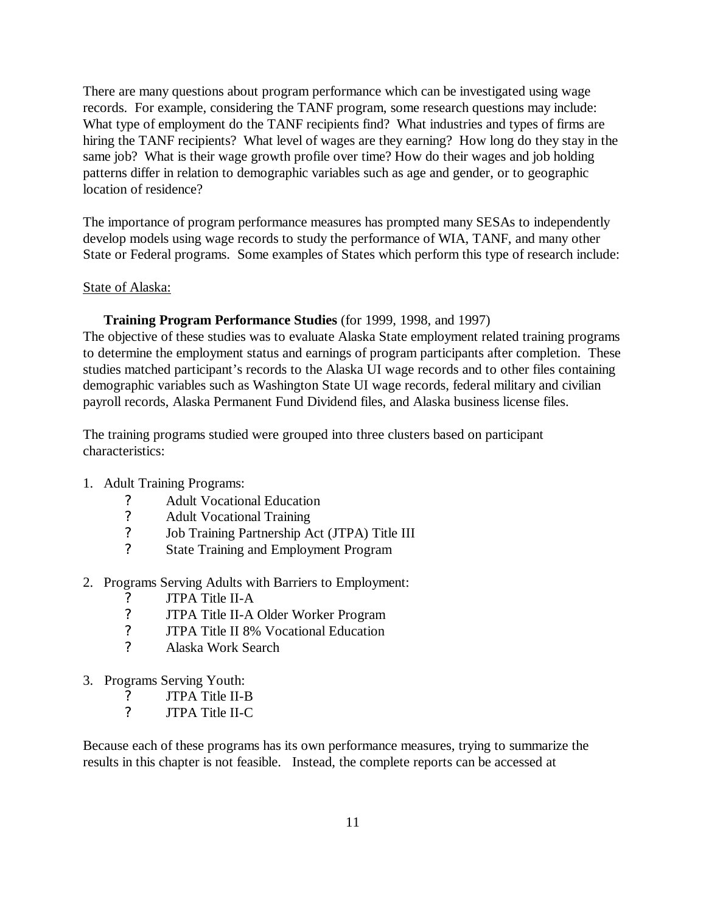There are many questions about program performance which can be investigated using wage records. For example, considering the TANF program, some research questions may include: What type of employment do the TANF recipients find? What industries and types of firms are hiring the TANF recipients? What level of wages are they earning? How long do they stay in the same job? What is their wage growth profile over time? How do their wages and job holding patterns differ in relation to demographic variables such as age and gender, or to geographic location of residence?

The importance of program performance measures has prompted many SESAs to independently develop models using wage records to study the performance of WIA, TANF, and many other State or Federal programs. Some examples of States which perform this type of research include:

<u>State of Alaska:</u>

**Training Program Performance Studies** (for 1999, 1998, and 1997)
The objective of these studies was to evaluate Alaska State employment related training programs to determine the employment status and earnings of program participants after completion. These studies matched participant's records to the Alaska UI wage records and to other files containing demographic variables such as Washington State UI wage records, federal military and civilian payroll records, Alaska Permanent Fund Dividend files, and Alaska business license files.

The training programs studied were grouped into three clusters based on participant characteristics:

1. Adult Training Programs:
   - Adult Vocational Education
   - Adult Vocational Training
   - Job Training Partnership Act (JTPA) Title III
   - State Training and Employment Program

2. Programs Serving Adults with Barriers to Employment:
   - JTPA Title II-A
   - JTPA Title II-A Older Worker Program
   - JTPA Title II 8% Vocational Education
   - Alaska Work Search

3. Programs Serving Youth:
   - JTPA Title II-B
   - JTPA Title II-C

Because each of these programs has its own performance measures, trying to summarize the results in this chapter is not feasible. Instead, the complete reports can be accessed at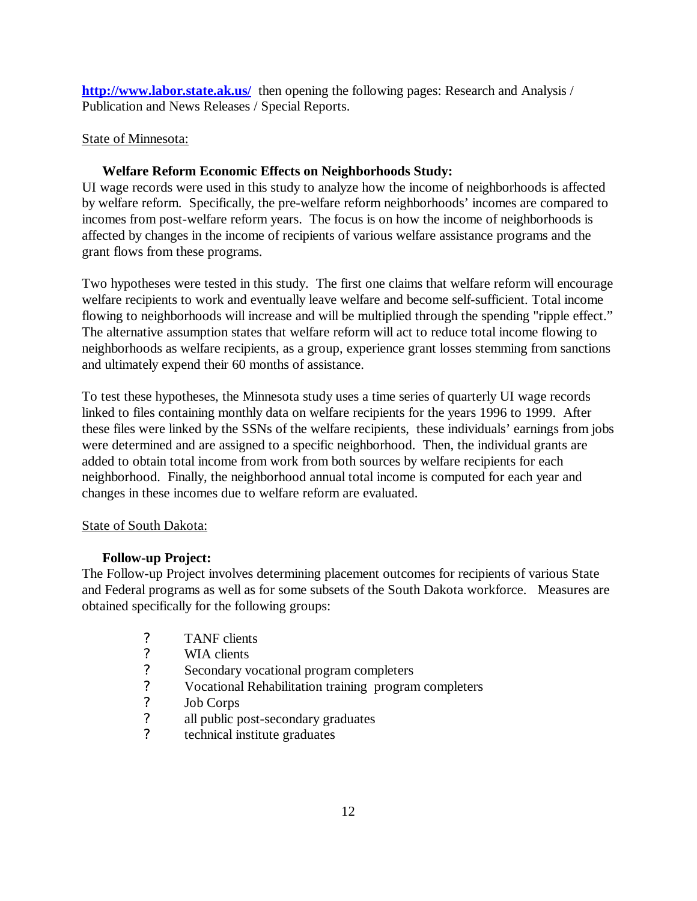**http://www.labor.state.ak.us/** then opening the following pages: Research and Analysis / Publication and News Releases / Special Reports.

State of Minnesota:

**Welfare Reform Economic Effects on Neighborhoods Study:**

UI wage records were used in this study to analyze how the income of neighborhoods is affected by welfare reform. Specifically, the pre-welfare reform neighborhoods' incomes are compared to incomes from post-welfare reform years. The focus is on how the income of neighborhoods is affected by changes in the income of recipients of various welfare assistance programs and the grant flows from these programs.

Two hypotheses were tested in this study. The first one claims that welfare reform will encourage welfare recipients to work and eventually leave welfare and become self-sufficient. Total income flowing to neighborhoods will increase and will be multiplied through the spending "ripple effect." The alternative assumption states that welfare reform will act to reduce total income flowing to neighborhoods as welfare recipients, as a group, experience grant losses stemming from sanctions and ultimately expend their 60 months of assistance.

To test these hypotheses, the Minnesota study uses a time series of quarterly UI wage records linked to files containing monthly data on welfare recipients for the years 1996 to 1999. After these files were linked by the SSNs of the welfare recipients, these individuals' earnings from jobs were determined and are assigned to a specific neighborhood. Then, the individual grants are added to obtain total income from work from both sources by welfare recipients for each neighborhood. Finally, the neighborhood annual total income is computed for each year and changes in these incomes due to welfare reform are evaluated.

State of South Dakota:

**Follow-up Project:**

The Follow-up Project involves determining placement outcomes for recipients of various State and Federal programs as well as for some subsets of the South Dakota workforce. Measures are obtained specifically for the following groups:

- TANF clients
- WIA clients
- Secondary vocational program completers
- Vocational Rehabilitation training program completers
- Job Corps
- all public post-secondary graduates
- technical institute graduates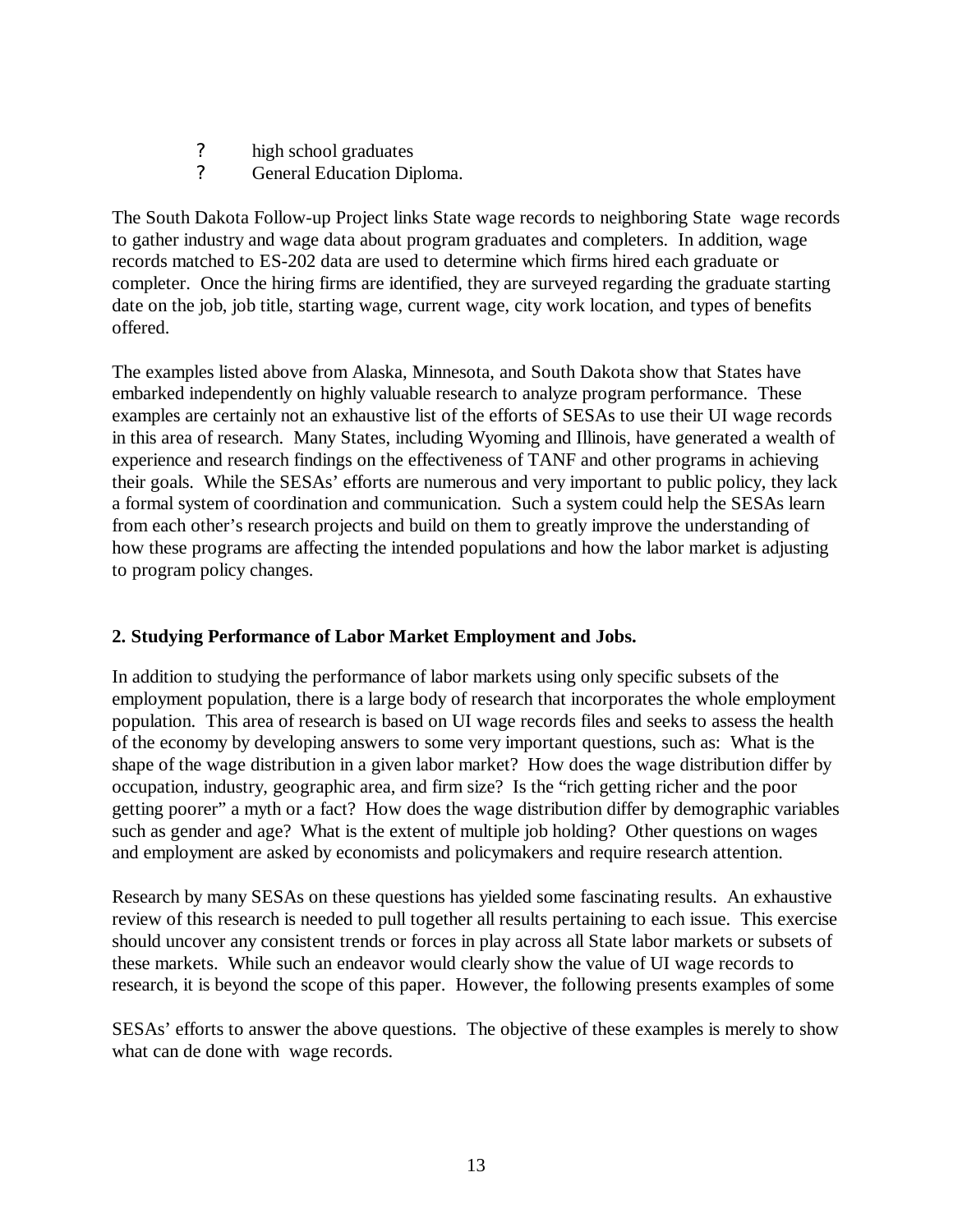? high school graduates
? General Education Diploma.

The South Dakota Follow-up Project links State wage records to neighboring State wage records to gather industry and wage data about program graduates and completers. In addition, wage records matched to ES-202 data are used to determine which firms hired each graduate or completer. Once the hiring firms are identified, they are surveyed regarding the graduate starting date on the job, job title, starting wage, current wage, city work location, and types of benefits offered.

The examples listed above from Alaska, Minnesota, and South Dakota show that States have embarked independently on highly valuable research to analyze program performance. These examples are certainly not an exhaustive list of the efforts of SESAs to use their UI wage records in this area of research. Many States, including Wyoming and Illinois, have generated a wealth of experience and research findings on the effectiveness of TANF and other programs in achieving their goals. While the SESAs' efforts are numerous and very important to public policy, they lack a formal system of coordination and communication. Such a system could help the SESAs learn from each other's research projects and build on them to greatly improve the understanding of how these programs are affecting the intended populations and how the labor market is adjusting to program policy changes.

**2. Studying Performance of Labor Market Employment and Jobs.**

In addition to studying the performance of labor markets using only specific subsets of the employment population, there is a large body of research that incorporates the whole employment population. This area of research is based on UI wage records files and seeks to assess the health of the economy by developing answers to some very important questions, such as: What is the shape of the wage distribution in a given labor market? How does the wage distribution differ by occupation, industry, geographic area, and firm size? Is the "rich getting richer and the poor getting poorer" a myth or a fact? How does the wage distribution differ by demographic variables such as gender and age? What is the extent of multiple job holding? Other questions on wages and employment are asked by economists and policymakers and require research attention.

Research by many SESAs on these questions has yielded some fascinating results. An exhaustive review of this research is needed to pull together all results pertaining to each issue. This exercise should uncover any consistent trends or forces in play across all State labor markets or subsets of these markets. While such an endeavor would clearly show the value of UI wage records to research, it is beyond the scope of this paper. However, the following presents examples of some

SESAs' efforts to answer the above questions. The objective of these examples is merely to show what can de done with wage records.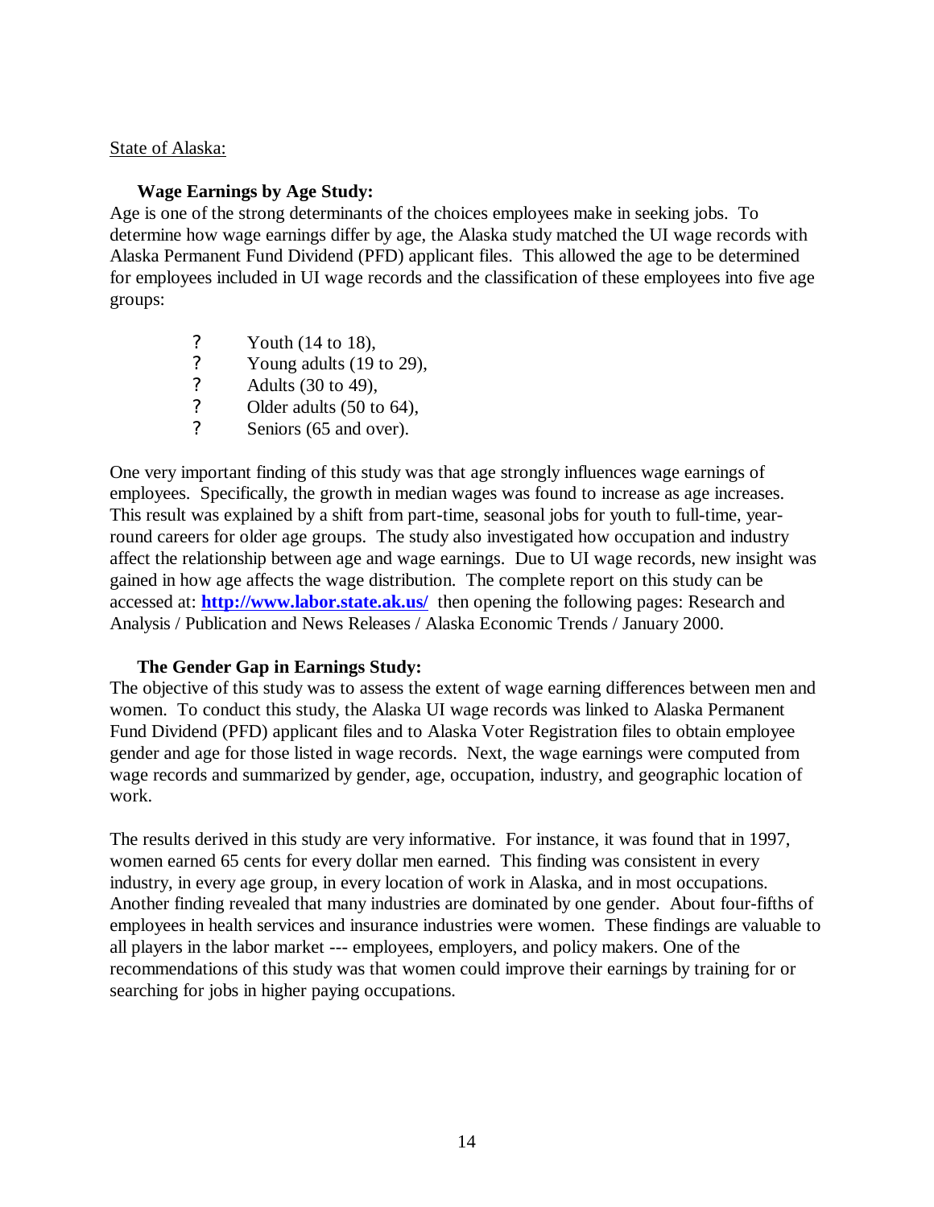State of Alaska:

**Wage Earnings by Age Study:**

Age is one of the strong determinants of the choices employees make in seeking jobs. To determine how wage earnings differ by age, the Alaska study matched the UI wage records with Alaska Permanent Fund Dividend (PFD) applicant files. This allowed the age to be determined for employees included in UI wage records and the classification of these employees into five age groups:

- Youth (14 to 18),
- Young adults (19 to 29),
- Adults (30 to 49),
- Older adults (50 to 64),
- Seniors (65 and over).

One very important finding of this study was that age strongly influences wage earnings of employees. Specifically, the growth in median wages was found to increase as age increases. This result was explained by a shift from part-time, seasonal jobs for youth to full-time, year-round careers for older age groups. The study also investigated how occupation and industry affect the relationship between age and wage earnings. Due to UI wage records, new insight was gained in how age affects the wage distribution. The complete report on this study can be accessed at: **http://www.labor.state.ak.us/** then opening the following pages: Research and Analysis / Publication and News Releases / Alaska Economic Trends / January 2000.

**The Gender Gap in Earnings Study:**

The objective of this study was to assess the extent of wage earning differences between men and women. To conduct this study, the Alaska UI wage records was linked to Alaska Permanent Fund Dividend (PFD) applicant files and to Alaska Voter Registration files to obtain employee gender and age for those listed in wage records. Next, the wage earnings were computed from wage records and summarized by gender, age, occupation, industry, and geographic location of work.

The results derived in this study are very informative. For instance, it was found that in 1997, women earned 65 cents for every dollar men earned. This finding was consistent in every industry, in every age group, in every location of work in Alaska, and in most occupations. Another finding revealed that many industries are dominated by one gender. About four-fifths of employees in health services and insurance industries were women. These findings are valuable to all players in the labor market --- employees, employers, and policy makers. One of the recommendations of this study was that women could improve their earnings by training for or searching for jobs in higher paying occupations.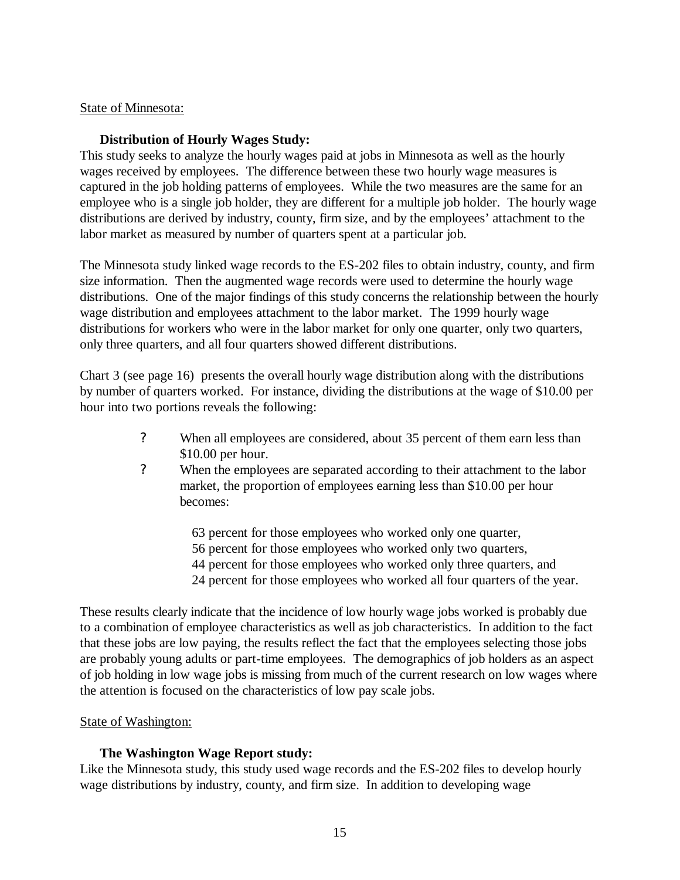State of Minnesota:

**Distribution of Hourly Wages Study:**

This study seeks to analyze the hourly wages paid at jobs in Minnesota as well as the hourly wages received by employees. The difference between these two hourly wage measures is captured in the job holding patterns of employees. While the two measures are the same for an employee who is a single job holder, they are different for a multiple job holder. The hourly wage distributions are derived by industry, county, firm size, and by the employees' attachment to the labor market as measured by number of quarters spent at a particular job.

The Minnesota study linked wage records to the ES-202 files to obtain industry, county, and firm size information. Then the augmented wage records were used to determine the hourly wage distributions. One of the major findings of this study concerns the relationship between the hourly wage distribution and employees attachment to the labor market. The 1999 hourly wage distributions for workers who were in the labor market for only one quarter, only two quarters, only three quarters, and all four quarters showed different distributions.

Chart 3 (see page 16) presents the overall hourly wage distribution along with the distributions by number of quarters worked. For instance, dividing the distributions at the wage of $10.00 per hour into two portions reveals the following:

- When all employees are considered, about 35 percent of them earn less than $10.00 per hour.
- When the employees are separated according to their attachment to the labor market, the proportion of employees earning less than $10.00 per hour becomes:

  63 percent for those employees who worked only one quarter,
  56 percent for those employees who worked only two quarters,
  44 percent for those employees who worked only three quarters, and
  24 percent for those employees who worked all four quarters of the year.

These results clearly indicate that the incidence of low hourly wage jobs worked is probably due to a combination of employee characteristics as well as job characteristics. In addition to the fact that these jobs are low paying, the results reflect the fact that the employees selecting those jobs are probably young adults or part-time employees. The demographics of job holders as an aspect of job holding in low wage jobs is missing from much of the current research on low wages where the attention is focused on the characteristics of low pay scale jobs.

State of Washington:

**The Washington Wage Report study:**

Like the Minnesota study, this study used wage records and the ES-202 files to develop hourly wage distributions by industry, county, and firm size. In addition to developing wage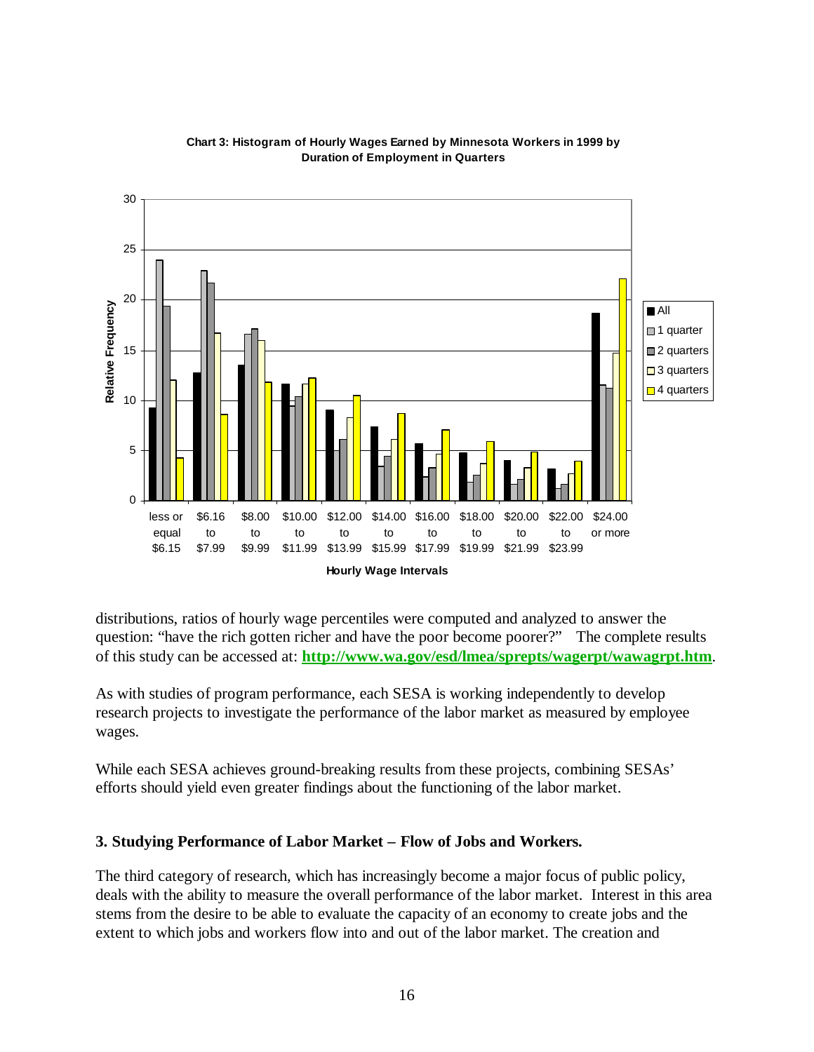**Chart 3: Histogram of Hourly Wages Earned by Minnesota Workers in 1999 by Duration of Employment in Quarters**

distributions, ratios of hourly wage percentiles were computed and analyzed to answer the question: "have the rich gotten richer and have the poor become poorer?" The complete results of this study can be accessed at: **http://www.wa.gov/esd/lmea/sprepts/wagerpt/wawagrpt.htm**.

As with studies of program performance, each SESA is working independently to develop research projects to investigate the performance of the labor market as measured by employee wages.

While each SESA achieves ground-breaking results from these projects, combining SESAs' efforts should yield even greater findings about the functioning of the labor market.

### 3. Studying Performance of Labor Market – Flow of Jobs and Workers.

The third category of research, which has increasingly become a major focus of public policy, deals with the ability to measure the overall performance of the labor market. Interest in this area stems from the desire to be able to evaluate the capacity of an economy to create jobs and the extent to which jobs and workers flow into and out of the labor market. The creation and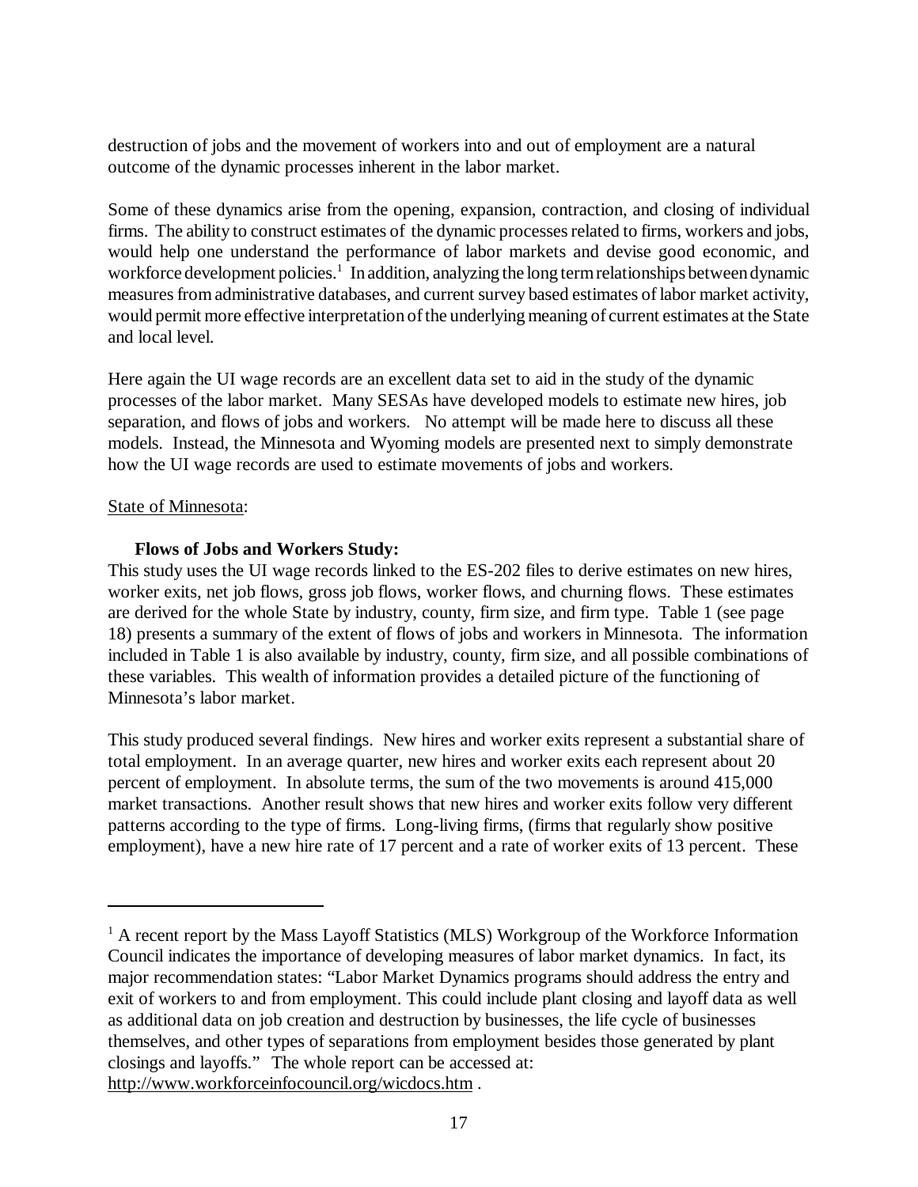destruction of jobs and the movement of workers into and out of employment are a natural outcome of the dynamic processes inherent in the labor market.

Some of these dynamics arise from the opening, expansion, contraction, and closing of individual firms. The ability to construct estimates of the dynamic processes related to firms, workers and jobs, would help one understand the performance of labor markets and devise good economic, and workforce development policies.[1] In addition, analyzing the long term relationships between dynamic measures from administrative databases, and current survey based estimates of labor market activity, would permit more effective interpretation of the underlying meaning of current estimates at the State and local level.

Here again the UI wage records are an excellent data set to aid in the study of the dynamic processes of the labor market. Many SESAs have developed models to estimate new hires, job separation, and flows of jobs and workers. No attempt will be made here to discuss all these models. Instead, the Minnesota and Wyoming models are presented next to simply demonstrate how the UI wage records are used to estimate movements of jobs and workers.

State of Minnesota:

**Flows of Jobs and Workers Study:**
This study uses the UI wage records linked to the ES-202 files to derive estimates on new hires, worker exits, net job flows, gross job flows, worker flows, and churning flows. These estimates are derived for the whole State by industry, county, firm size, and firm type. Table 1 (see page 18) presents a summary of the extent of flows of jobs and workers in Minnesota. The information included in Table 1 is also available by industry, county, firm size, and all possible combinations of these variables. This wealth of information provides a detailed picture of the functioning of Minnesota's labor market.

This study produced several findings. New hires and worker exits represent a substantial share of total employment. In an average quarter, new hires and worker exits each represent about 20 percent of employment. In absolute terms, the sum of the two movements is around 415,000 market transactions. Another result shows that new hires and worker exits follow very different patterns according to the type of firms. Long-living firms, (firms that regularly show positive employment), have a new hire rate of 17 percent and a rate of worker exits of 13 percent. These

---

[1] A recent report by the Mass Layoff Statistics (MLS) Workgroup of the Workforce Information Council indicates the importance of developing measures of labor market dynamics. In fact, its major recommendation states: "Labor Market Dynamics programs should address the entry and exit of workers to and from employment. This could include plant closing and layoff data as well as additional data on job creation and destruction by businesses, the life cycle of businesses themselves, and other types of separations from employment besides those generated by plant closings and layoffs." The whole report can be accessed at: http://www.workforceinfocouncil.org/wicdocs.htm .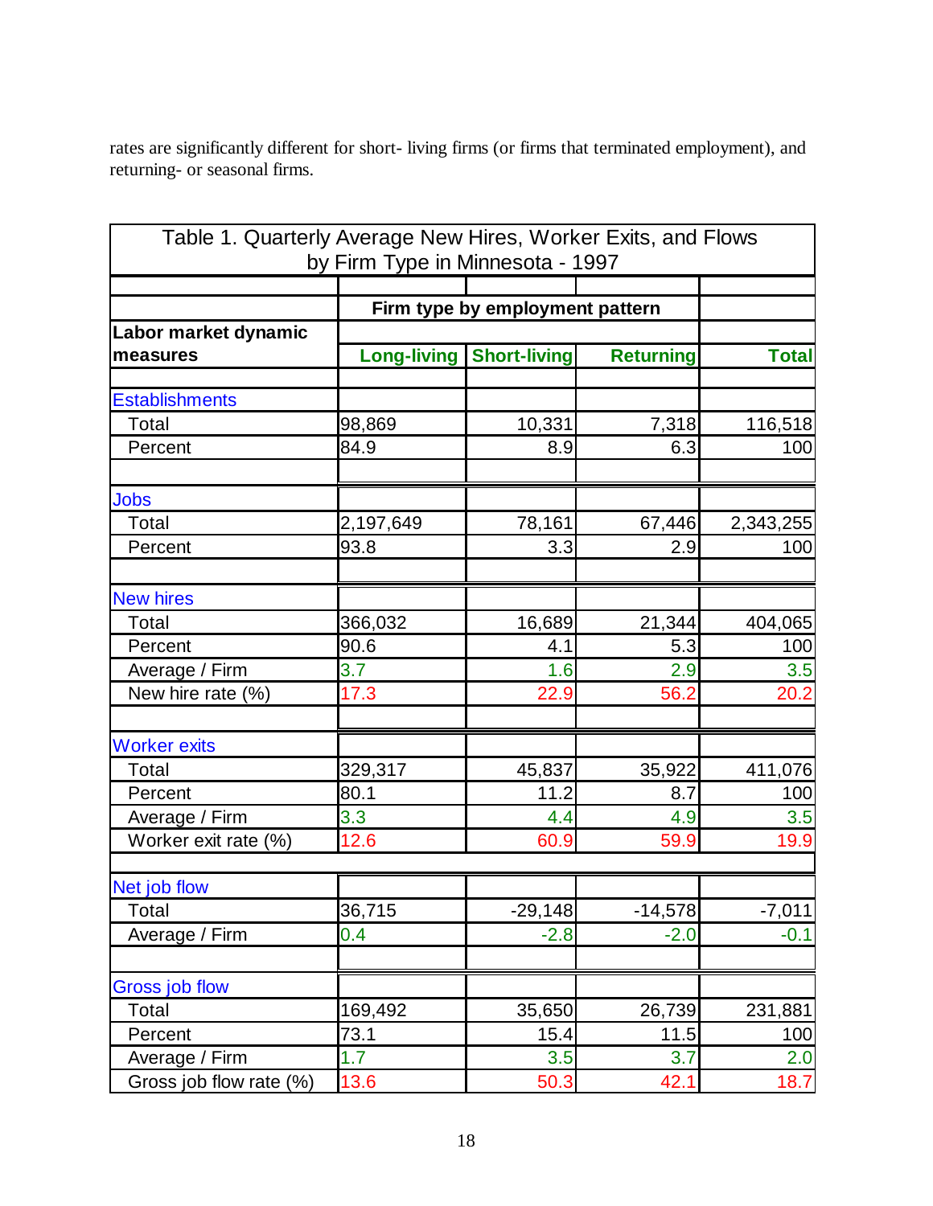rates are significantly different for short- living firms (or firms that terminated employment), and returning- or seasonal firms.

Table 1. Quarterly Average New Hires, Worker Exits, and Flows by Firm Type in Minnesota - 1997

| Labor market dynamic measures | Firm type by employment pattern | | | |
|---|---|---|---|---|
| | Long-living | Short-living | Returning | Total |
| Establishments | | | | |
| Total | 98,869 | 10,331 | 7,318 | 116,518 |
| Percent | 84.9 | 8.9 | 6.3 | 100 |
| Jobs | | | | |
| Total | 2,197,649 | 78,161 | 67,446 | 2,343,255 |
| Percent | 93.8 | 3.3 | 2.9 | 100 |
| New hires | | | | |
| Total | 366,032 | 16,689 | 21,344 | 404,065 |
| Percent | 90.6 | 4.1 | 5.3 | 100 |
| Average / Firm | 3.7 | 1.6 | 2.9 | 3.5 |
| New hire rate (%) | 17.3 | 22.9 | 56.2 | 20.2 |
| Worker exits | | | | |
| Total | 329,317 | 45,837 | 35,922 | 411,076 |
| Percent | 80.1 | 11.2 | 8.7 | 100 |
| Average / Firm | 3.3 | 4.4 | 4.9 | 3.5 |
| Worker exit rate (%) | 12.6 | 60.9 | 59.9 | 19.9 |
| Net job flow | | | | |
| Total | 36,715 | -29,148 | -14,578 | -7,011 |
| Average / Firm | 0.4 | -2.8 | -2.0 | -0.1 |
| Gross job flow | | | | |
| Total | 169,492 | 35,650 | 26,739 | 231,881 |
| Percent | 73.1 | 15.4 | 11.5 | 100 |
| Average / Firm | 1.7 | 3.5 | 3.7 | 2.0 |
| Gross job flow rate (%) | 13.6 | 50.3 | 42.1 | 18.7 |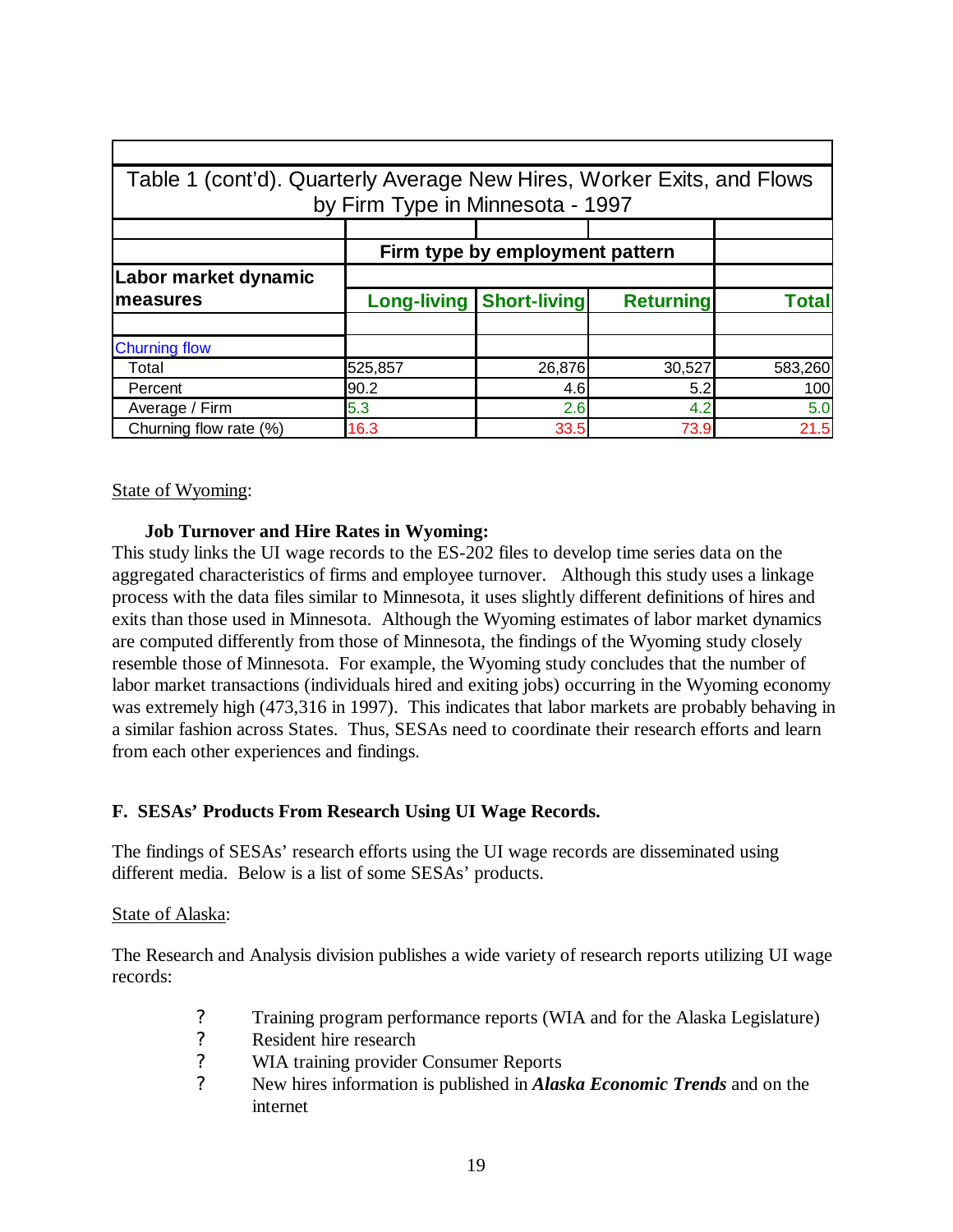Table 1 (cont'd). Quarterly Average New Hires, Worker Exits, and Flows by Firm Type in Minnesota - 1997

| Labor market dynamic measures | Firm type by employment pattern | | | |
|---|---|---|---|---|
| | Long-living | Short-living | Returning | Total |
| Churning flow | | | | |
| Total | 525,857 | 26,876 | 30,527 | 583,260 |
| Percent | 90.2 | 4.6 | 5.2 | 100 |
| Average / Firm | 5.3 | 2.6 | 4.2 | 5.0 |
| Churning flow rate (%) | 16.3 | 33.5 | 73.9 | 21.5 |

State of Wyoming:

**Job Turnover and Hire Rates in Wyoming:**

This study links the UI wage records to the ES-202 files to develop time series data on the aggregated characteristics of firms and employee turnover. Although this study uses a linkage process with the data files similar to Minnesota, it uses slightly different definitions of hires and exits than those used in Minnesota. Although the Wyoming estimates of labor market dynamics are computed differently from those of Minnesota, the findings of the Wyoming study closely resemble those of Minnesota. For example, the Wyoming study concludes that the number of labor market transactions (individuals hired and exiting jobs) occurring in the Wyoming economy was extremely high (473,316 in 1997). This indicates that labor markets are probably behaving in a similar fashion across States. Thus, SESAs need to coordinate their research efforts and learn from each other experiences and findings.

## F. SESAs' Products From Research Using UI Wage Records.

The findings of SESAs' research efforts using the UI wage records are disseminated using different media. Below is a list of some SESAs' products.

State of Alaska:

The Research and Analysis division publishes a wide variety of research reports utilizing UI wage records:

- Training program performance reports (WIA and for the Alaska Legislature)
- Resident hire research
- WIA training provider Consumer Reports
- New hires information is published in ***Alaska Economic Trends*** and on the internet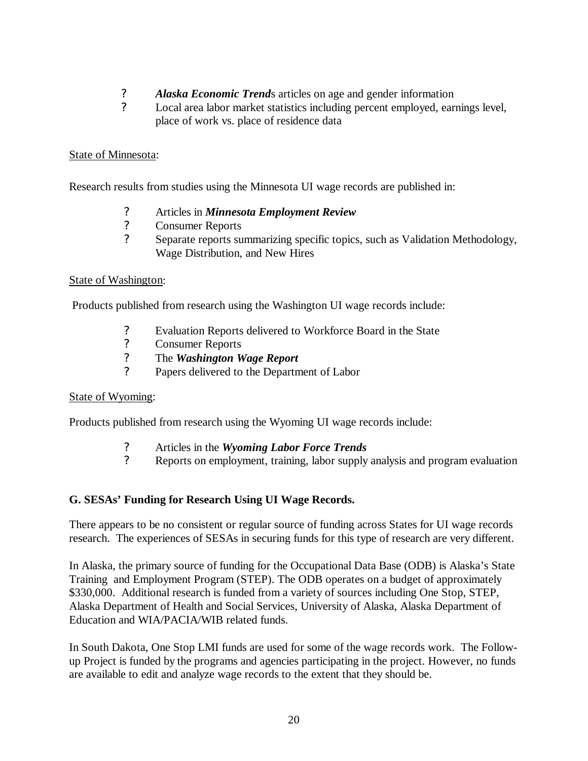- ***Alaska Economic Trend***s articles on age and gender information
- Local area labor market statistics including percent employed, earnings level, place of work vs. place of residence data

State of Minnesota:

Research results from studies using the Minnesota UI wage records are published in:

- Articles in ***Minnesota Employment Review***
- Consumer Reports
- Separate reports summarizing specific topics, such as Validation Methodology, Wage Distribution, and New Hires

State of Washington:

Products published from research using the Washington UI wage records include:

- Evaluation Reports delivered to Workforce Board in the State
- Consumer Reports
- The ***Washington Wage Report***
- Papers delivered to the Department of Labor

State of Wyoming:

Products published from research using the Wyoming UI wage records include:

- Articles in the ***Wyoming Labor Force Trends***
- Reports on employment, training, labor supply analysis and program evaluation

**G. SESAs' Funding for Research Using UI Wage Records.**

There appears to be no consistent or regular source of funding across States for UI wage records research. The experiences of SESAs in securing funds for this type of research are very different.

In Alaska, the primary source of funding for the Occupational Data Base (ODB) is Alaska's State Training and Employment Program (STEP). The ODB operates on a budget of approximately $330,000. Additional research is funded from a variety of sources including One Stop, STEP, Alaska Department of Health and Social Services, University of Alaska, Alaska Department of Education and WIA/PACIA/WIB related funds.

In South Dakota, One Stop LMI funds are used for some of the wage records work. The Follow-up Project is funded by the programs and agencies participating in the project. However, no funds are available to edit and analyze wage records to the extent that they should be.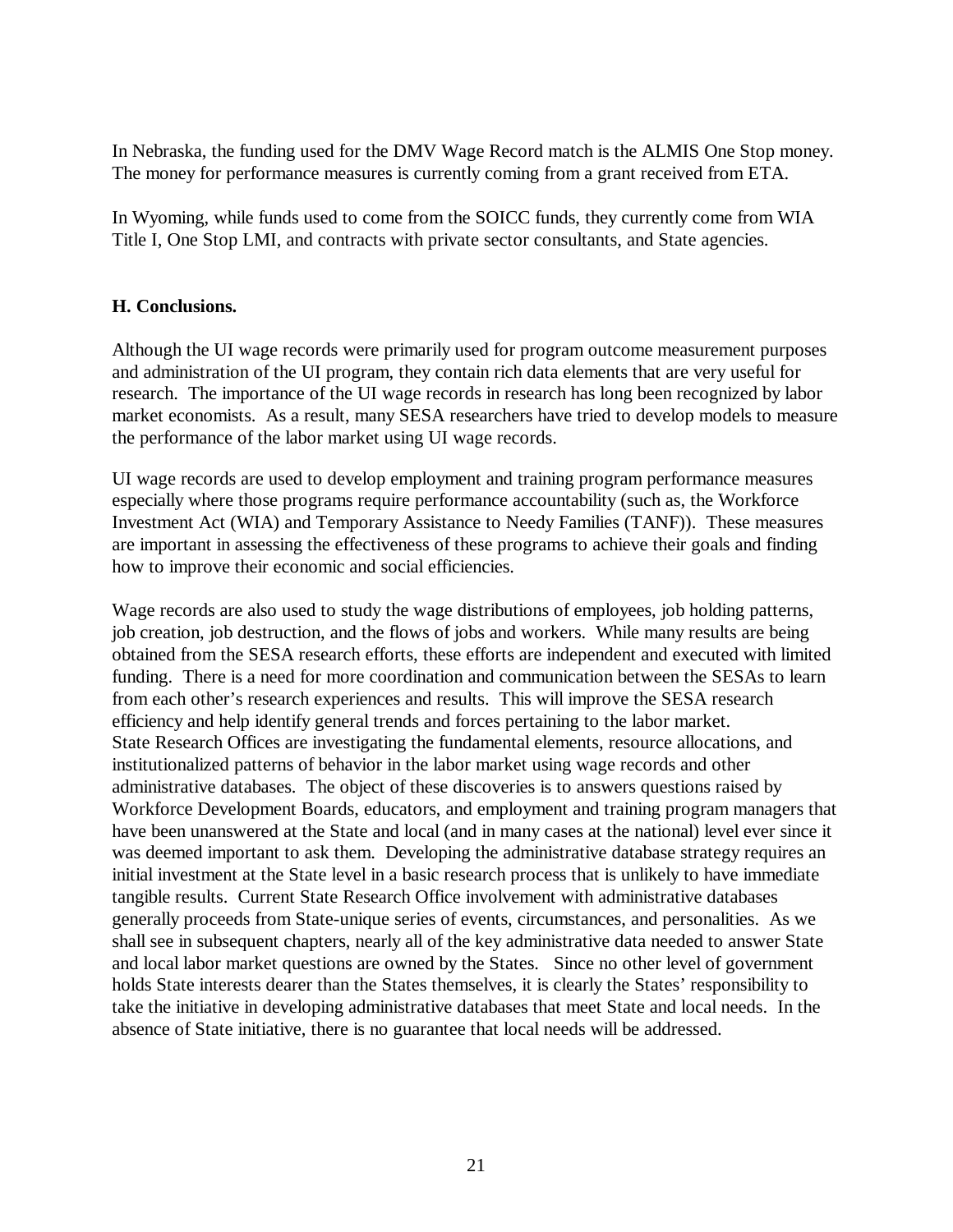In Nebraska, the funding used for the DMV Wage Record match is the ALMIS One Stop money. The money for performance measures is currently coming from a grant received from ETA.

In Wyoming, while funds used to come from the SOICC funds, they currently come from WIA Title I, One Stop LMI, and contracts with private sector consultants, and State agencies.

**H. Conclusions.**

Although the UI wage records were primarily used for program outcome measurement purposes and administration of the UI program, they contain rich data elements that are very useful for research. The importance of the UI wage records in research has long been recognized by labor market economists. As a result, many SESA researchers have tried to develop models to measure the performance of the labor market using UI wage records.

UI wage records are used to develop employment and training program performance measures especially where those programs require performance accountability (such as, the Workforce Investment Act (WIA) and Temporary Assistance to Needy Families (TANF)). These measures are important in assessing the effectiveness of these programs to achieve their goals and finding how to improve their economic and social efficiencies.

Wage records are also used to study the wage distributions of employees, job holding patterns, job creation, job destruction, and the flows of jobs and workers. While many results are being obtained from the SESA research efforts, these efforts are independent and executed with limited funding. There is a need for more coordination and communication between the SESAs to learn from each other's research experiences and results. This will improve the SESA research efficiency and help identify general trends and forces pertaining to the labor market.
State Research Offices are investigating the fundamental elements, resource allocations, and institutionalized patterns of behavior in the labor market using wage records and other administrative databases. The object of these discoveries is to answers questions raised by Workforce Development Boards, educators, and employment and training program managers that have been unanswered at the State and local (and in many cases at the national) level ever since it was deemed important to ask them. Developing the administrative database strategy requires an initial investment at the State level in a basic research process that is unlikely to have immediate tangible results. Current State Research Office involvement with administrative databases generally proceeds from State-unique series of events, circumstances, and personalities. As we shall see in subsequent chapters, nearly all of the key administrative data needed to answer State and local labor market questions are owned by the States. Since no other level of government holds State interests dearer than the States themselves, it is clearly the States' responsibility to take the initiative in developing administrative databases that meet State and local needs. In the absence of State initiative, there is no guarantee that local needs will be addressed.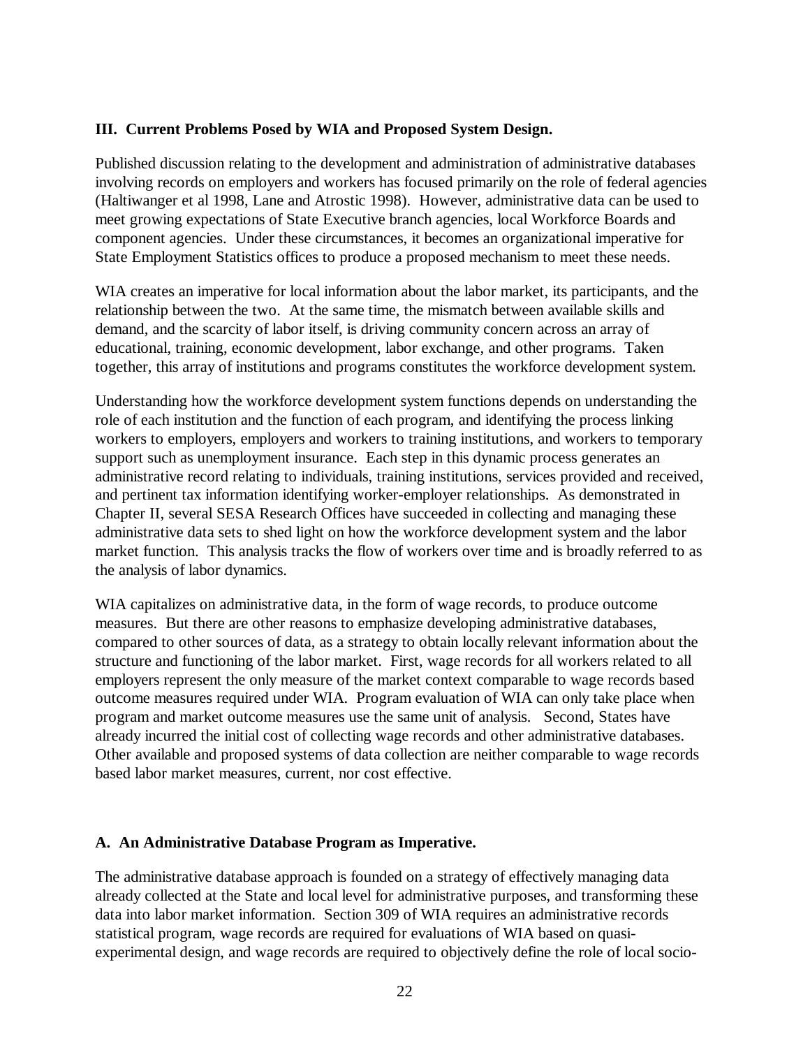### III. Current Problems Posed by WIA and Proposed System Design.

Published discussion relating to the development and administration of administrative databases involving records on employers and workers has focused primarily on the role of federal agencies (Haltiwanger et al 1998, Lane and Atrostic 1998). However, administrative data can be used to meet growing expectations of State Executive branch agencies, local Workforce Boards and component agencies. Under these circumstances, it becomes an organizational imperative for State Employment Statistics offices to produce a proposed mechanism to meet these needs.

WIA creates an imperative for local information about the labor market, its participants, and the relationship between the two. At the same time, the mismatch between available skills and demand, and the scarcity of labor itself, is driving community concern across an array of educational, training, economic development, labor exchange, and other programs. Taken together, this array of institutions and programs constitutes the workforce development system.

Understanding how the workforce development system functions depends on understanding the role of each institution and the function of each program, and identifying the process linking workers to employers, employers and workers to training institutions, and workers to temporary support such as unemployment insurance. Each step in this dynamic process generates an administrative record relating to individuals, training institutions, services provided and received, and pertinent tax information identifying worker-employer relationships. As demonstrated in Chapter II, several SESA Research Offices have succeeded in collecting and managing these administrative data sets to shed light on how the workforce development system and the labor market function. This analysis tracks the flow of workers over time and is broadly referred to as the analysis of labor dynamics.

WIA capitalizes on administrative data, in the form of wage records, to produce outcome measures. But there are other reasons to emphasize developing administrative databases, compared to other sources of data, as a strategy to obtain locally relevant information about the structure and functioning of the labor market. First, wage records for all workers related to all employers represent the only measure of the market context comparable to wage records based outcome measures required under WIA. Program evaluation of WIA can only take place when program and market outcome measures use the same unit of analysis. Second, States have already incurred the initial cost of collecting wage records and other administrative databases. Other available and proposed systems of data collection are neither comparable to wage records based labor market measures, current, nor cost effective.

#### A. An Administrative Database Program as Imperative.

The administrative database approach is founded on a strategy of effectively managing data already collected at the State and local level for administrative purposes, and transforming these data into labor market information. Section 309 of WIA requires an administrative records statistical program, wage records are required for evaluations of WIA based on quasi-experimental design, and wage records are required to objectively define the role of local socio-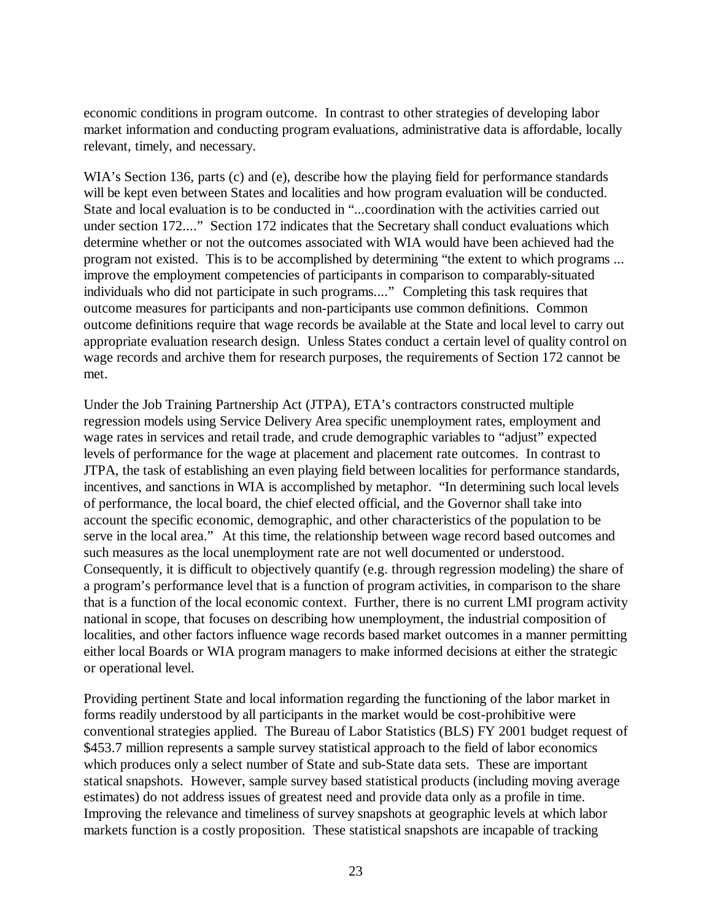economic conditions in program outcome. In contrast to other strategies of developing labor market information and conducting program evaluations, administrative data is affordable, locally relevant, timely, and necessary.

WIA's Section 136, parts (c) and (e), describe how the playing field for performance standards will be kept even between States and localities and how program evaluation will be conducted. State and local evaluation is to be conducted in "...coordination with the activities carried out under section 172...." Section 172 indicates that the Secretary shall conduct evaluations which determine whether or not the outcomes associated with WIA would have been achieved had the program not existed. This is to be accomplished by determining "the extent to which programs ... improve the employment competencies of participants in comparison to comparably-situated individuals who did not participate in such programs...." Completing this task requires that outcome measures for participants and non-participants use common definitions. Common outcome definitions require that wage records be available at the State and local level to carry out appropriate evaluation research design. Unless States conduct a certain level of quality control on wage records and archive them for research purposes, the requirements of Section 172 cannot be met.

Under the Job Training Partnership Act (JTPA), ETA's contractors constructed multiple regression models using Service Delivery Area specific unemployment rates, employment and wage rates in services and retail trade, and crude demographic variables to "adjust" expected levels of performance for the wage at placement and placement rate outcomes. In contrast to JTPA, the task of establishing an even playing field between localities for performance standards, incentives, and sanctions in WIA is accomplished by metaphor. "In determining such local levels of performance, the local board, the chief elected official, and the Governor shall take into account the specific economic, demographic, and other characteristics of the population to be serve in the local area." At this time, the relationship between wage record based outcomes and such measures as the local unemployment rate are not well documented or understood. Consequently, it is difficult to objectively quantify (e.g. through regression modeling) the share of a program's performance level that is a function of program activities, in comparison to the share that is a function of the local economic context. Further, there is no current LMI program activity national in scope, that focuses on describing how unemployment, the industrial composition of localities, and other factors influence wage records based market outcomes in a manner permitting either local Boards or WIA program managers to make informed decisions at either the strategic or operational level.

Providing pertinent State and local information regarding the functioning of the labor market in forms readily understood by all participants in the market would be cost-prohibitive were conventional strategies applied. The Bureau of Labor Statistics (BLS) FY 2001 budget request of $453.7 million represents a sample survey statistical approach to the field of labor economics which produces only a select number of State and sub-State data sets. These are important statical snapshots. However, sample survey based statistical products (including moving average estimates) do not address issues of greatest need and provide data only as a profile in time. Improving the relevance and timeliness of survey snapshots at geographic levels at which labor markets function is a costly proposition. These statistical snapshots are incapable of tracking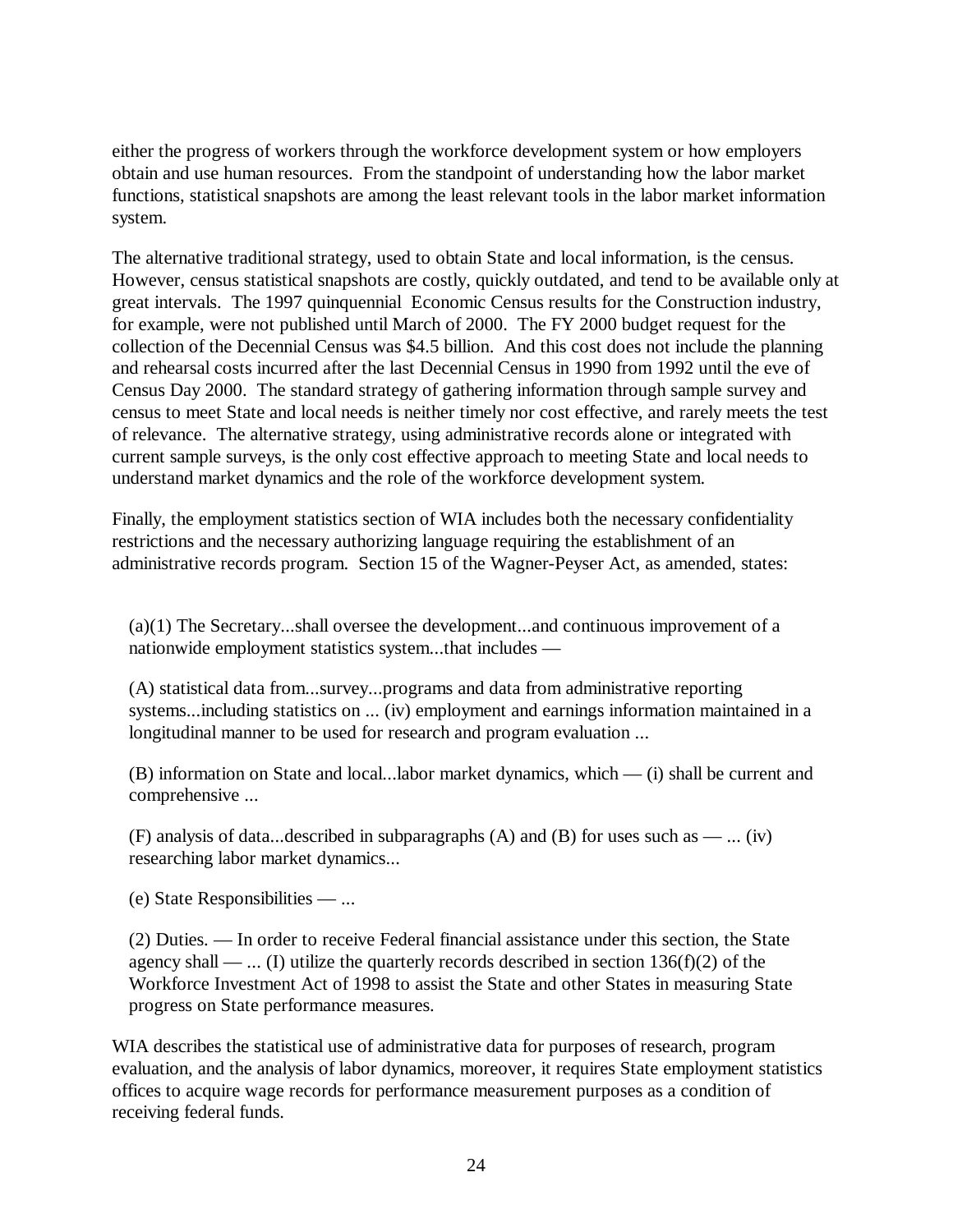either the progress of workers through the workforce development system or how employers obtain and use human resources. From the standpoint of understanding how the labor market functions, statistical snapshots are among the least relevant tools in the labor market information system.

The alternative traditional strategy, used to obtain State and local information, is the census. However, census statistical snapshots are costly, quickly outdated, and tend to be available only at great intervals. The 1997 quinquennial Economic Census results for the Construction industry, for example, were not published until March of 2000. The FY 2000 budget request for the collection of the Decennial Census was $4.5 billion. And this cost does not include the planning and rehearsal costs incurred after the last Decennial Census in 1990 from 1992 until the eve of Census Day 2000. The standard strategy of gathering information through sample survey and census to meet State and local needs is neither timely nor cost effective, and rarely meets the test of relevance. The alternative strategy, using administrative records alone or integrated with current sample surveys, is the only cost effective approach to meeting State and local needs to understand market dynamics and the role of the workforce development system.

Finally, the employment statistics section of WIA includes both the necessary confidentiality restrictions and the necessary authorizing language requiring the establishment of an administrative records program. Section 15 of the Wagner-Peyser Act, as amended, states:

> (a)(1) The Secretary...shall oversee the development...and continuous improvement of a nationwide employment statistics system...that includes —
>
> (A) statistical data from...survey...programs and data from administrative reporting systems...including statistics on ... (iv) employment and earnings information maintained in a longitudinal manner to be used for research and program evaluation ...
>
> (B) information on State and local...labor market dynamics, which — (i) shall be current and comprehensive ...
>
> (F) analysis of data...described in subparagraphs (A) and (B) for uses such as — ... (iv) researching labor market dynamics...
>
> (e) State Responsibilities — ...
>
> (2) Duties. — In order to receive Federal financial assistance under this section, the State agency shall — ... (I) utilize the quarterly records described in section 136(f)(2) of the Workforce Investment Act of 1998 to assist the State and other States in measuring State progress on State performance measures.

WIA describes the statistical use of administrative data for purposes of research, program evaluation, and the analysis of labor dynamics, moreover, it requires State employment statistics offices to acquire wage records for performance measurement purposes as a condition of receiving federal funds.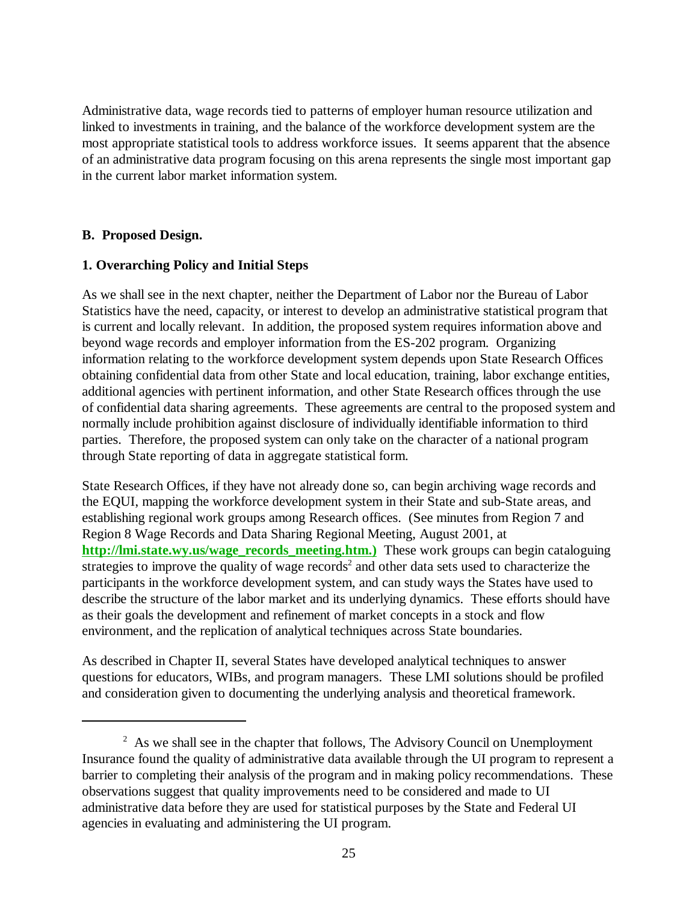Administrative data, wage records tied to patterns of employer human resource utilization and linked to investments in training, and the balance of the workforce development system are the most appropriate statistical tools to address workforce issues. It seems apparent that the absence of an administrative data program focusing on this arena represents the single most important gap in the current labor market information system.

## B. Proposed Design.

### 1. Overarching Policy and Initial Steps

As we shall see in the next chapter, neither the Department of Labor nor the Bureau of Labor Statistics have the need, capacity, or interest to develop an administrative statistical program that is current and locally relevant. In addition, the proposed system requires information above and beyond wage records and employer information from the ES-202 program. Organizing information relating to the workforce development system depends upon State Research Offices obtaining confidential data from other State and local education, training, labor exchange entities, additional agencies with pertinent information, and other State Research offices through the use of confidential data sharing agreements. These agreements are central to the proposed system and normally include prohibition against disclosure of individually identifiable information to third parties. Therefore, the proposed system can only take on the character of a national program through State reporting of data in aggregate statistical form.

State Research Offices, if they have not already done so, can begin archiving wage records and the EQUI, mapping the workforce development system in their State and sub-State areas, and establishing regional work groups among Research offices. (See minutes from Region 7 and Region 8 Wage Records and Data Sharing Regional Meeting, August 2001, at **http://lmi.state.wy.us/wage_records_meeting.htm.)** These work groups can begin cataloguing strategies to improve the quality of wage records[2] and other data sets used to characterize the participants in the workforce development system, and can study ways the States have used to describe the structure of the labor market and its underlying dynamics. These efforts should have as their goals the development and refinement of market concepts in a stock and flow environment, and the replication of analytical techniques across State boundaries.

As described in Chapter II, several States have developed analytical techniques to answer questions for educators, WIBs, and program managers. These LMI solutions should be profiled and consideration given to documenting the underlying analysis and theoretical framework.

---

[2] As we shall see in the chapter that follows, The Advisory Council on Unemployment Insurance found the quality of administrative data available through the UI program to represent a barrier to completing their analysis of the program and in making policy recommendations. These observations suggest that quality improvements need to be considered and made to UI administrative data before they are used for statistical purposes by the State and Federal UI agencies in evaluating and administering the UI program.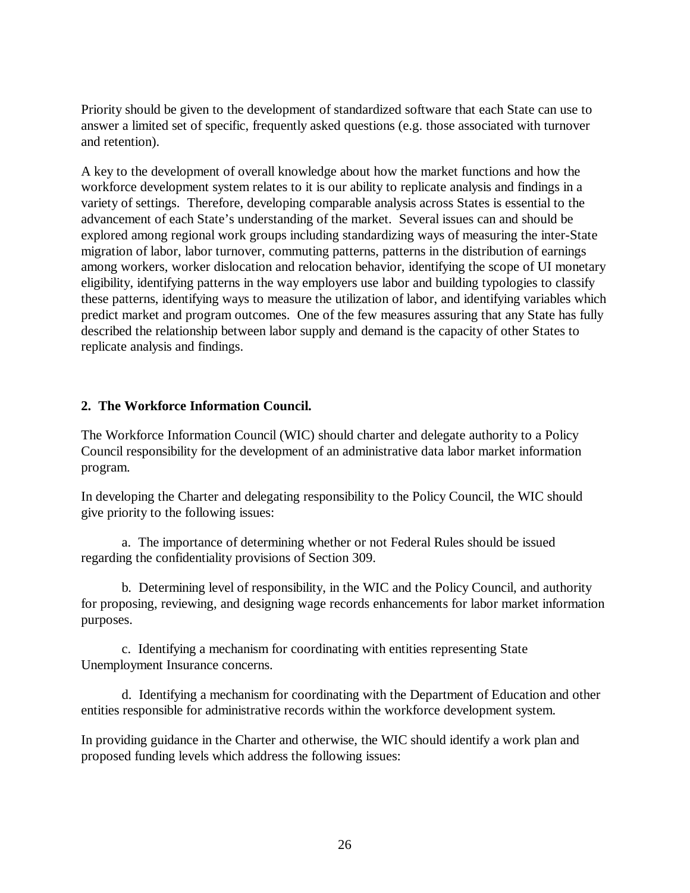Priority should be given to the development of standardized software that each State can use to answer a limited set of specific, frequently asked questions (e.g. those associated with turnover and retention).

A key to the development of overall knowledge about how the market functions and how the workforce development system relates to it is our ability to replicate analysis and findings in a variety of settings. Therefore, developing comparable analysis across States is essential to the advancement of each State's understanding of the market. Several issues can and should be explored among regional work groups including standardizing ways of measuring the inter-State migration of labor, labor turnover, commuting patterns, patterns in the distribution of earnings among workers, worker dislocation and relocation behavior, identifying the scope of UI monetary eligibility, identifying patterns in the way employers use labor and building typologies to classify these patterns, identifying ways to measure the utilization of labor, and identifying variables which predict market and program outcomes. One of the few measures assuring that any State has fully described the relationship between labor supply and demand is the capacity of other States to replicate analysis and findings.

### 2. The Workforce Information Council.

The Workforce Information Council (WIC) should charter and delegate authority to a Policy Council responsibility for the development of an administrative data labor market information program.

In developing the Charter and delegating responsibility to the Policy Council, the WIC should give priority to the following issues:

a. The importance of determining whether or not Federal Rules should be issued regarding the confidentiality provisions of Section 309.

b. Determining level of responsibility, in the WIC and the Policy Council, and authority for proposing, reviewing, and designing wage records enhancements for labor market information purposes.

c. Identifying a mechanism for coordinating with entities representing State Unemployment Insurance concerns.

d. Identifying a mechanism for coordinating with the Department of Education and other entities responsible for administrative records within the workforce development system.

In providing guidance in the Charter and otherwise, the WIC should identify a work plan and proposed funding levels which address the following issues: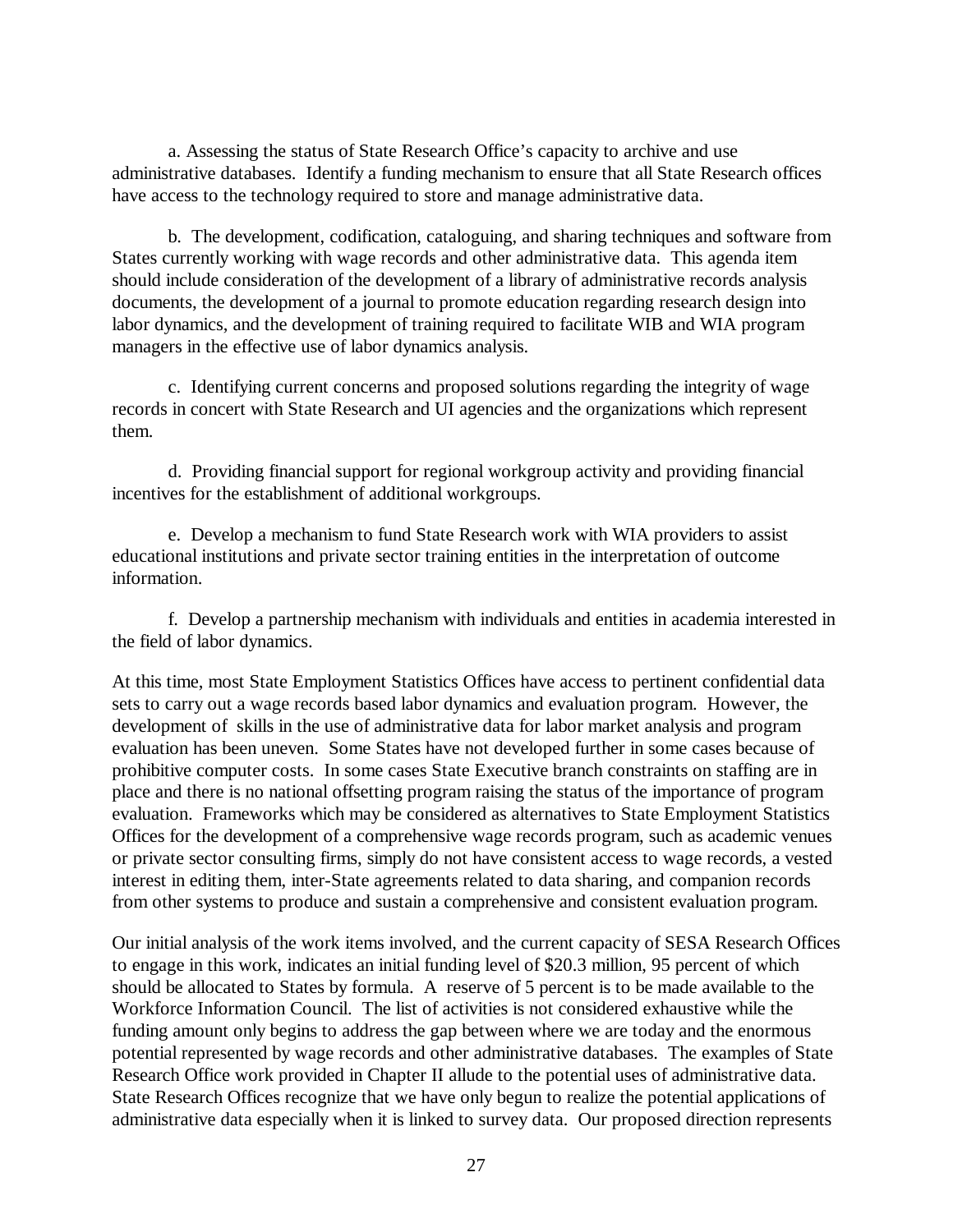a. Assessing the status of State Research Office's capacity to archive and use administrative databases. Identify a funding mechanism to ensure that all State Research offices have access to the technology required to store and manage administrative data.

b. The development, codification, cataloguing, and sharing techniques and software from States currently working with wage records and other administrative data. This agenda item should include consideration of the development of a library of administrative records analysis documents, the development of a journal to promote education regarding research design into labor dynamics, and the development of training required to facilitate WIB and WIA program managers in the effective use of labor dynamics analysis.

c. Identifying current concerns and proposed solutions regarding the integrity of wage records in concert with State Research and UI agencies and the organizations which represent them.

d. Providing financial support for regional workgroup activity and providing financial incentives for the establishment of additional workgroups.

e. Develop a mechanism to fund State Research work with WIA providers to assist educational institutions and private sector training entities in the interpretation of outcome information.

f. Develop a partnership mechanism with individuals and entities in academia interested in the field of labor dynamics.

At this time, most State Employment Statistics Offices have access to pertinent confidential data sets to carry out a wage records based labor dynamics and evaluation program. However, the development of skills in the use of administrative data for labor market analysis and program evaluation has been uneven. Some States have not developed further in some cases because of prohibitive computer costs. In some cases State Executive branch constraints on staffing are in place and there is no national offsetting program raising the status of the importance of program evaluation. Frameworks which may be considered as alternatives to State Employment Statistics Offices for the development of a comprehensive wage records program, such as academic venues or private sector consulting firms, simply do not have consistent access to wage records, a vested interest in editing them, inter-State agreements related to data sharing, and companion records from other systems to produce and sustain a comprehensive and consistent evaluation program.

Our initial analysis of the work items involved, and the current capacity of SESA Research Offices to engage in this work, indicates an initial funding level of $20.3 million, 95 percent of which should be allocated to States by formula. A reserve of 5 percent is to be made available to the Workforce Information Council. The list of activities is not considered exhaustive while the funding amount only begins to address the gap between where we are today and the enormous potential represented by wage records and other administrative databases. The examples of State Research Office work provided in Chapter II allude to the potential uses of administrative data. State Research Offices recognize that we have only begun to realize the potential applications of administrative data especially when it is linked to survey data. Our proposed direction represents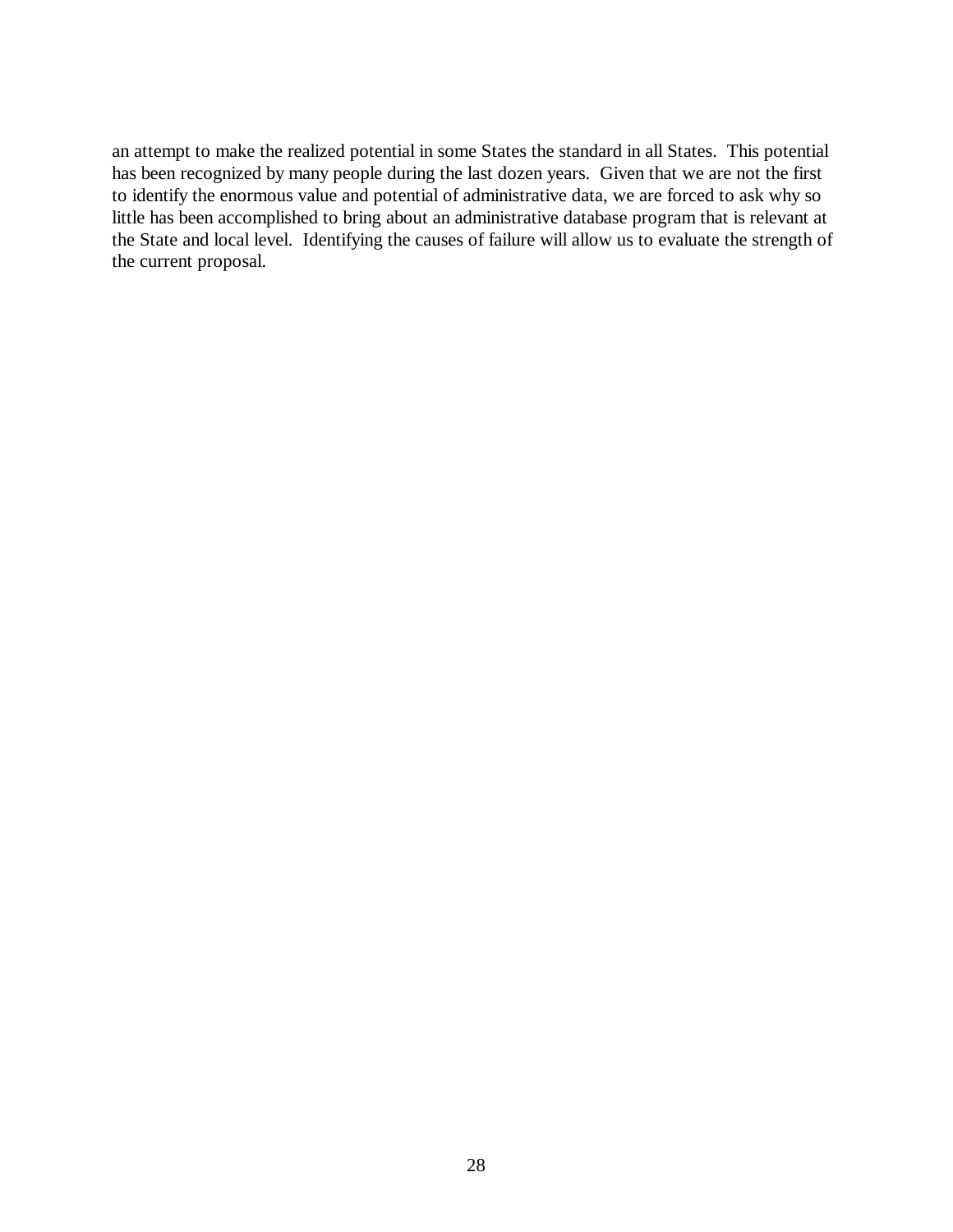an attempt to make the realized potential in some States the standard in all States. This potential has been recognized by many people during the last dozen years. Given that we are not the first to identify the enormous value and potential of administrative data, we are forced to ask why so little has been accomplished to bring about an administrative database program that is relevant at the State and local level. Identifying the causes of failure will allow us to evaluate the strength of the current proposal.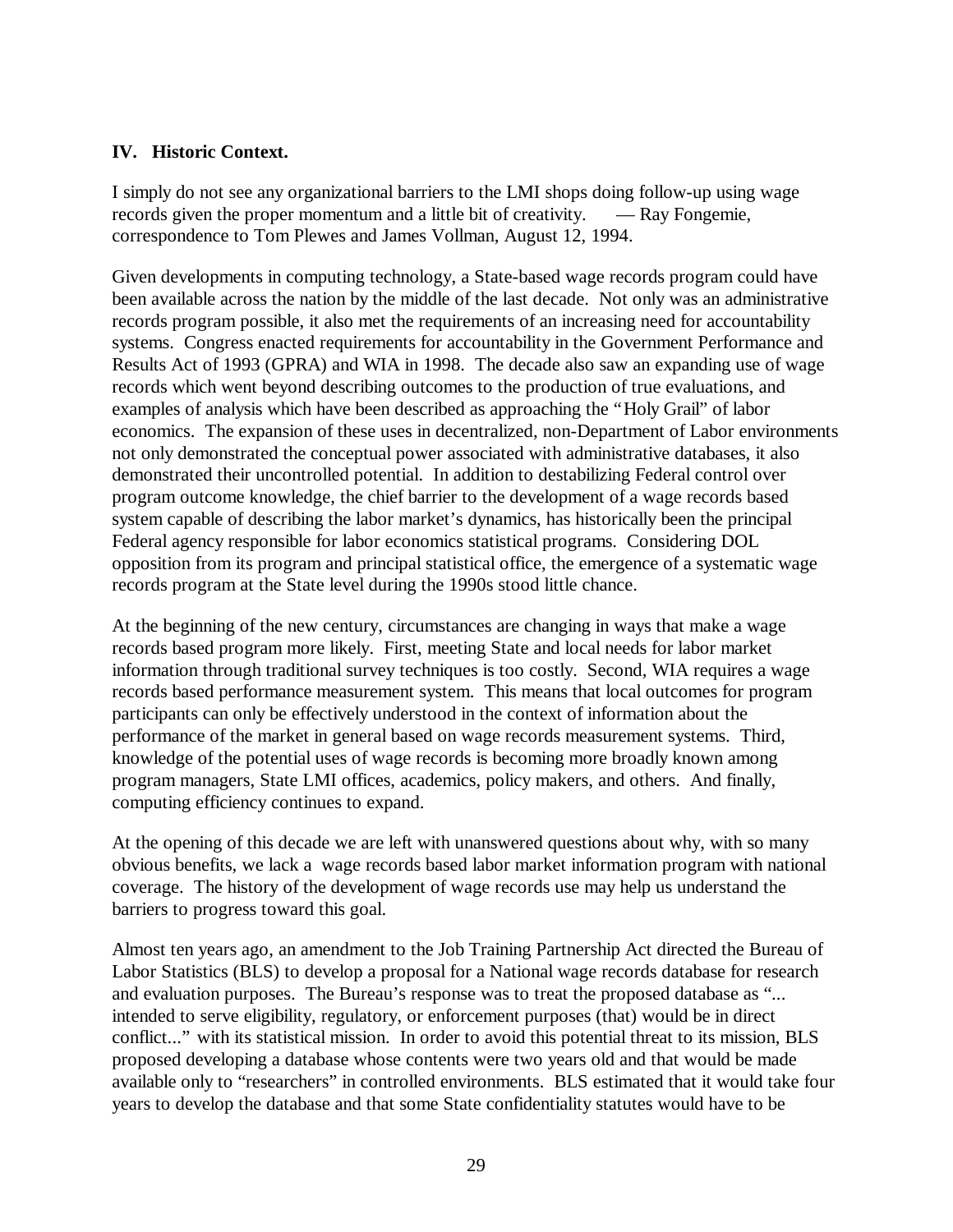## IV. Historic Context.

I simply do not see any organizational barriers to the LMI shops doing follow-up using wage records given the proper momentum and a little bit of creativity. — Ray Fongemie, correspondence to Tom Plewes and James Vollman, August 12, 1994.

Given developments in computing technology, a State-based wage records program could have been available across the nation by the middle of the last decade. Not only was an administrative records program possible, it also met the requirements of an increasing need for accountability systems. Congress enacted requirements for accountability in the Government Performance and Results Act of 1993 (GPRA) and WIA in 1998. The decade also saw an expanding use of wage records which went beyond describing outcomes to the production of true evaluations, and examples of analysis which have been described as approaching the "Holy Grail" of labor economics. The expansion of these uses in decentralized, non-Department of Labor environments not only demonstrated the conceptual power associated with administrative databases, it also demonstrated their uncontrolled potential. In addition to destabilizing Federal control over program outcome knowledge, the chief barrier to the development of a wage records based system capable of describing the labor market's dynamics, has historically been the principal Federal agency responsible for labor economics statistical programs. Considering DOL opposition from its program and principal statistical office, the emergence of a systematic wage records program at the State level during the 1990s stood little chance.

At the beginning of the new century, circumstances are changing in ways that make a wage records based program more likely. First, meeting State and local needs for labor market information through traditional survey techniques is too costly. Second, WIA requires a wage records based performance measurement system. This means that local outcomes for program participants can only be effectively understood in the context of information about the performance of the market in general based on wage records measurement systems. Third, knowledge of the potential uses of wage records is becoming more broadly known among program managers, State LMI offices, academics, policy makers, and others. And finally, computing efficiency continues to expand.

At the opening of this decade we are left with unanswered questions about why, with so many obvious benefits, we lack a wage records based labor market information program with national coverage. The history of the development of wage records use may help us understand the barriers to progress toward this goal.

Almost ten years ago, an amendment to the Job Training Partnership Act directed the Bureau of Labor Statistics (BLS) to develop a proposal for a National wage records database for research and evaluation purposes. The Bureau's response was to treat the proposed database as "... intended to serve eligibility, regulatory, or enforcement purposes (that) would be in direct conflict..." with its statistical mission. In order to avoid this potential threat to its mission, BLS proposed developing a database whose contents were two years old and that would be made available only to "researchers" in controlled environments. BLS estimated that it would take four years to develop the database and that some State confidentiality statutes would have to be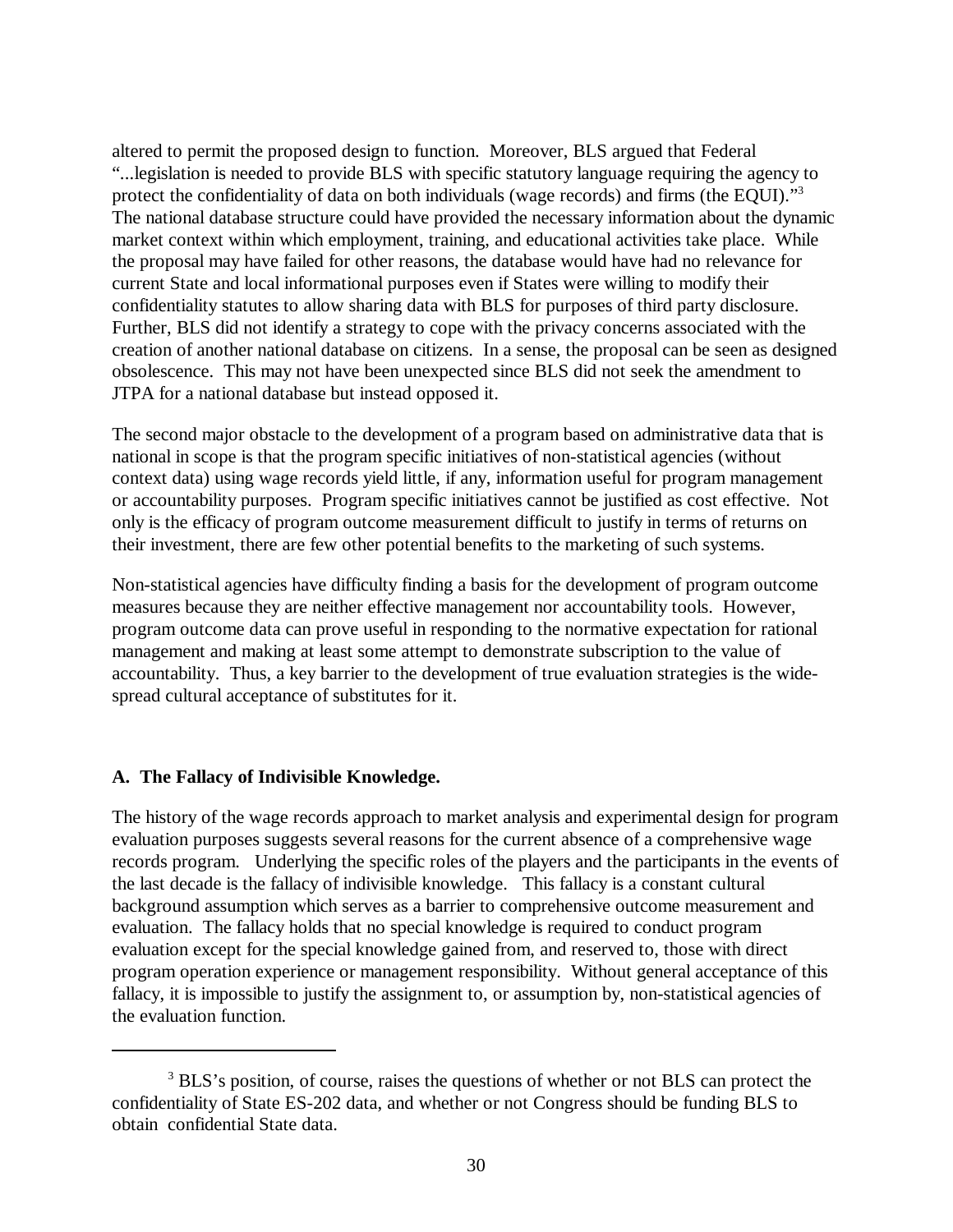altered to permit the proposed design to function. Moreover, BLS argued that Federal "...legislation is needed to provide BLS with specific statutory language requiring the agency to protect the confidentiality of data on both individuals (wage records) and firms (the EQUI)."[3] The national database structure could have provided the necessary information about the dynamic market context within which employment, training, and educational activities take place. While the proposal may have failed for other reasons, the database would have had no relevance for current State and local informational purposes even if States were willing to modify their confidentiality statutes to allow sharing data with BLS for purposes of third party disclosure. Further, BLS did not identify a strategy to cope with the privacy concerns associated with the creation of another national database on citizens. In a sense, the proposal can be seen as designed obsolescence. This may not have been unexpected since BLS did not seek the amendment to JTPA for a national database but instead opposed it.

The second major obstacle to the development of a program based on administrative data that is national in scope is that the program specific initiatives of non-statistical agencies (without context data) using wage records yield little, if any, information useful for program management or accountability purposes. Program specific initiatives cannot be justified as cost effective. Not only is the efficacy of program outcome measurement difficult to justify in terms of returns on their investment, there are few other potential benefits to the marketing of such systems.

Non-statistical agencies have difficulty finding a basis for the development of program outcome measures because they are neither effective management nor accountability tools. However, program outcome data can prove useful in responding to the normative expectation for rational management and making at least some attempt to demonstrate subscription to the value of accountability. Thus, a key barrier to the development of true evaluation strategies is the wide-spread cultural acceptance of substitutes for it.

### A. The Fallacy of Indivisible Knowledge.

The history of the wage records approach to market analysis and experimental design for program evaluation purposes suggests several reasons for the current absence of a comprehensive wage records program. Underlying the specific roles of the players and the participants in the events of the last decade is the fallacy of indivisible knowledge. This fallacy is a constant cultural background assumption which serves as a barrier to comprehensive outcome measurement and evaluation. The fallacy holds that no special knowledge is required to conduct program evaluation except for the special knowledge gained from, and reserved to, those with direct program operation experience or management responsibility. Without general acceptance of this fallacy, it is impossible to justify the assignment to, or assumption by, non-statistical agencies of the evaluation function.

---

[3] BLS's position, of course, raises the questions of whether or not BLS can protect the confidentiality of State ES-202 data, and whether or not Congress should be funding BLS to obtain confidential State data.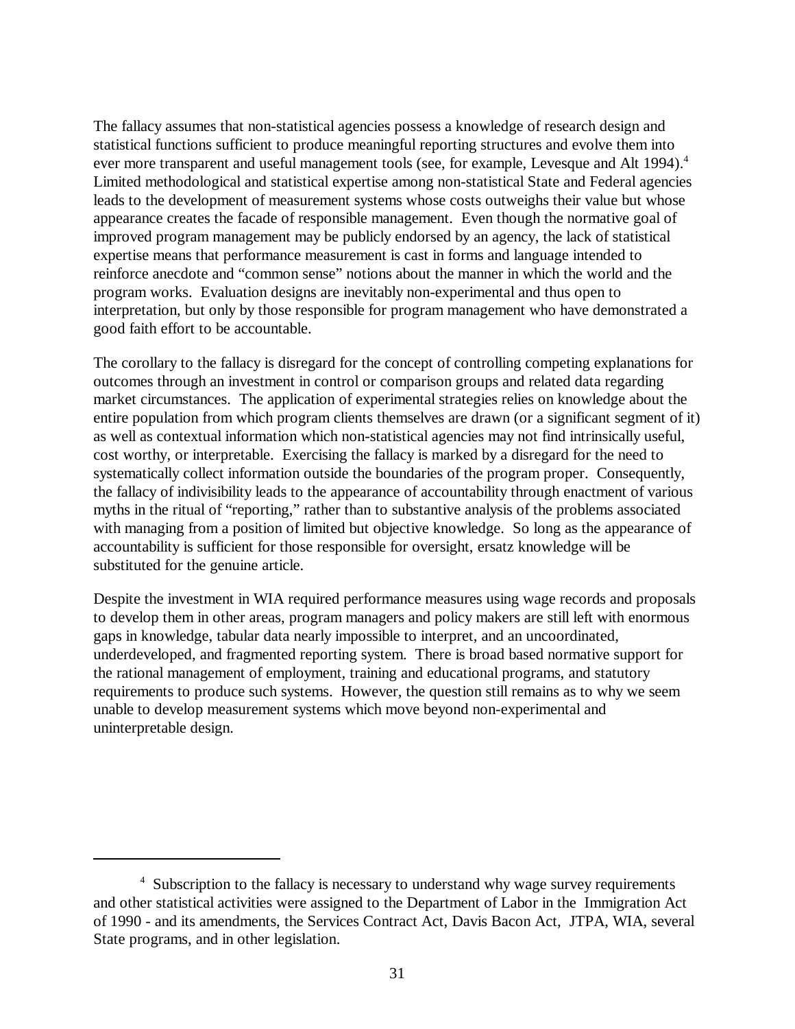The fallacy assumes that non-statistical agencies possess a knowledge of research design and statistical functions sufficient to produce meaningful reporting structures and evolve them into ever more transparent and useful management tools (see, for example, Levesque and Alt 1994).[4] Limited methodological and statistical expertise among non-statistical State and Federal agencies leads to the development of measurement systems whose costs outweighs their value but whose appearance creates the facade of responsible management. Even though the normative goal of improved program management may be publicly endorsed by an agency, the lack of statistical expertise means that performance measurement is cast in forms and language intended to reinforce anecdote and "common sense" notions about the manner in which the world and the program works. Evaluation designs are inevitably non-experimental and thus open to interpretation, but only by those responsible for program management who have demonstrated a good faith effort to be accountable.

The corollary to the fallacy is disregard for the concept of controlling competing explanations for outcomes through an investment in control or comparison groups and related data regarding market circumstances. The application of experimental strategies relies on knowledge about the entire population from which program clients themselves are drawn (or a significant segment of it) as well as contextual information which non-statistical agencies may not find intrinsically useful, cost worthy, or interpretable. Exercising the fallacy is marked by a disregard for the need to systematically collect information outside the boundaries of the program proper. Consequently, the fallacy of indivisibility leads to the appearance of accountability through enactment of various myths in the ritual of "reporting," rather than to substantive analysis of the problems associated with managing from a position of limited but objective knowledge. So long as the appearance of accountability is sufficient for those responsible for oversight, ersatz knowledge will be substituted for the genuine article.

Despite the investment in WIA required performance measures using wage records and proposals to develop them in other areas, program managers and policy makers are still left with enormous gaps in knowledge, tabular data nearly impossible to interpret, and an uncoordinated, underdeveloped, and fragmented reporting system. There is broad based normative support for the rational management of employment, training and educational programs, and statutory requirements to produce such systems. However, the question still remains as to why we seem unable to develop measurement systems which move beyond non-experimental and uninterpretable design.

---

[4] Subscription to the fallacy is necessary to understand why wage survey requirements and other statistical activities were assigned to the Department of Labor in the Immigration Act of 1990 - and its amendments, the Services Contract Act, Davis Bacon Act, JTPA, WIA, several State programs, and in other legislation.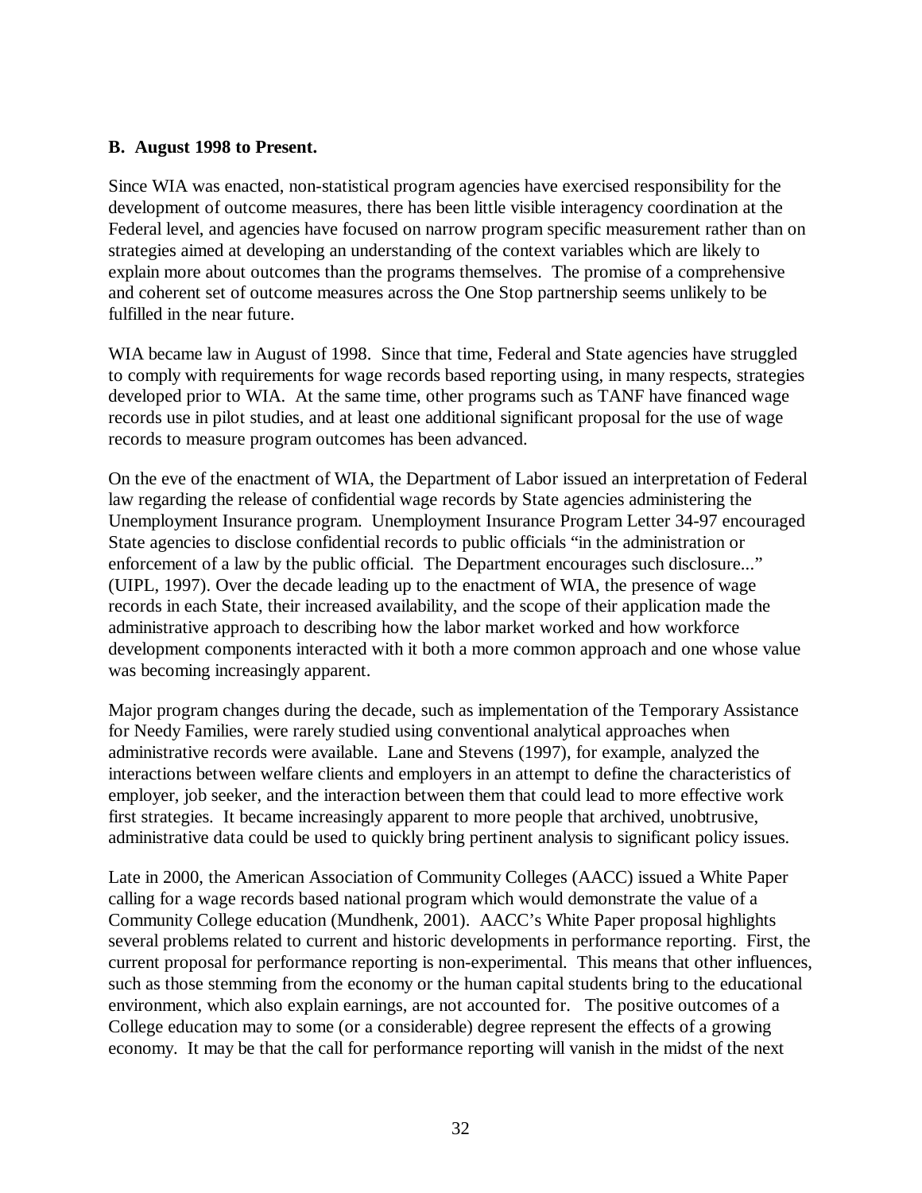**B. August 1998 to Present.**

Since WIA was enacted, non-statistical program agencies have exercised responsibility for the development of outcome measures, there has been little visible interagency coordination at the Federal level, and agencies have focused on narrow program specific measurement rather than on strategies aimed at developing an understanding of the context variables which are likely to explain more about outcomes than the programs themselves. The promise of a comprehensive and coherent set of outcome measures across the One Stop partnership seems unlikely to be fulfilled in the near future.

WIA became law in August of 1998. Since that time, Federal and State agencies have struggled to comply with requirements for wage records based reporting using, in many respects, strategies developed prior to WIA. At the same time, other programs such as TANF have financed wage records use in pilot studies, and at least one additional significant proposal for the use of wage records to measure program outcomes has been advanced.

On the eve of the enactment of WIA, the Department of Labor issued an interpretation of Federal law regarding the release of confidential wage records by State agencies administering the Unemployment Insurance program. Unemployment Insurance Program Letter 34-97 encouraged State agencies to disclose confidential records to public officials "in the administration or enforcement of a law by the public official. The Department encourages such disclosure..." (UIPL, 1997). Over the decade leading up to the enactment of WIA, the presence of wage records in each State, their increased availability, and the scope of their application made the administrative approach to describing how the labor market worked and how workforce development components interacted with it both a more common approach and one whose value was becoming increasingly apparent.

Major program changes during the decade, such as implementation of the Temporary Assistance for Needy Families, were rarely studied using conventional analytical approaches when administrative records were available. Lane and Stevens (1997), for example, analyzed the interactions between welfare clients and employers in an attempt to define the characteristics of employer, job seeker, and the interaction between them that could lead to more effective work first strategies. It became increasingly apparent to more people that archived, unobtrusive, administrative data could be used to quickly bring pertinent analysis to significant policy issues.

Late in 2000, the American Association of Community Colleges (AACC) issued a White Paper calling for a wage records based national program which would demonstrate the value of a Community College education (Mundhenk, 2001). AACC's White Paper proposal highlights several problems related to current and historic developments in performance reporting. First, the current proposal for performance reporting is non-experimental. This means that other influences, such as those stemming from the economy or the human capital students bring to the educational environment, which also explain earnings, are not accounted for. The positive outcomes of a College education may to some (or a considerable) degree represent the effects of a growing economy. It may be that the call for performance reporting will vanish in the midst of the next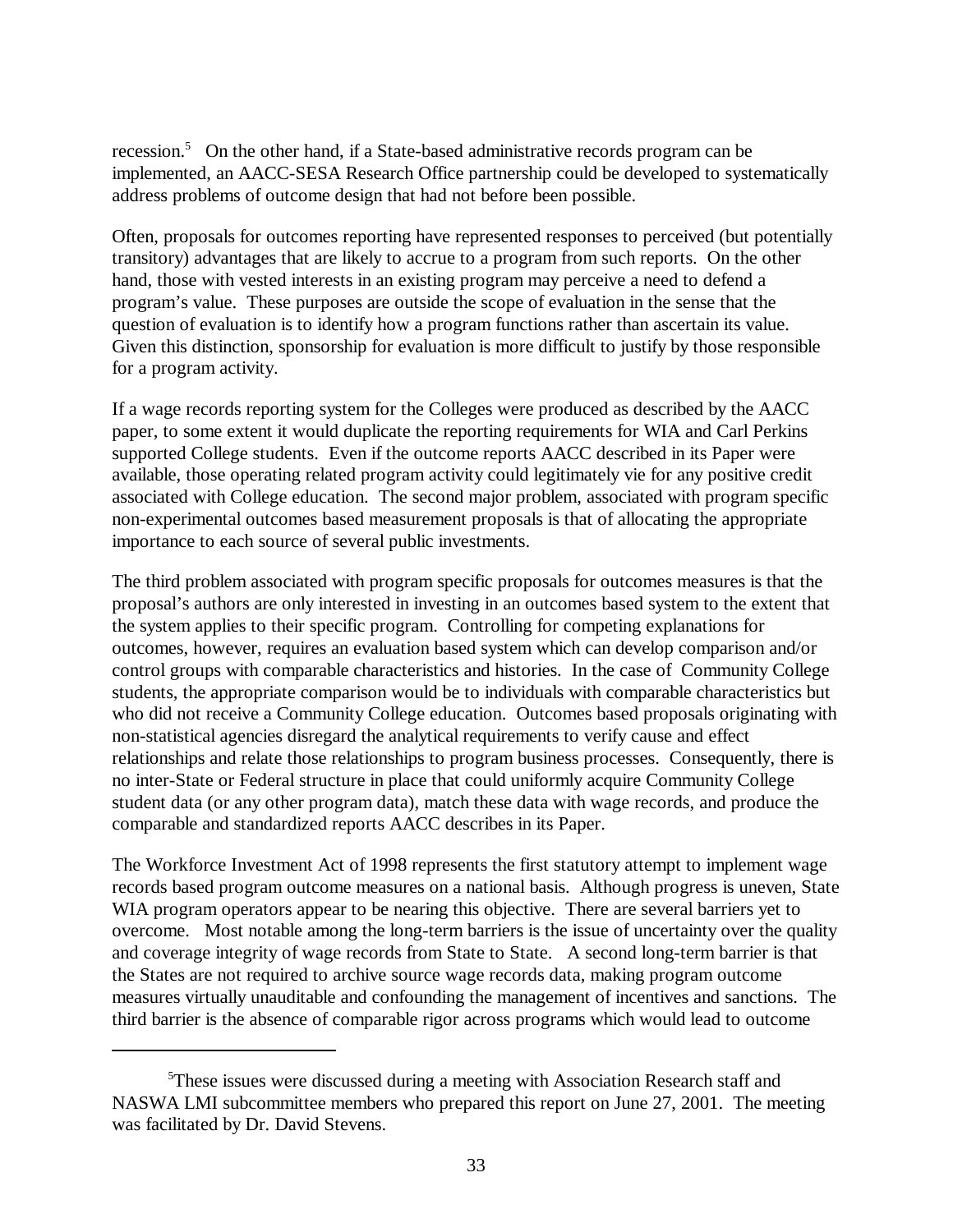recession.[5] On the other hand, if a State-based administrative records program can be implemented, an AACC-SESA Research Office partnership could be developed to systematically address problems of outcome design that had not before been possible.

Often, proposals for outcomes reporting have represented responses to perceived (but potentially transitory) advantages that are likely to accrue to a program from such reports. On the other hand, those with vested interests in an existing program may perceive a need to defend a program's value. These purposes are outside the scope of evaluation in the sense that the question of evaluation is to identify how a program functions rather than ascertain its value. Given this distinction, sponsorship for evaluation is more difficult to justify by those responsible for a program activity.

If a wage records reporting system for the Colleges were produced as described by the AACC paper, to some extent it would duplicate the reporting requirements for WIA and Carl Perkins supported College students. Even if the outcome reports AACC described in its Paper were available, those operating related program activity could legitimately vie for any positive credit associated with College education. The second major problem, associated with program specific non-experimental outcomes based measurement proposals is that of allocating the appropriate importance to each source of several public investments.

The third problem associated with program specific proposals for outcomes measures is that the proposal's authors are only interested in investing in an outcomes based system to the extent that the system applies to their specific program. Controlling for competing explanations for outcomes, however, requires an evaluation based system which can develop comparison and/or control groups with comparable characteristics and histories. In the case of Community College students, the appropriate comparison would be to individuals with comparable characteristics but who did not receive a Community College education. Outcomes based proposals originating with non-statistical agencies disregard the analytical requirements to verify cause and effect relationships and relate those relationships to program business processes. Consequently, there is no inter-State or Federal structure in place that could uniformly acquire Community College student data (or any other program data), match these data with wage records, and produce the comparable and standardized reports AACC describes in its Paper.

The Workforce Investment Act of 1998 represents the first statutory attempt to implement wage records based program outcome measures on a national basis. Although progress is uneven, State WIA program operators appear to be nearing this objective. There are several barriers yet to overcome. Most notable among the long-term barriers is the issue of uncertainty over the quality and coverage integrity of wage records from State to State. A second long-term barrier is that the States are not required to archive source wage records data, making program outcome measures virtually unauditable and confounding the management of incentives and sanctions. The third barrier is the absence of comparable rigor across programs which would lead to outcome

---

[5] These issues were discussed during a meeting with Association Research staff and NASWA LMI subcommittee members who prepared this report on June 27, 2001. The meeting was facilitated by Dr. David Stevens.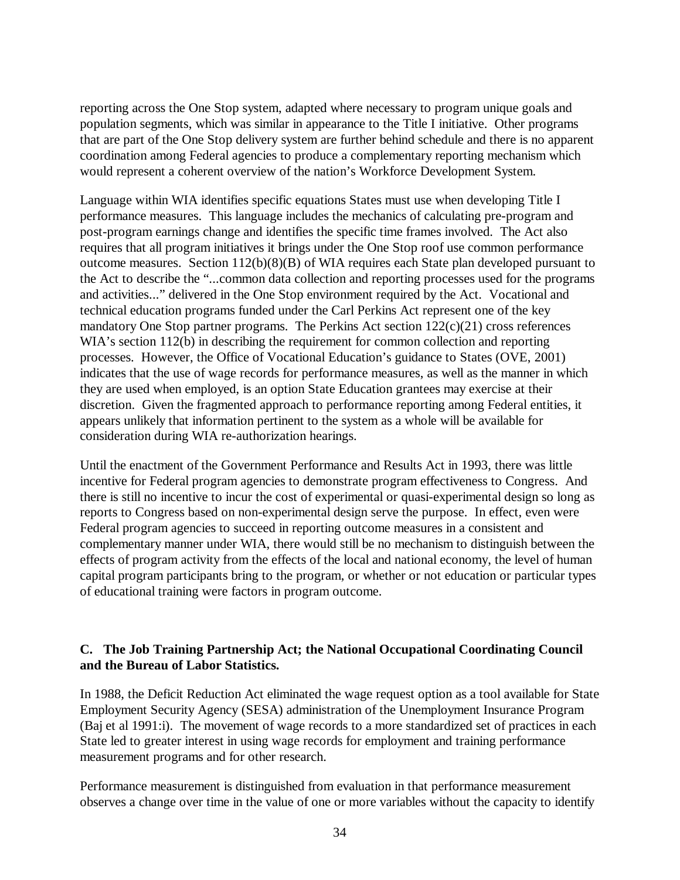reporting across the One Stop system, adapted where necessary to program unique goals and population segments, which was similar in appearance to the Title I initiative. Other programs that are part of the One Stop delivery system are further behind schedule and there is no apparent coordination among Federal agencies to produce a complementary reporting mechanism which would represent a coherent overview of the nation's Workforce Development System.

Language within WIA identifies specific equations States must use when developing Title I performance measures. This language includes the mechanics of calculating pre-program and post-program earnings change and identifies the specific time frames involved. The Act also requires that all program initiatives it brings under the One Stop roof use common performance outcome measures. Section 112(b)(8)(B) of WIA requires each State plan developed pursuant to the Act to describe the "...common data collection and reporting processes used for the programs and activities..." delivered in the One Stop environment required by the Act. Vocational and technical education programs funded under the Carl Perkins Act represent one of the key mandatory One Stop partner programs. The Perkins Act section 122(c)(21) cross references WIA's section 112(b) in describing the requirement for common collection and reporting processes. However, the Office of Vocational Education's guidance to States (OVE, 2001) indicates that the use of wage records for performance measures, as well as the manner in which they are used when employed, is an option State Education grantees may exercise at their discretion. Given the fragmented approach to performance reporting among Federal entities, it appears unlikely that information pertinent to the system as a whole will be available for consideration during WIA re-authorization hearings.

Until the enactment of the Government Performance and Results Act in 1993, there was little incentive for Federal program agencies to demonstrate program effectiveness to Congress. And there is still no incentive to incur the cost of experimental or quasi-experimental design so long as reports to Congress based on non-experimental design serve the purpose. In effect, even were Federal program agencies to succeed in reporting outcome measures in a consistent and complementary manner under WIA, there would still be no mechanism to distinguish between the effects of program activity from the effects of the local and national economy, the level of human capital program participants bring to the program, or whether or not education or particular types of educational training were factors in program outcome.

### C. The Job Training Partnership Act; the National Occupational Coordinating Council and the Bureau of Labor Statistics.

In 1988, the Deficit Reduction Act eliminated the wage request option as a tool available for State Employment Security Agency (SESA) administration of the Unemployment Insurance Program (Baj et al 1991:i). The movement of wage records to a more standardized set of practices in each State led to greater interest in using wage records for employment and training performance measurement programs and for other research.

Performance measurement is distinguished from evaluation in that performance measurement observes a change over time in the value of one or more variables without the capacity to identify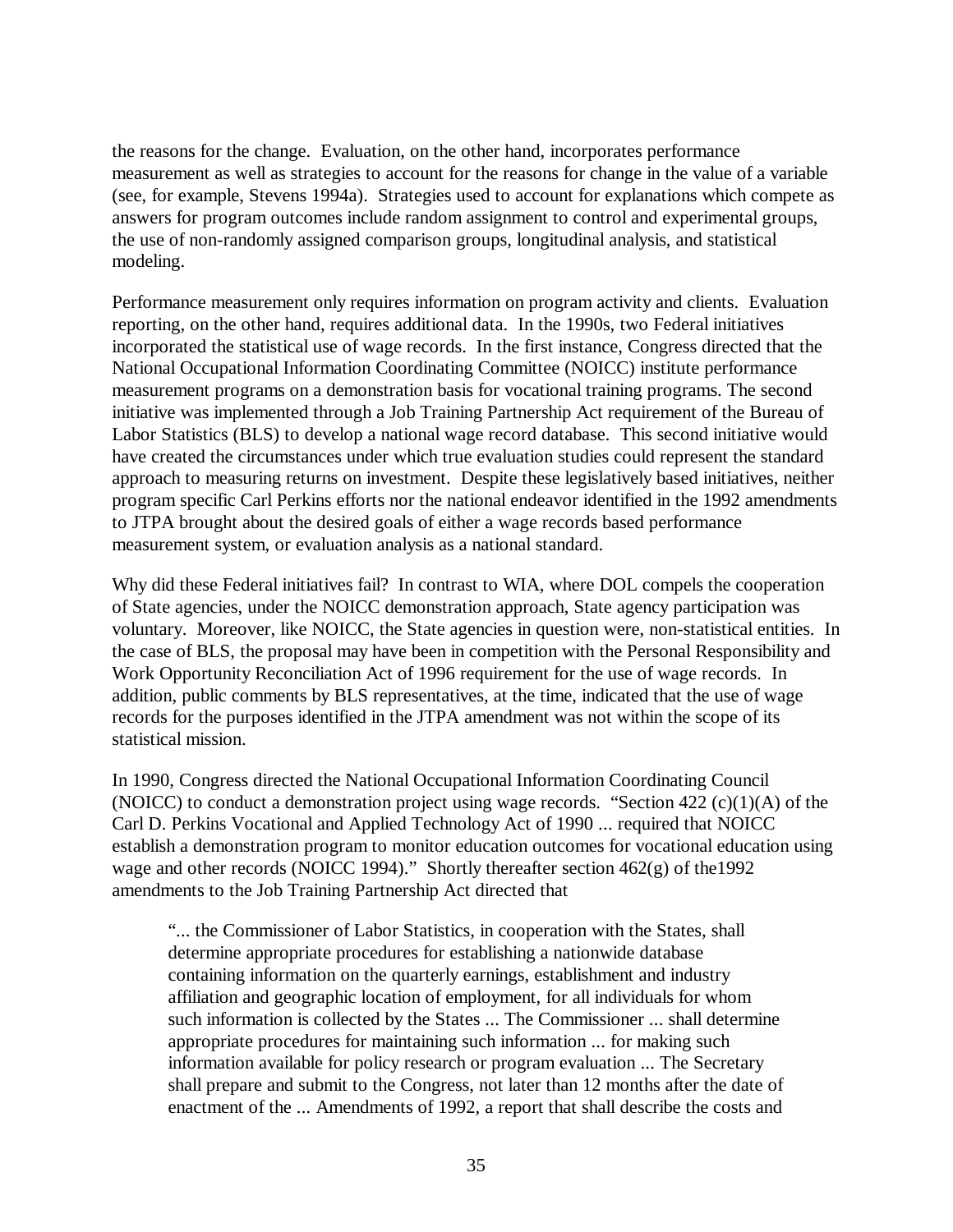the reasons for the change. Evaluation, on the other hand, incorporates performance measurement as well as strategies to account for the reasons for change in the value of a variable (see, for example, Stevens 1994a). Strategies used to account for explanations which compete as answers for program outcomes include random assignment to control and experimental groups, the use of non-randomly assigned comparison groups, longitudinal analysis, and statistical modeling.

Performance measurement only requires information on program activity and clients. Evaluation reporting, on the other hand, requires additional data. In the 1990s, two Federal initiatives incorporated the statistical use of wage records. In the first instance, Congress directed that the National Occupational Information Coordinating Committee (NOICC) institute performance measurement programs on a demonstration basis for vocational training programs. The second initiative was implemented through a Job Training Partnership Act requirement of the Bureau of Labor Statistics (BLS) to develop a national wage record database. This second initiative would have created the circumstances under which true evaluation studies could represent the standard approach to measuring returns on investment. Despite these legislatively based initiatives, neither program specific Carl Perkins efforts nor the national endeavor identified in the 1992 amendments to JTPA brought about the desired goals of either a wage records based performance measurement system, or evaluation analysis as a national standard.

Why did these Federal initiatives fail? In contrast to WIA, where DOL compels the cooperation of State agencies, under the NOICC demonstration approach, State agency participation was voluntary. Moreover, like NOICC, the State agencies in question were, non-statistical entities. In the case of BLS, the proposal may have been in competition with the Personal Responsibility and Work Opportunity Reconciliation Act of 1996 requirement for the use of wage records. In addition, public comments by BLS representatives, at the time, indicated that the use of wage records for the purposes identified in the JTPA amendment was not within the scope of its statistical mission.

In 1990, Congress directed the National Occupational Information Coordinating Council (NOICC) to conduct a demonstration project using wage records. "Section 422 (c)(1)(A) of the Carl D. Perkins Vocational and Applied Technology Act of 1990 ... required that NOICC establish a demonstration program to monitor education outcomes for vocational education using wage and other records (NOICC 1994)." Shortly thereafter section 462(g) of the1992 amendments to the Job Training Partnership Act directed that

> "... the Commissioner of Labor Statistics, in cooperation with the States, shall determine appropriate procedures for establishing a nationwide database containing information on the quarterly earnings, establishment and industry affiliation and geographic location of employment, for all individuals for whom such information is collected by the States ... The Commissioner ... shall determine appropriate procedures for maintaining such information ... for making such information available for policy research or program evaluation ... The Secretary shall prepare and submit to the Congress, not later than 12 months after the date of enactment of the ... Amendments of 1992, a report that shall describe the costs and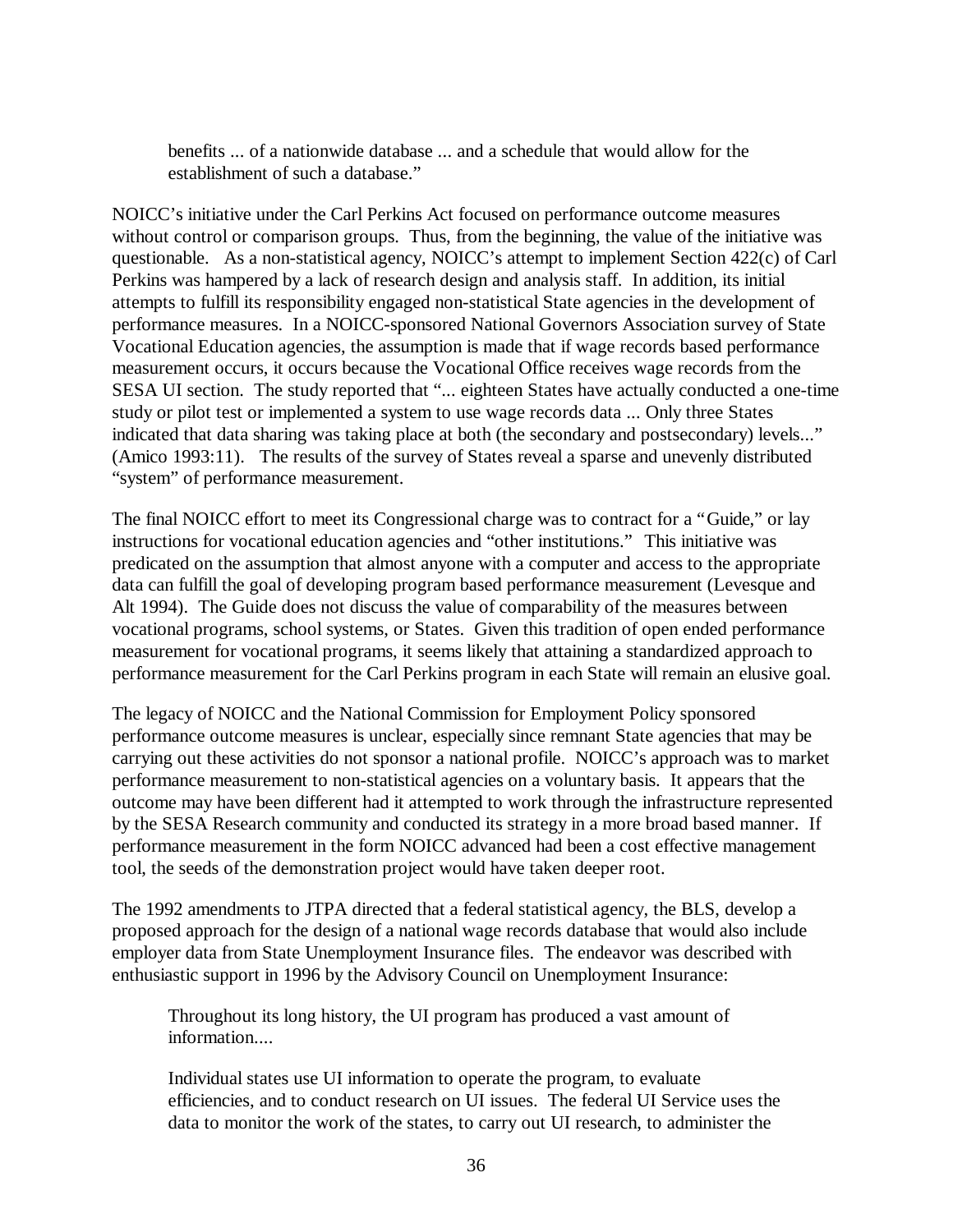> benefits ... of a nationwide database ... and a schedule that would allow for the establishment of such a database."

NOICC's initiative under the Carl Perkins Act focused on performance outcome measures without control or comparison groups. Thus, from the beginning, the value of the initiative was questionable. As a non-statistical agency, NOICC's attempt to implement Section 422(c) of Carl Perkins was hampered by a lack of research design and analysis staff. In addition, its initial attempts to fulfill its responsibility engaged non-statistical State agencies in the development of performance measures. In a NOICC-sponsored National Governors Association survey of State Vocational Education agencies, the assumption is made that if wage records based performance measurement occurs, it occurs because the Vocational Office receives wage records from the SESA UI section. The study reported that "... eighteen States have actually conducted a one-time study or pilot test or implemented a system to use wage records data ... Only three States indicated that data sharing was taking place at both (the secondary and postsecondary) levels..." (Amico 1993:11). The results of the survey of States reveal a sparse and unevenly distributed "system" of performance measurement.

The final NOICC effort to meet its Congressional charge was to contract for a "Guide," or lay instructions for vocational education agencies and "other institutions." This initiative was predicated on the assumption that almost anyone with a computer and access to the appropriate data can fulfill the goal of developing program based performance measurement (Levesque and Alt 1994). The Guide does not discuss the value of comparability of the measures between vocational programs, school systems, or States. Given this tradition of open ended performance measurement for vocational programs, it seems likely that attaining a standardized approach to performance measurement for the Carl Perkins program in each State will remain an elusive goal.

The legacy of NOICC and the National Commission for Employment Policy sponsored performance outcome measures is unclear, especially since remnant State agencies that may be carrying out these activities do not sponsor a national profile. NOICC's approach was to market performance measurement to non-statistical agencies on a voluntary basis. It appears that the outcome may have been different had it attempted to work through the infrastructure represented by the SESA Research community and conducted its strategy in a more broad based manner. If performance measurement in the form NOICC advanced had been a cost effective management tool, the seeds of the demonstration project would have taken deeper root.

The 1992 amendments to JTPA directed that a federal statistical agency, the BLS, develop a proposed approach for the design of a national wage records database that would also include employer data from State Unemployment Insurance files. The endeavor was described with enthusiastic support in 1996 by the Advisory Council on Unemployment Insurance:

> Throughout its long history, the UI program has produced a vast amount of information....
>
> Individual states use UI information to operate the program, to evaluate efficiencies, and to conduct research on UI issues. The federal UI Service uses the data to monitor the work of the states, to carry out UI research, to administer the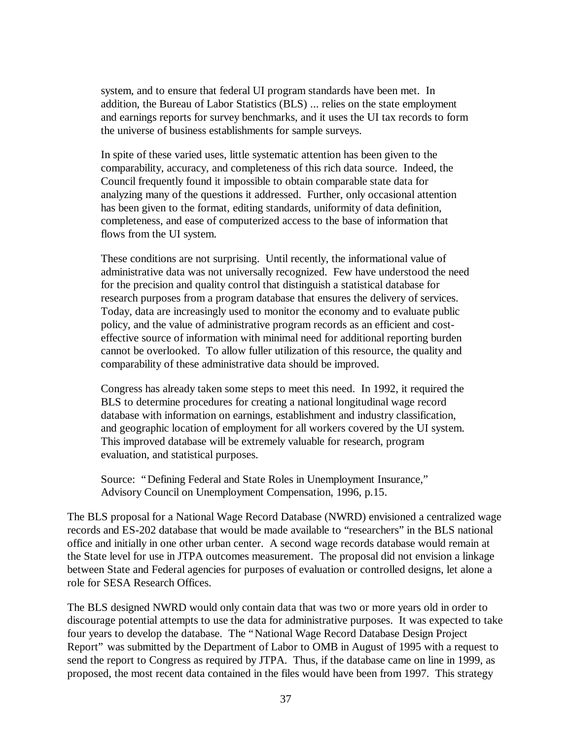> system, and to ensure that federal UI program standards have been met. In addition, the Bureau of Labor Statistics (BLS) ... relies on the state employment and earnings reports for survey benchmarks, and it uses the UI tax records to form the universe of business establishments for sample surveys.
>
> In spite of these varied uses, little systematic attention has been given to the comparability, accuracy, and completeness of this rich data source. Indeed, the Council frequently found it impossible to obtain comparable state data for analyzing many of the questions it addressed. Further, only occasional attention has been given to the format, editing standards, uniformity of data definition, completeness, and ease of computerized access to the base of information that flows from the UI system.
>
> These conditions are not surprising. Until recently, the informational value of administrative data was not universally recognized. Few have understood the need for the precision and quality control that distinguish a statistical database for research purposes from a program database that ensures the delivery of services. Today, data are increasingly used to monitor the economy and to evaluate public policy, and the value of administrative program records as an efficient and cost-effective source of information with minimal need for additional reporting burden cannot be overlooked. To allow fuller utilization of this resource, the quality and comparability of these administrative data should be improved.
>
> Congress has already taken some steps to meet this need. In 1992, it required the BLS to determine procedures for creating a national longitudinal wage record database with information on earnings, establishment and industry classification, and geographic location of employment for all workers covered by the UI system. This improved database will be extremely valuable for research, program evaluation, and statistical purposes.
>
> Source: "Defining Federal and State Roles in Unemployment Insurance," Advisory Council on Unemployment Compensation, 1996, p.15.

The BLS proposal for a National Wage Record Database (NWRD) envisioned a centralized wage records and ES-202 database that would be made available to "researchers" in the BLS national office and initially in one other urban center. A second wage records database would remain at the State level for use in JTPA outcomes measurement. The proposal did not envision a linkage between State and Federal agencies for purposes of evaluation or controlled designs, let alone a role for SESA Research Offices.

The BLS designed NWRD would only contain data that was two or more years old in order to discourage potential attempts to use the data for administrative purposes. It was expected to take four years to develop the database. The "National Wage Record Database Design Project Report" was submitted by the Department of Labor to OMB in August of 1995 with a request to send the report to Congress as required by JTPA. Thus, if the database came on line in 1999, as proposed, the most recent data contained in the files would have been from 1997. This strategy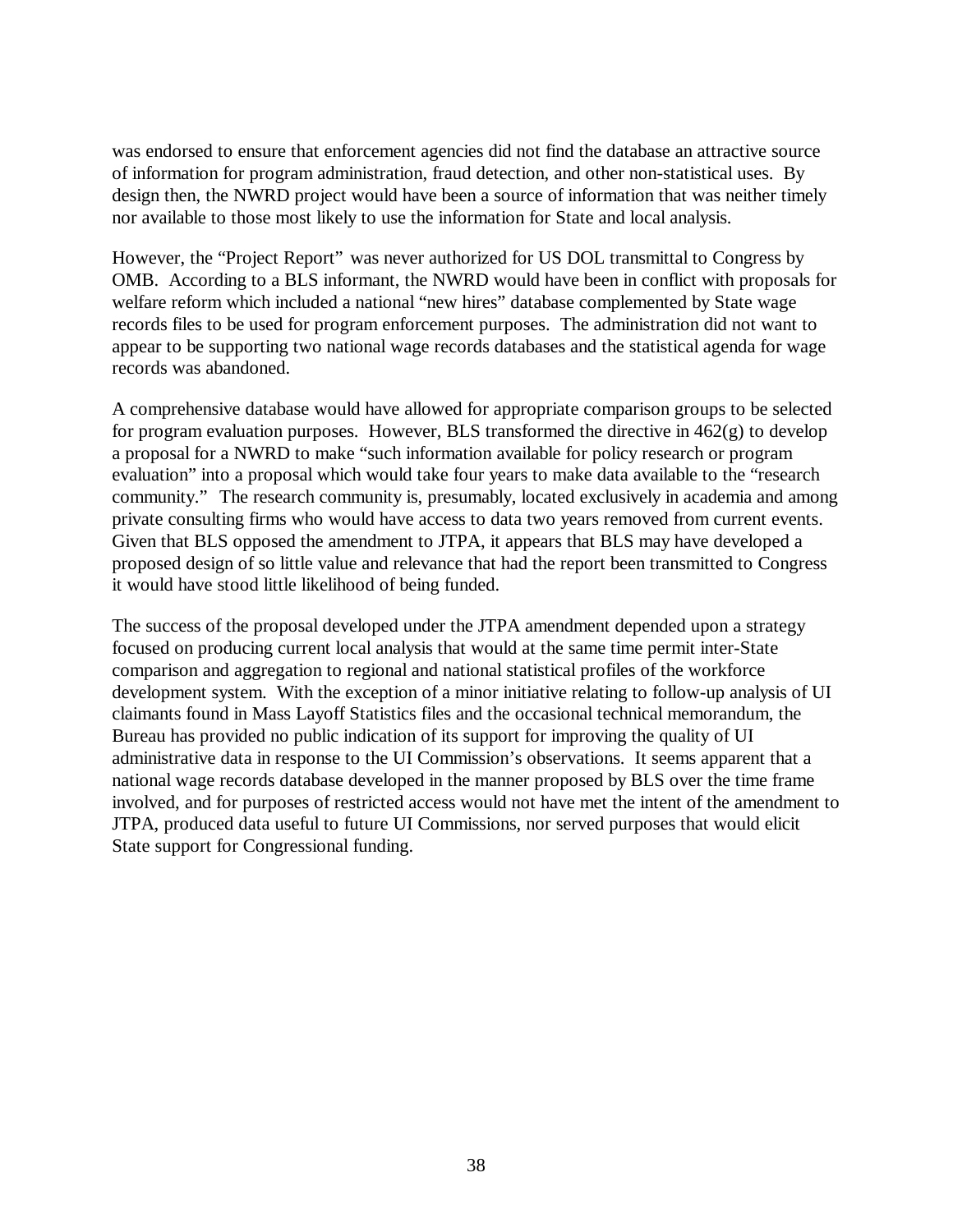was endorsed to ensure that enforcement agencies did not find the database an attractive source of information for program administration, fraud detection, and other non-statistical uses. By design then, the NWRD project would have been a source of information that was neither timely nor available to those most likely to use the information for State and local analysis.

However, the "Project Report" was never authorized for US DOL transmittal to Congress by OMB. According to a BLS informant, the NWRD would have been in conflict with proposals for welfare reform which included a national "new hires" database complemented by State wage records files to be used for program enforcement purposes. The administration did not want to appear to be supporting two national wage records databases and the statistical agenda for wage records was abandoned.

A comprehensive database would have allowed for appropriate comparison groups to be selected for program evaluation purposes. However, BLS transformed the directive in 462(g) to develop a proposal for a NWRD to make "such information available for policy research or program evaluation" into a proposal which would take four years to make data available to the "research community." The research community is, presumably, located exclusively in academia and among private consulting firms who would have access to data two years removed from current events. Given that BLS opposed the amendment to JTPA, it appears that BLS may have developed a proposed design of so little value and relevance that had the report been transmitted to Congress it would have stood little likelihood of being funded.

The success of the proposal developed under the JTPA amendment depended upon a strategy focused on producing current local analysis that would at the same time permit inter-State comparison and aggregation to regional and national statistical profiles of the workforce development system. With the exception of a minor initiative relating to follow-up analysis of UI claimants found in Mass Layoff Statistics files and the occasional technical memorandum, the Bureau has provided no public indication of its support for improving the quality of UI administrative data in response to the UI Commission's observations. It seems apparent that a national wage records database developed in the manner proposed by BLS over the time frame involved, and for purposes of restricted access would not have met the intent of the amendment to JTPA, produced data useful to future UI Commissions, nor served purposes that would elicit State support for Congressional funding.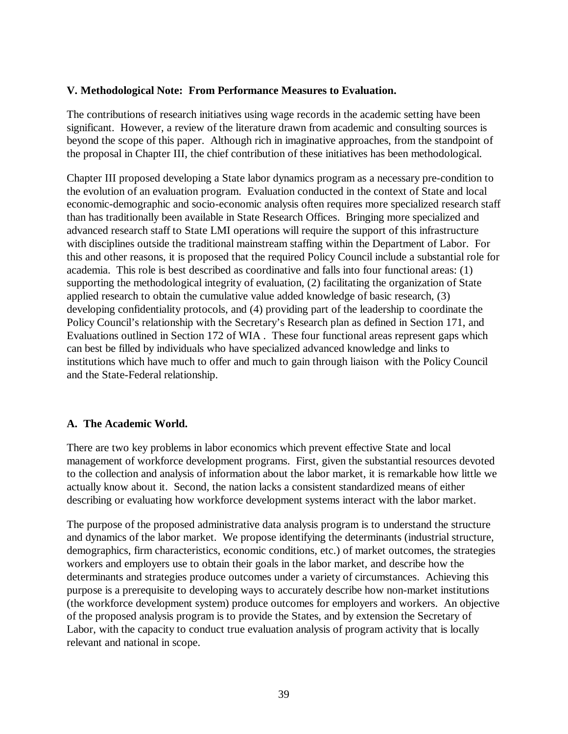## V. Methodological Note: From Performance Measures to Evaluation.

The contributions of research initiatives using wage records in the academic setting have been significant. However, a review of the literature drawn from academic and consulting sources is beyond the scope of this paper. Although rich in imaginative approaches, from the standpoint of the proposal in Chapter III, the chief contribution of these initiatives has been methodological.

Chapter III proposed developing a State labor dynamics program as a necessary pre-condition to the evolution of an evaluation program. Evaluation conducted in the context of State and local economic-demographic and socio-economic analysis often requires more specialized research staff than has traditionally been available in State Research Offices. Bringing more specialized and advanced research staff to State LMI operations will require the support of this infrastructure with disciplines outside the traditional mainstream staffing within the Department of Labor. For this and other reasons, it is proposed that the required Policy Council include a substantial role for academia. This role is best described as coordinative and falls into four functional areas: (1) supporting the methodological integrity of evaluation, (2) facilitating the organization of State applied research to obtain the cumulative value added knowledge of basic research, (3) developing confidentiality protocols, and (4) providing part of the leadership to coordinate the Policy Council's relationship with the Secretary's Research plan as defined in Section 171, and Evaluations outlined in Section 172 of WIA . These four functional areas represent gaps which can best be filled by individuals who have specialized advanced knowledge and links to institutions which have much to offer and much to gain through liaison with the Policy Council and the State-Federal relationship.

### A. The Academic World.

There are two key problems in labor economics which prevent effective State and local management of workforce development programs. First, given the substantial resources devoted to the collection and analysis of information about the labor market, it is remarkable how little we actually know about it. Second, the nation lacks a consistent standardized means of either describing or evaluating how workforce development systems interact with the labor market.

The purpose of the proposed administrative data analysis program is to understand the structure and dynamics of the labor market. We propose identifying the determinants (industrial structure, demographics, firm characteristics, economic conditions, etc.) of market outcomes, the strategies workers and employers use to obtain their goals in the labor market, and describe how the determinants and strategies produce outcomes under a variety of circumstances. Achieving this purpose is a prerequisite to developing ways to accurately describe how non-market institutions (the workforce development system) produce outcomes for employers and workers. An objective of the proposed analysis program is to provide the States, and by extension the Secretary of Labor, with the capacity to conduct true evaluation analysis of program activity that is locally relevant and national in scope.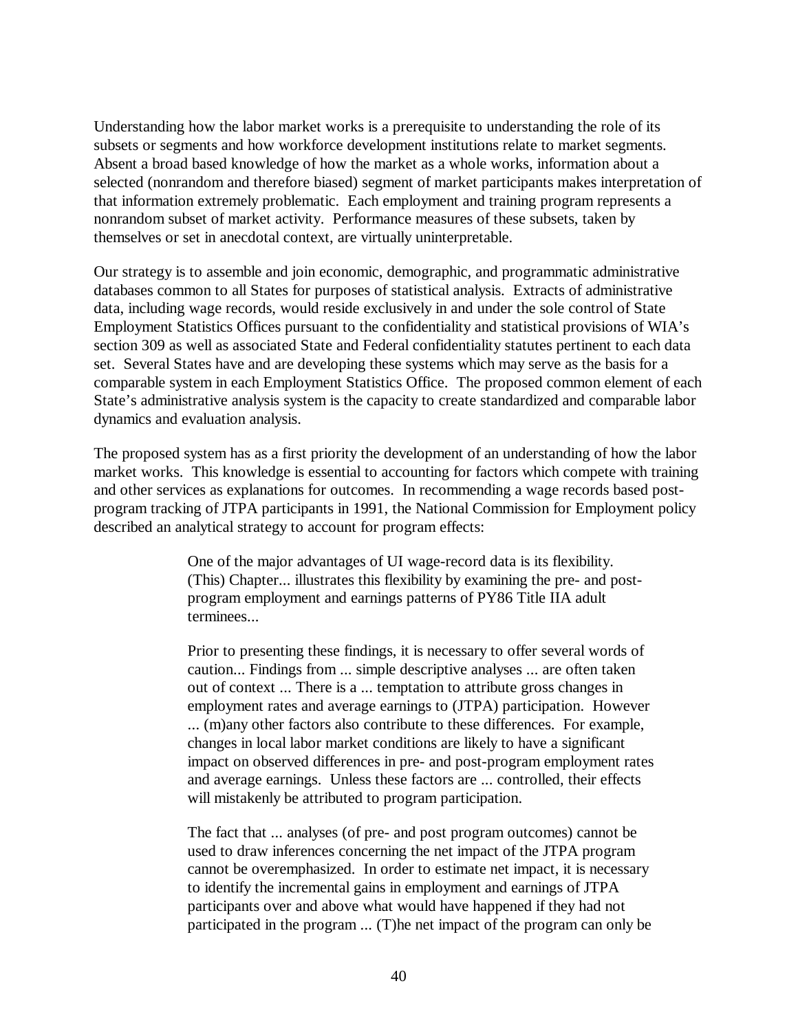Understanding how the labor market works is a prerequisite to understanding the role of its subsets or segments and how workforce development institutions relate to market segments. Absent a broad based knowledge of how the market as a whole works, information about a selected (nonrandom and therefore biased) segment of market participants makes interpretation of that information extremely problematic. Each employment and training program represents a nonrandom subset of market activity. Performance measures of these subsets, taken by themselves or set in anecdotal context, are virtually uninterpretable.

Our strategy is to assemble and join economic, demographic, and programmatic administrative databases common to all States for purposes of statistical analysis. Extracts of administrative data, including wage records, would reside exclusively in and under the sole control of State Employment Statistics Offices pursuant to the confidentiality and statistical provisions of WIA's section 309 as well as associated State and Federal confidentiality statutes pertinent to each data set. Several States have and are developing these systems which may serve as the basis for a comparable system in each Employment Statistics Office. The proposed common element of each State's administrative analysis system is the capacity to create standardized and comparable labor dynamics and evaluation analysis.

The proposed system has as a first priority the development of an understanding of how the labor market works. This knowledge is essential to accounting for factors which compete with training and other services as explanations for outcomes. In recommending a wage records based post-program tracking of JTPA participants in 1991, the National Commission for Employment policy described an analytical strategy to account for program effects:

> One of the major advantages of UI wage-record data is its flexibility. (This) Chapter... illustrates this flexibility by examining the pre- and post-program employment and earnings patterns of PY86 Title IIA adult terminees...
>
> Prior to presenting these findings, it is necessary to offer several words of caution... Findings from ... simple descriptive analyses ... are often taken out of context ... There is a ... temptation to attribute gross changes in employment rates and average earnings to (JTPA) participation. However ... (m)any other factors also contribute to these differences. For example, changes in local labor market conditions are likely to have a significant impact on observed differences in pre- and post-program employment rates and average earnings. Unless these factors are ... controlled, their effects will mistakenly be attributed to program participation.
>
> The fact that ... analyses (of pre- and post program outcomes) cannot be used to draw inferences concerning the net impact of the JTPA program cannot be overemphasized. In order to estimate net impact, it is necessary to identify the incremental gains in employment and earnings of JTPA participants over and above what would have happened if they had not participated in the program ... (T)he net impact of the program can only be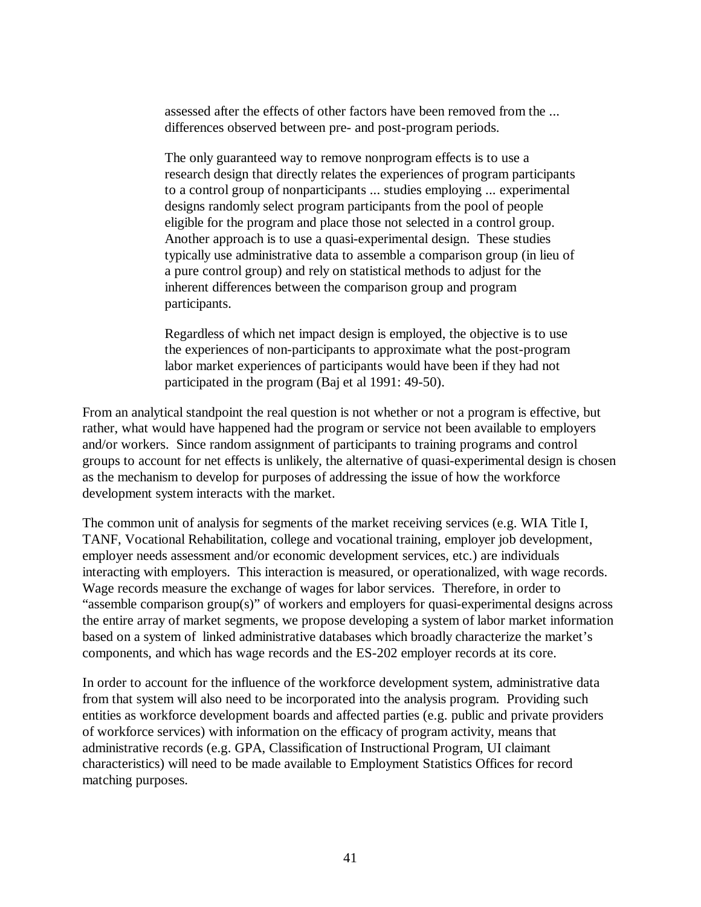> assessed after the effects of other factors have been removed from the ... differences observed between pre- and post-program periods.
>
> The only guaranteed way to remove nonprogram effects is to use a research design that directly relates the experiences of program participants to a control group of nonparticipants ... studies employing ... experimental designs randomly select program participants from the pool of people eligible for the program and place those not selected in a control group. Another approach is to use a quasi-experimental design. These studies typically use administrative data to assemble a comparison group (in lieu of a pure control group) and rely on statistical methods to adjust for the inherent differences between the comparison group and program participants.
>
> Regardless of which net impact design is employed, the objective is to use the experiences of non-participants to approximate what the post-program labor market experiences of participants would have been if they had not participated in the program (Baj et al 1991: 49-50).

From an analytical standpoint the real question is not whether or not a program is effective, but rather, what would have happened had the program or service not been available to employers and/or workers. Since random assignment of participants to training programs and control groups to account for net effects is unlikely, the alternative of quasi-experimental design is chosen as the mechanism to develop for purposes of addressing the issue of how the workforce development system interacts with the market.

The common unit of analysis for segments of the market receiving services (e.g. WIA Title I, TANF, Vocational Rehabilitation, college and vocational training, employer job development, employer needs assessment and/or economic development services, etc.) are individuals interacting with employers. This interaction is measured, or operationalized, with wage records. Wage records measure the exchange of wages for labor services. Therefore, in order to "assemble comparison group(s)" of workers and employers for quasi-experimental designs across the entire array of market segments, we propose developing a system of labor market information based on a system of linked administrative databases which broadly characterize the market's components, and which has wage records and the ES-202 employer records at its core.

In order to account for the influence of the workforce development system, administrative data from that system will also need to be incorporated into the analysis program. Providing such entities as workforce development boards and affected parties (e.g. public and private providers of workforce services) with information on the efficacy of program activity, means that administrative records (e.g. GPA, Classification of Instructional Program, UI claimant characteristics) will need to be made available to Employment Statistics Offices for record matching purposes.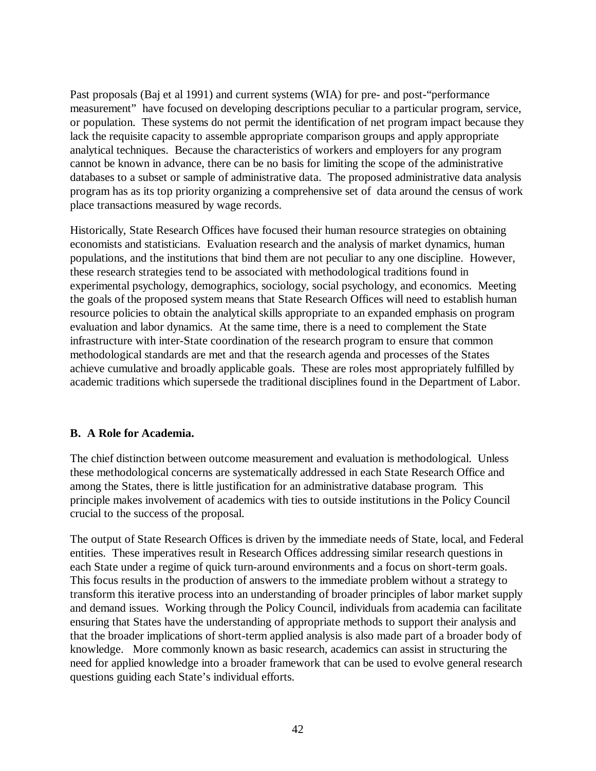Past proposals (Baj et al 1991) and current systems (WIA) for pre- and post-"performance measurement" have focused on developing descriptions peculiar to a particular program, service, or population. These systems do not permit the identification of net program impact because they lack the requisite capacity to assemble appropriate comparison groups and apply appropriate analytical techniques. Because the characteristics of workers and employers for any program cannot be known in advance, there can be no basis for limiting the scope of the administrative databases to a subset or sample of administrative data. The proposed administrative data analysis program has as its top priority organizing a comprehensive set of data around the census of work place transactions measured by wage records.

Historically, State Research Offices have focused their human resource strategies on obtaining economists and statisticians. Evaluation research and the analysis of market dynamics, human populations, and the institutions that bind them are not peculiar to any one discipline. However, these research strategies tend to be associated with methodological traditions found in experimental psychology, demographics, sociology, social psychology, and economics. Meeting the goals of the proposed system means that State Research Offices will need to establish human resource policies to obtain the analytical skills appropriate to an expanded emphasis on program evaluation and labor dynamics. At the same time, there is a need to complement the State infrastructure with inter-State coordination of the research program to ensure that common methodological standards are met and that the research agenda and processes of the States achieve cumulative and broadly applicable goals. These are roles most appropriately fulfilled by academic traditions which supersede the traditional disciplines found in the Department of Labor.

**B. A Role for Academia.**

The chief distinction between outcome measurement and evaluation is methodological. Unless these methodological concerns are systematically addressed in each State Research Office and among the States, there is little justification for an administrative database program. This principle makes involvement of academics with ties to outside institutions in the Policy Council crucial to the success of the proposal.

The output of State Research Offices is driven by the immediate needs of State, local, and Federal entities. These imperatives result in Research Offices addressing similar research questions in each State under a regime of quick turn-around environments and a focus on short-term goals. This focus results in the production of answers to the immediate problem without a strategy to transform this iterative process into an understanding of broader principles of labor market supply and demand issues. Working through the Policy Council, individuals from academia can facilitate ensuring that States have the understanding of appropriate methods to support their analysis and that the broader implications of short-term applied analysis is also made part of a broader body of knowledge. More commonly known as basic research, academics can assist in structuring the need for applied knowledge into a broader framework that can be used to evolve general research questions guiding each State's individual efforts.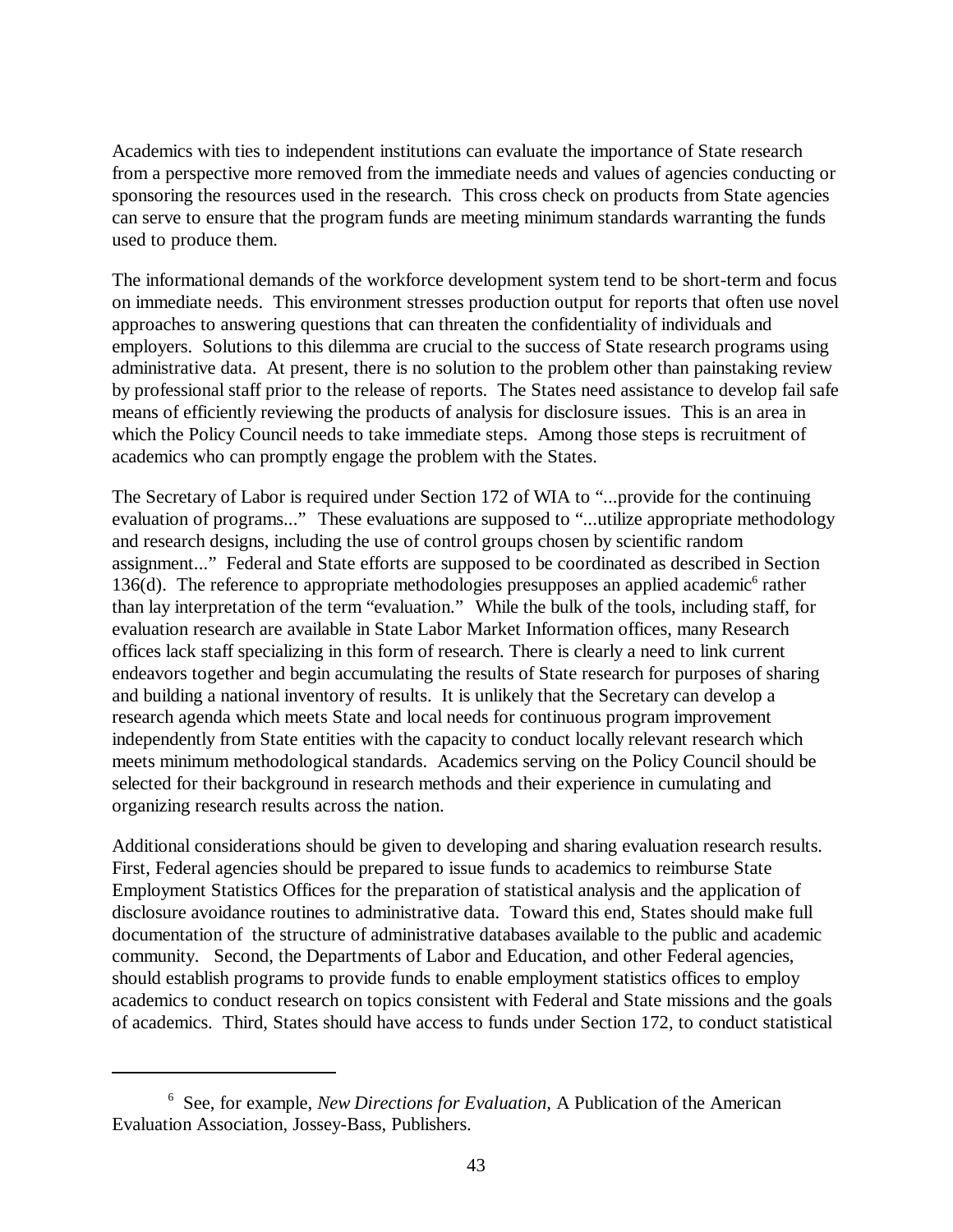Academics with ties to independent institutions can evaluate the importance of State research from a perspective more removed from the immediate needs and values of agencies conducting or sponsoring the resources used in the research. This cross check on products from State agencies can serve to ensure that the program funds are meeting minimum standards warranting the funds used to produce them.

The informational demands of the workforce development system tend to be short-term and focus on immediate needs. This environment stresses production output for reports that often use novel approaches to answering questions that can threaten the confidentiality of individuals and employers. Solutions to this dilemma are crucial to the success of State research programs using administrative data. At present, there is no solution to the problem other than painstaking review by professional staff prior to the release of reports. The States need assistance to develop fail safe means of efficiently reviewing the products of analysis for disclosure issues. This is an area in which the Policy Council needs to take immediate steps. Among those steps is recruitment of academics who can promptly engage the problem with the States.

The Secretary of Labor is required under Section 172 of WIA to "...provide for the continuing evaluation of programs..." These evaluations are supposed to "...utilize appropriate methodology and research designs, including the use of control groups chosen by scientific random assignment..." Federal and State efforts are supposed to be coordinated as described in Section 136(d). The reference to appropriate methodologies presupposes an applied academic[6] rather than lay interpretation of the term "evaluation." While the bulk of the tools, including staff, for evaluation research are available in State Labor Market Information offices, many Research offices lack staff specializing in this form of research. There is clearly a need to link current endeavors together and begin accumulating the results of State research for purposes of sharing and building a national inventory of results. It is unlikely that the Secretary can develop a research agenda which meets State and local needs for continuous program improvement independently from State entities with the capacity to conduct locally relevant research which meets minimum methodological standards. Academics serving on the Policy Council should be selected for their background in research methods and their experience in cumulating and organizing research results across the nation.

Additional considerations should be given to developing and sharing evaluation research results. First, Federal agencies should be prepared to issue funds to academics to reimburse State Employment Statistics Offices for the preparation of statistical analysis and the application of disclosure avoidance routines to administrative data. Toward this end, States should make full documentation of the structure of administrative databases available to the public and academic community. Second, the Departments of Labor and Education, and other Federal agencies, should establish programs to provide funds to enable employment statistics offices to employ academics to conduct research on topics consistent with Federal and State missions and the goals of academics. Third, States should have access to funds under Section 172, to conduct statistical

---

[6] See, for example, *New Directions for Evaluation*, A Publication of the American Evaluation Association, Jossey-Bass, Publishers.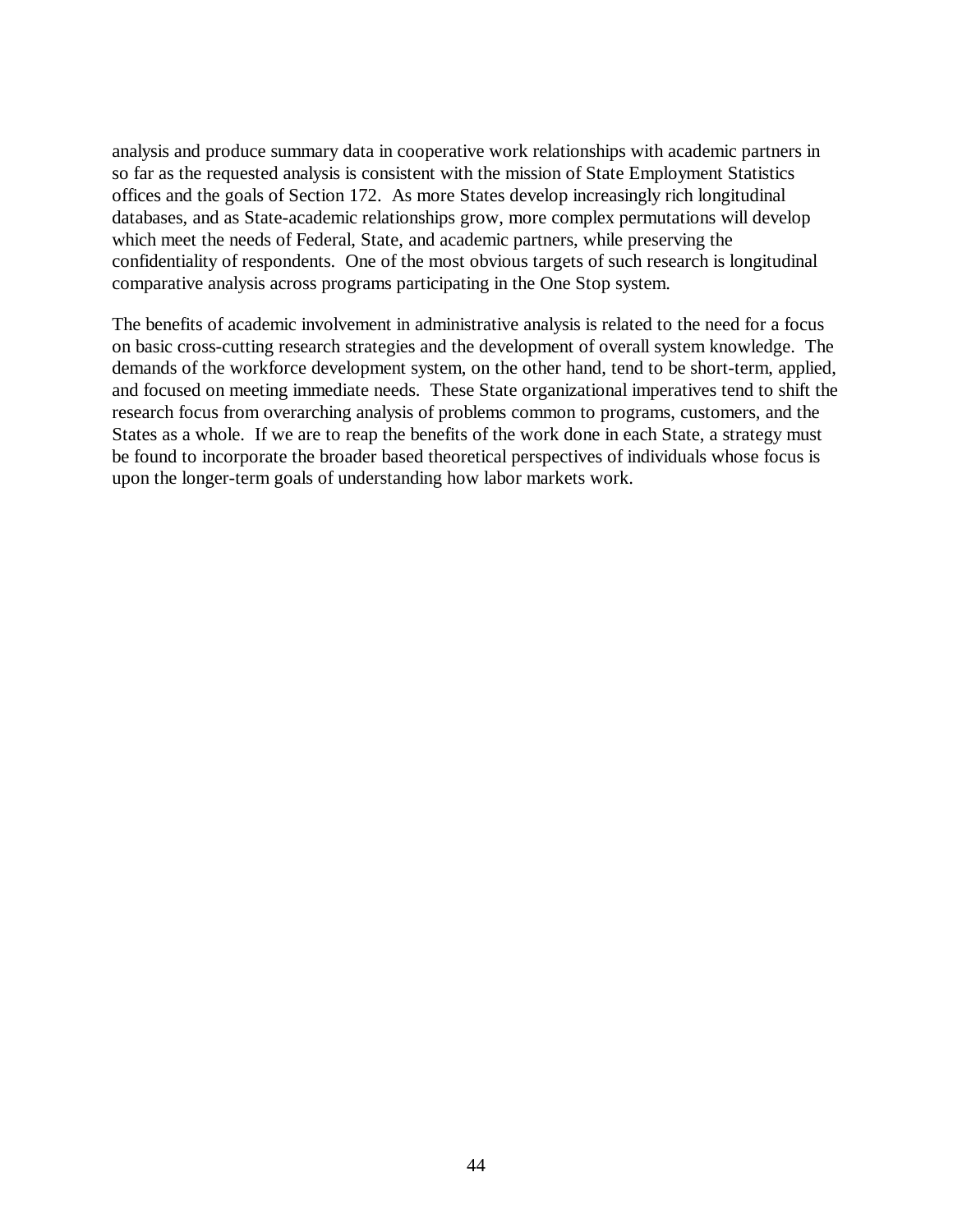analysis and produce summary data in cooperative work relationships with academic partners in so far as the requested analysis is consistent with the mission of State Employment Statistics offices and the goals of Section 172. As more States develop increasingly rich longitudinal databases, and as State-academic relationships grow, more complex permutations will develop which meet the needs of Federal, State, and academic partners, while preserving the confidentiality of respondents. One of the most obvious targets of such research is longitudinal comparative analysis across programs participating in the One Stop system.

The benefits of academic involvement in administrative analysis is related to the need for a focus on basic cross-cutting research strategies and the development of overall system knowledge. The demands of the workforce development system, on the other hand, tend to be short-term, applied, and focused on meeting immediate needs. These State organizational imperatives tend to shift the research focus from overarching analysis of problems common to programs, customers, and the States as a whole. If we are to reap the benefits of the work done in each State, a strategy must be found to incorporate the broader based theoretical perspectives of individuals whose focus is upon the longer-term goals of understanding how labor markets work.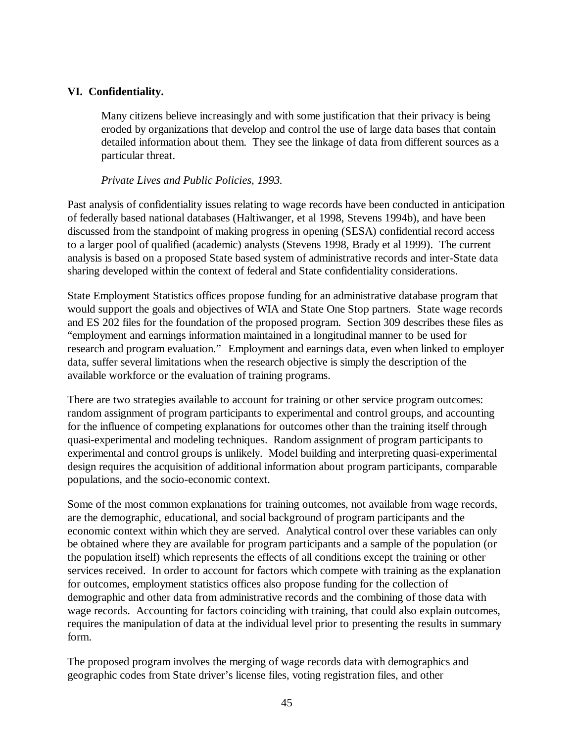## VI. Confidentiality.

> Many citizens believe increasingly and with some justification that their privacy is being eroded by organizations that develop and control the use of large data bases that contain detailed information about them. They see the linkage of data from different sources as a particular threat.
>
> *Private Lives and Public Policies, 1993.*

Past analysis of confidentiality issues relating to wage records have been conducted in anticipation of federally based national databases (Haltiwanger, et al 1998, Stevens 1994b), and have been discussed from the standpoint of making progress in opening (SESA) confidential record access to a larger pool of qualified (academic) analysts (Stevens 1998, Brady et al 1999). The current analysis is based on a proposed State based system of administrative records and inter-State data sharing developed within the context of federal and State confidentiality considerations.

State Employment Statistics offices propose funding for an administrative database program that would support the goals and objectives of WIA and State One Stop partners. State wage records and ES 202 files for the foundation of the proposed program. Section 309 describes these files as "employment and earnings information maintained in a longitudinal manner to be used for research and program evaluation." Employment and earnings data, even when linked to employer data, suffer several limitations when the research objective is simply the description of the available workforce or the evaluation of training programs.

There are two strategies available to account for training or other service program outcomes: random assignment of program participants to experimental and control groups, and accounting for the influence of competing explanations for outcomes other than the training itself through quasi-experimental and modeling techniques. Random assignment of program participants to experimental and control groups is unlikely. Model building and interpreting quasi-experimental design requires the acquisition of additional information about program participants, comparable populations, and the socio-economic context.

Some of the most common explanations for training outcomes, not available from wage records, are the demographic, educational, and social background of program participants and the economic context within which they are served. Analytical control over these variables can only be obtained where they are available for program participants and a sample of the population (or the population itself) which represents the effects of all conditions except the training or other services received. In order to account for factors which compete with training as the explanation for outcomes, employment statistics offices also propose funding for the collection of demographic and other data from administrative records and the combining of those data with wage records. Accounting for factors coinciding with training, that could also explain outcomes, requires the manipulation of data at the individual level prior to presenting the results in summary form.

The proposed program involves the merging of wage records data with demographics and geographic codes from State driver's license files, voting registration files, and other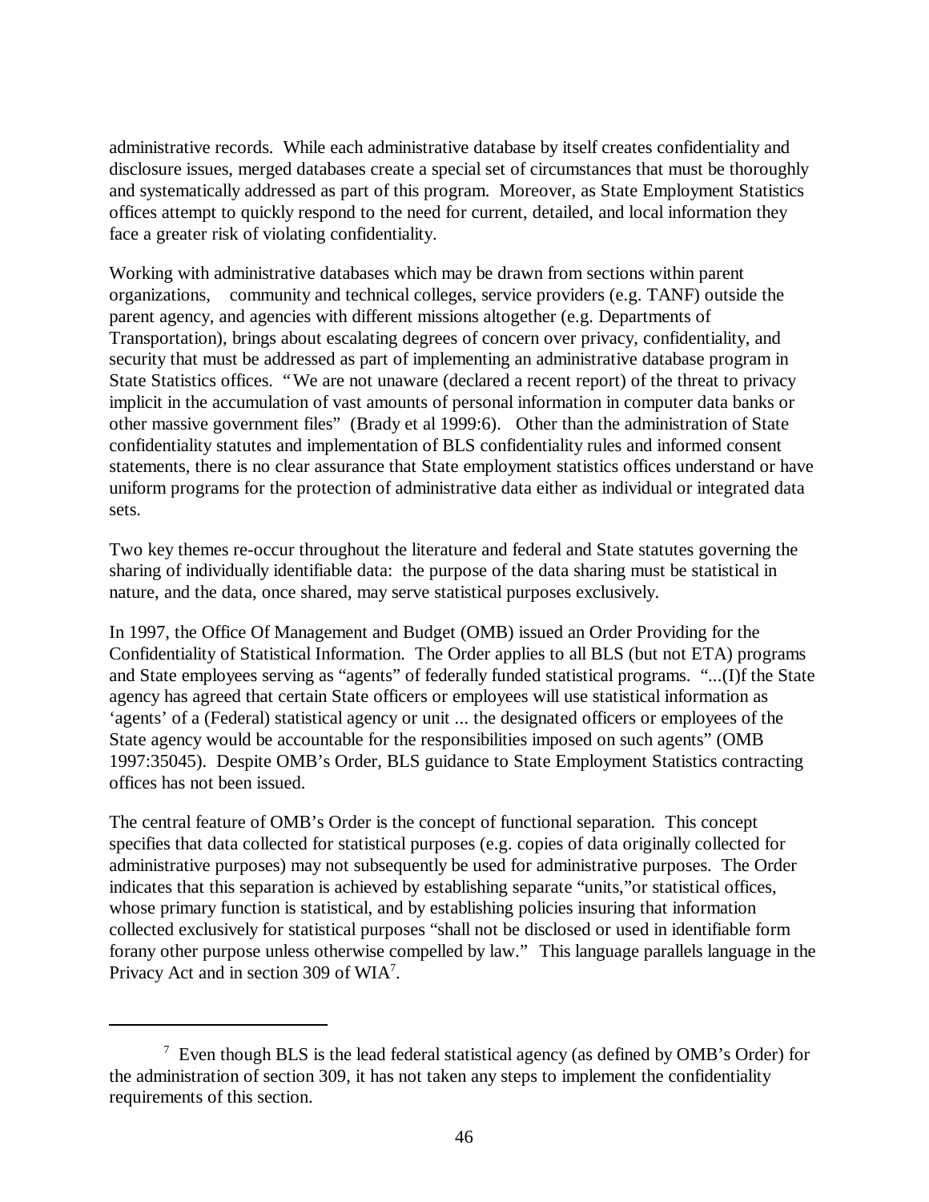administrative records. While each administrative database by itself creates confidentiality and disclosure issues, merged databases create a special set of circumstances that must be thoroughly and systematically addressed as part of this program. Moreover, as State Employment Statistics offices attempt to quickly respond to the need for current, detailed, and local information they face a greater risk of violating confidentiality.

Working with administrative databases which may be drawn from sections within parent organizations, community and technical colleges, service providers (e.g. TANF) outside the parent agency, and agencies with different missions altogether (e.g. Departments of Transportation), brings about escalating degrees of concern over privacy, confidentiality, and security that must be addressed as part of implementing an administrative database program in State Statistics offices. "We are not unaware (declared a recent report) of the threat to privacy implicit in the accumulation of vast amounts of personal information in computer data banks or other massive government files" (Brady et al 1999:6). Other than the administration of State confidentiality statutes and implementation of BLS confidentiality rules and informed consent statements, there is no clear assurance that State employment statistics offices understand or have uniform programs for the protection of administrative data either as individual or integrated data sets.

Two key themes re-occur throughout the literature and federal and State statutes governing the sharing of individually identifiable data: the purpose of the data sharing must be statistical in nature, and the data, once shared, may serve statistical purposes exclusively.

In 1997, the Office Of Management and Budget (OMB) issued an Order Providing for the Confidentiality of Statistical Information. The Order applies to all BLS (but not ETA) programs and State employees serving as "agents" of federally funded statistical programs. "...(I)f the State agency has agreed that certain State officers or employees will use statistical information as 'agents' of a (Federal) statistical agency or unit ... the designated officers or employees of the State agency would be accountable for the responsibilities imposed on such agents" (OMB 1997:35045). Despite OMB's Order, BLS guidance to State Employment Statistics contracting offices has not been issued.

The central feature of OMB's Order is the concept of functional separation. This concept specifies that data collected for statistical purposes (e.g. copies of data originally collected for administrative purposes) may not subsequently be used for administrative purposes. The Order indicates that this separation is achieved by establishing separate "units,"or statistical offices, whose primary function is statistical, and by establishing policies insuring that information collected exclusively for statistical purposes "shall not be disclosed or used in identifiable form forany other purpose unless otherwise compelled by law." This language parallels language in the Privacy Act and in section 309 of WIA[7].

---

[7] Even though BLS is the lead federal statistical agency (as defined by OMB's Order) for the administration of section 309, it has not taken any steps to implement the confidentiality requirements of this section.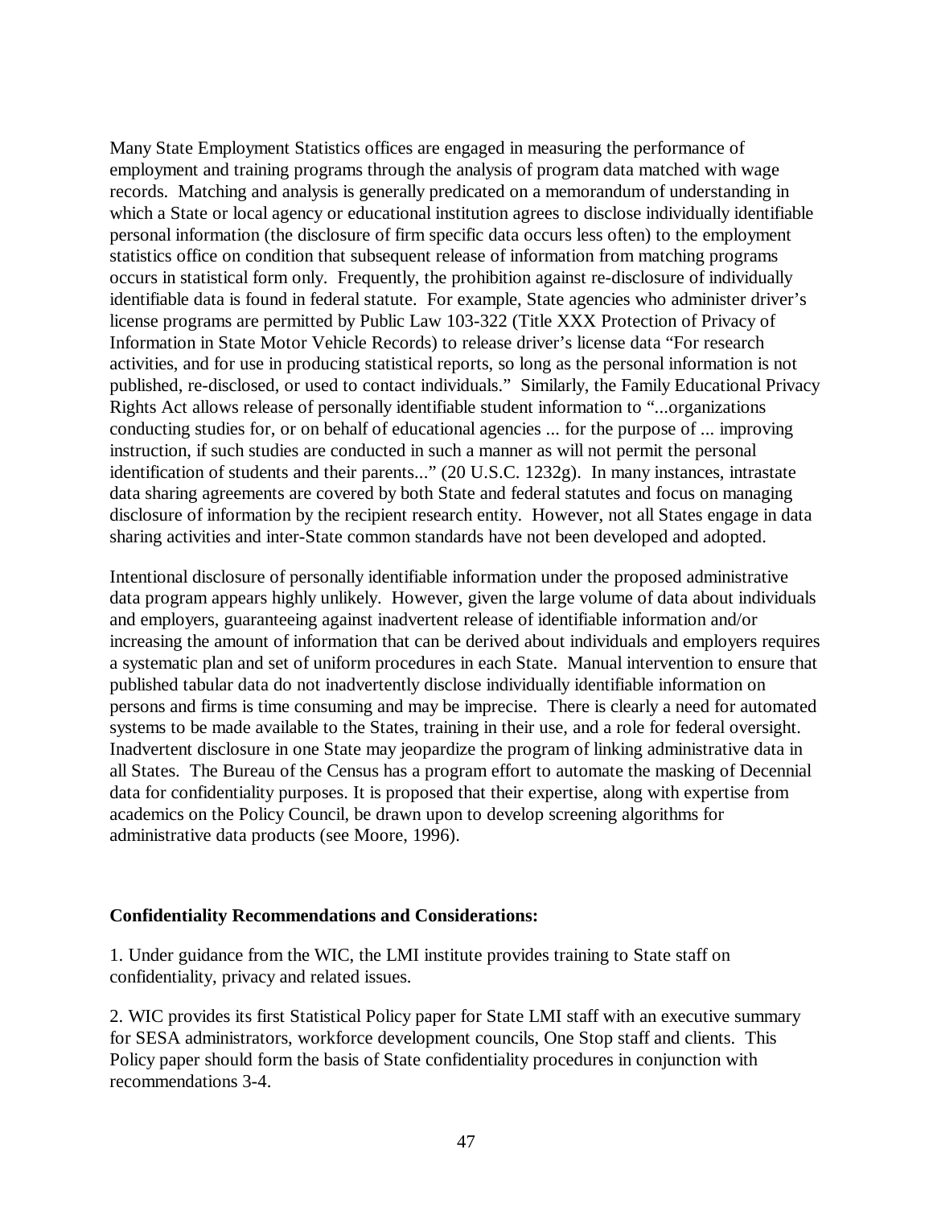Many State Employment Statistics offices are engaged in measuring the performance of employment and training programs through the analysis of program data matched with wage records. Matching and analysis is generally predicated on a memorandum of understanding in which a State or local agency or educational institution agrees to disclose individually identifiable personal information (the disclosure of firm specific data occurs less often) to the employment statistics office on condition that subsequent release of information from matching programs occurs in statistical form only. Frequently, the prohibition against re-disclosure of individually identifiable data is found in federal statute. For example, State agencies who administer driver's license programs are permitted by Public Law 103-322 (Title XXX Protection of Privacy of Information in State Motor Vehicle Records) to release driver's license data "For research activities, and for use in producing statistical reports, so long as the personal information is not published, re-disclosed, or used to contact individuals." Similarly, the Family Educational Privacy Rights Act allows release of personally identifiable student information to "...organizations conducting studies for, or on behalf of educational agencies ... for the purpose of ... improving instruction, if such studies are conducted in such a manner as will not permit the personal identification of students and their parents..." (20 U.S.C. 1232g). In many instances, intrastate data sharing agreements are covered by both State and federal statutes and focus on managing disclosure of information by the recipient research entity. However, not all States engage in data sharing activities and inter-State common standards have not been developed and adopted.

Intentional disclosure of personally identifiable information under the proposed administrative data program appears highly unlikely. However, given the large volume of data about individuals and employers, guaranteeing against inadvertent release of identifiable information and/or increasing the amount of information that can be derived about individuals and employers requires a systematic plan and set of uniform procedures in each State. Manual intervention to ensure that published tabular data do not inadvertently disclose individually identifiable information on persons and firms is time consuming and may be imprecise. There is clearly a need for automated systems to be made available to the States, training in their use, and a role for federal oversight. Inadvertent disclosure in one State may jeopardize the program of linking administrative data in all States. The Bureau of the Census has a program effort to automate the masking of Decennial data for confidentiality purposes. It is proposed that their expertise, along with expertise from academics on the Policy Council, be drawn upon to develop screening algorithms for administrative data products (see Moore, 1996).

**Confidentiality Recommendations and Considerations:**

1. Under guidance from the WIC, the LMI institute provides training to State staff on confidentiality, privacy and related issues.

2. WIC provides its first Statistical Policy paper for State LMI staff with an executive summary for SESA administrators, workforce development councils, One Stop staff and clients. This Policy paper should form the basis of State confidentiality procedures in conjunction with recommendations 3-4.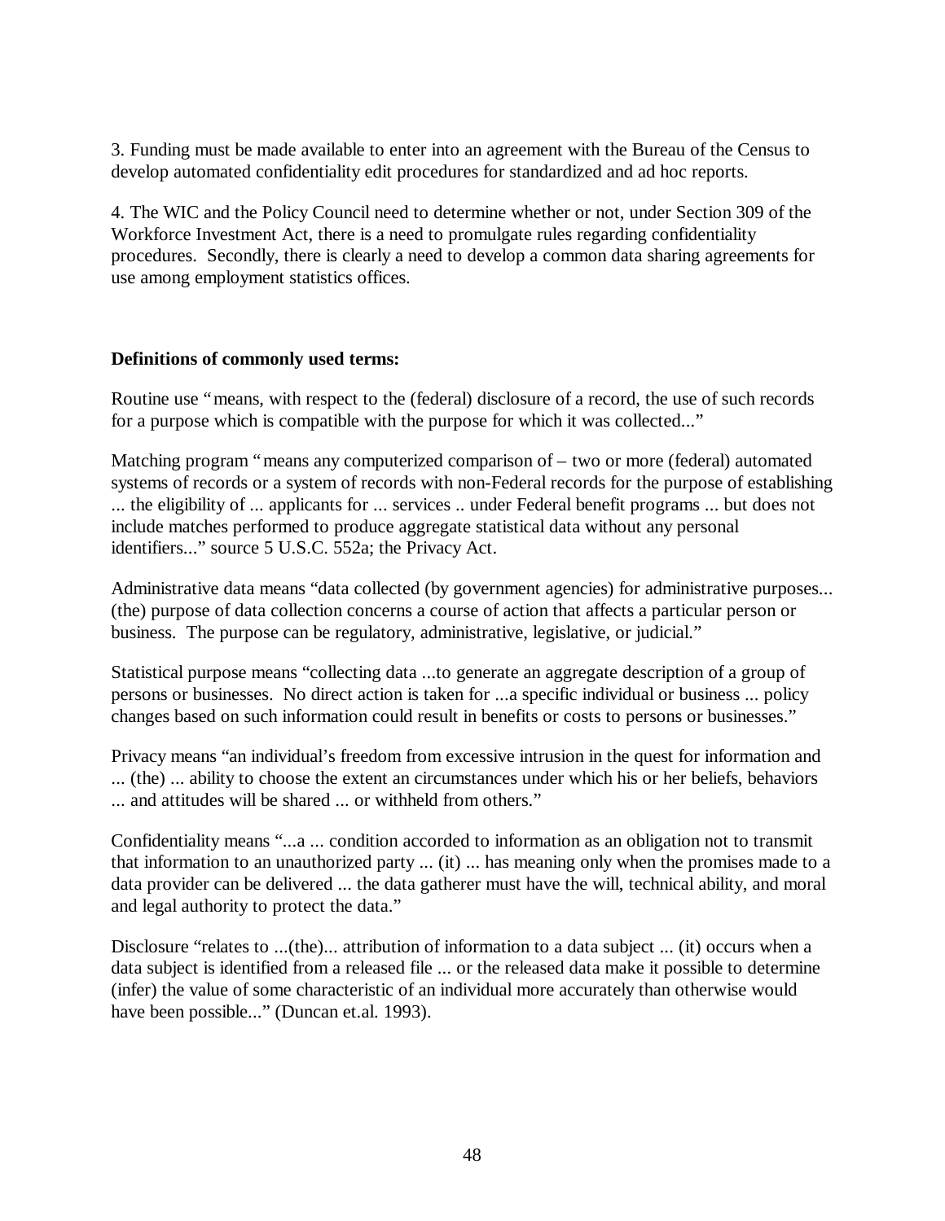3. Funding must be made available to enter into an agreement with the Bureau of the Census to develop automated confidentiality edit procedures for standardized and ad hoc reports.

4. The WIC and the Policy Council need to determine whether or not, under Section 309 of the Workforce Investment Act, there is a need to promulgate rules regarding confidentiality procedures. Secondly, there is clearly a need to develop a common data sharing agreements for use among employment statistics offices.

**Definitions of commonly used terms:**

Routine use "means, with respect to the (federal) disclosure of a record, the use of such records for a purpose which is compatible with the purpose for which it was collected..."

Matching program "means any computerized comparison of – two or more (federal) automated systems of records or a system of records with non-Federal records for the purpose of establishing ... the eligibility of ... applicants for ... services .. under Federal benefit programs ... but does not include matches performed to produce aggregate statistical data without any personal identifiers..." source 5 U.S.C. 552a; the Privacy Act.

Administrative data means "data collected (by government agencies) for administrative purposes... (the) purpose of data collection concerns a course of action that affects a particular person or business. The purpose can be regulatory, administrative, legislative, or judicial."

Statistical purpose means "collecting data ...to generate an aggregate description of a group of persons or businesses. No direct action is taken for ...a specific individual or business ... policy changes based on such information could result in benefits or costs to persons or businesses."

Privacy means "an individual's freedom from excessive intrusion in the quest for information and ... (the) ... ability to choose the extent an circumstances under which his or her beliefs, behaviors ... and attitudes will be shared ... or withheld from others."

Confidentiality means "...a ... condition accorded to information as an obligation not to transmit that information to an unauthorized party ... (it) ... has meaning only when the promises made to a data provider can be delivered ... the data gatherer must have the will, technical ability, and moral and legal authority to protect the data."

Disclosure "relates to ...(the)... attribution of information to a data subject ... (it) occurs when a data subject is identified from a released file ... or the released data make it possible to determine (infer) the value of some characteristic of an individual more accurately than otherwise would have been possible..." (Duncan et.al. 1993).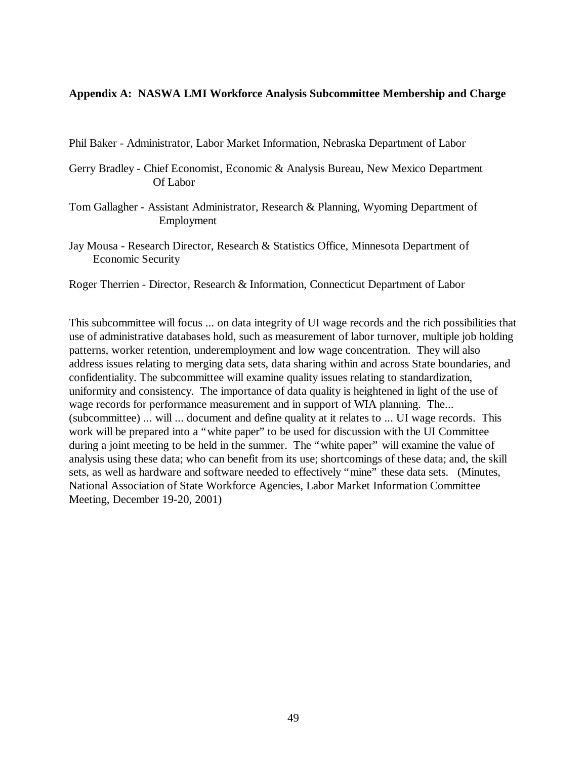**Appendix A: NASWA LMI Workforce Analysis Subcommittee Membership and Charge**

Phil Baker - Administrator, Labor Market Information, Nebraska Department of Labor

Gerry Bradley - Chief Economist, Economic & Analysis Bureau, New Mexico Department Of Labor

Tom Gallagher - Assistant Administrator, Research & Planning, Wyoming Department of Employment

Jay Mousa - Research Director, Research & Statistics Office, Minnesota Department of Economic Security

Roger Therrien - Director, Research & Information, Connecticut Department of Labor

This subcommittee will focus ... on data integrity of UI wage records and the rich possibilities that use of administrative databases hold, such as measurement of labor turnover, multiple job holding patterns, worker retention, underemployment and low wage concentration. They will also address issues relating to merging data sets, data sharing within and across State boundaries, and confidentiality. The subcommittee will examine quality issues relating to standardization, uniformity and consistency. The importance of data quality is heightened in light of the use of wage records for performance measurement and in support of WIA planning. The... (subcommittee) ... will ... document and define quality at it relates to ... UI wage records. This work will be prepared into a "white paper" to be used for discussion with the UI Committee during a joint meeting to be held in the summer. The "white paper" will examine the value of analysis using these data; who can benefit from its use; shortcomings of these data; and, the skill sets, as well as hardware and software needed to effectively "mine" these data sets. (Minutes, National Association of State Workforce Agencies, Labor Market Information Committee Meeting, December 19-20, 2001)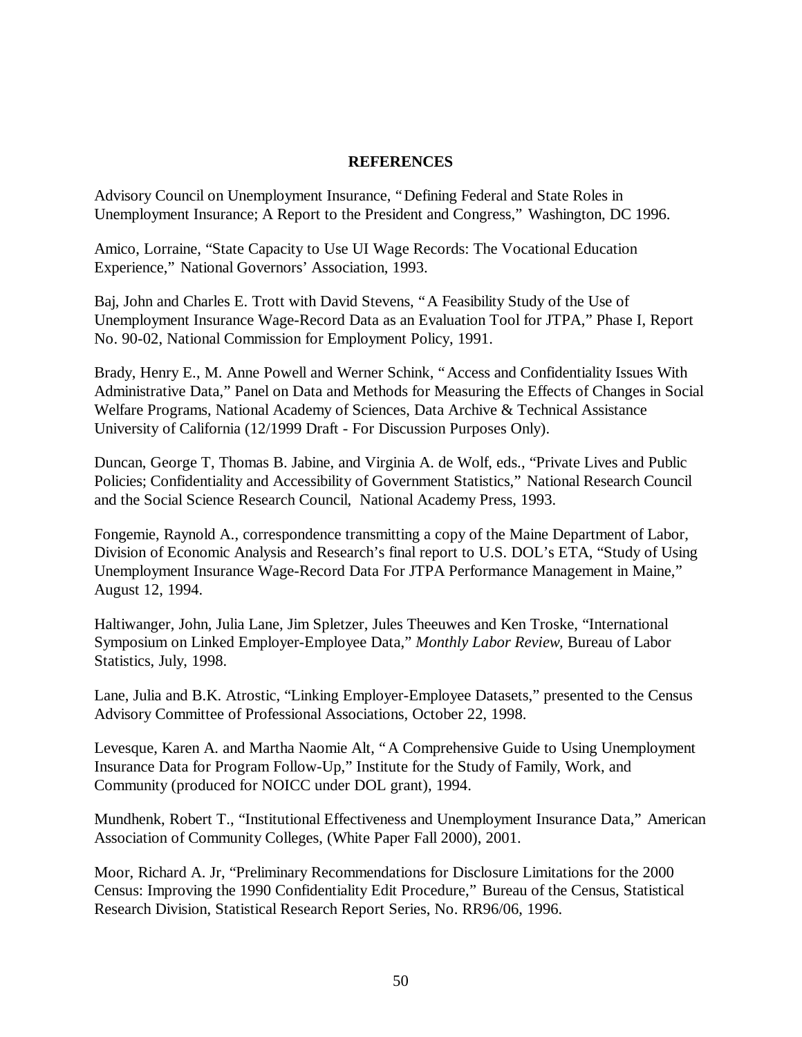## REFERENCES

Advisory Council on Unemployment Insurance, "Defining Federal and State Roles in Unemployment Insurance; A Report to the President and Congress," Washington, DC 1996.

Amico, Lorraine, "State Capacity to Use UI Wage Records: The Vocational Education Experience," National Governors' Association, 1993.

Baj, John and Charles E. Trott with David Stevens, "A Feasibility Study of the Use of Unemployment Insurance Wage-Record Data as an Evaluation Tool for JTPA," Phase I, Report No. 90-02, National Commission for Employment Policy, 1991.

Brady, Henry E., M. Anne Powell and Werner Schink, "Access and Confidentiality Issues With Administrative Data," Panel on Data and Methods for Measuring the Effects of Changes in Social Welfare Programs, National Academy of Sciences, Data Archive & Technical Assistance University of California (12/1999 Draft - For Discussion Purposes Only).

Duncan, George T, Thomas B. Jabine, and Virginia A. de Wolf, eds., "Private Lives and Public Policies; Confidentiality and Accessibility of Government Statistics," National Research Council and the Social Science Research Council, National Academy Press, 1993.

Fongemie, Raynold A., correspondence transmitting a copy of the Maine Department of Labor, Division of Economic Analysis and Research's final report to U.S. DOL's ETA, "Study of Using Unemployment Insurance Wage-Record Data For JTPA Performance Management in Maine," August 12, 1994.

Haltiwanger, John, Julia Lane, Jim Spletzer, Jules Theeuwes and Ken Troske, "International Symposium on Linked Employer-Employee Data," *Monthly Labor Review,* Bureau of Labor Statistics, July, 1998.

Lane, Julia and B.K. Atrostic, "Linking Employer-Employee Datasets," presented to the Census Advisory Committee of Professional Associations, October 22, 1998.

Levesque, Karen A. and Martha Naomie Alt, "A Comprehensive Guide to Using Unemployment Insurance Data for Program Follow-Up," Institute for the Study of Family, Work, and Community (produced for NOICC under DOL grant), 1994.

Mundhenk, Robert T., "Institutional Effectiveness and Unemployment Insurance Data," American Association of Community Colleges, (White Paper Fall 2000), 2001.

Moor, Richard A. Jr, "Preliminary Recommendations for Disclosure Limitations for the 2000 Census: Improving the 1990 Confidentiality Edit Procedure," Bureau of the Census, Statistical Research Division, Statistical Research Report Series, No. RR96/06, 1996.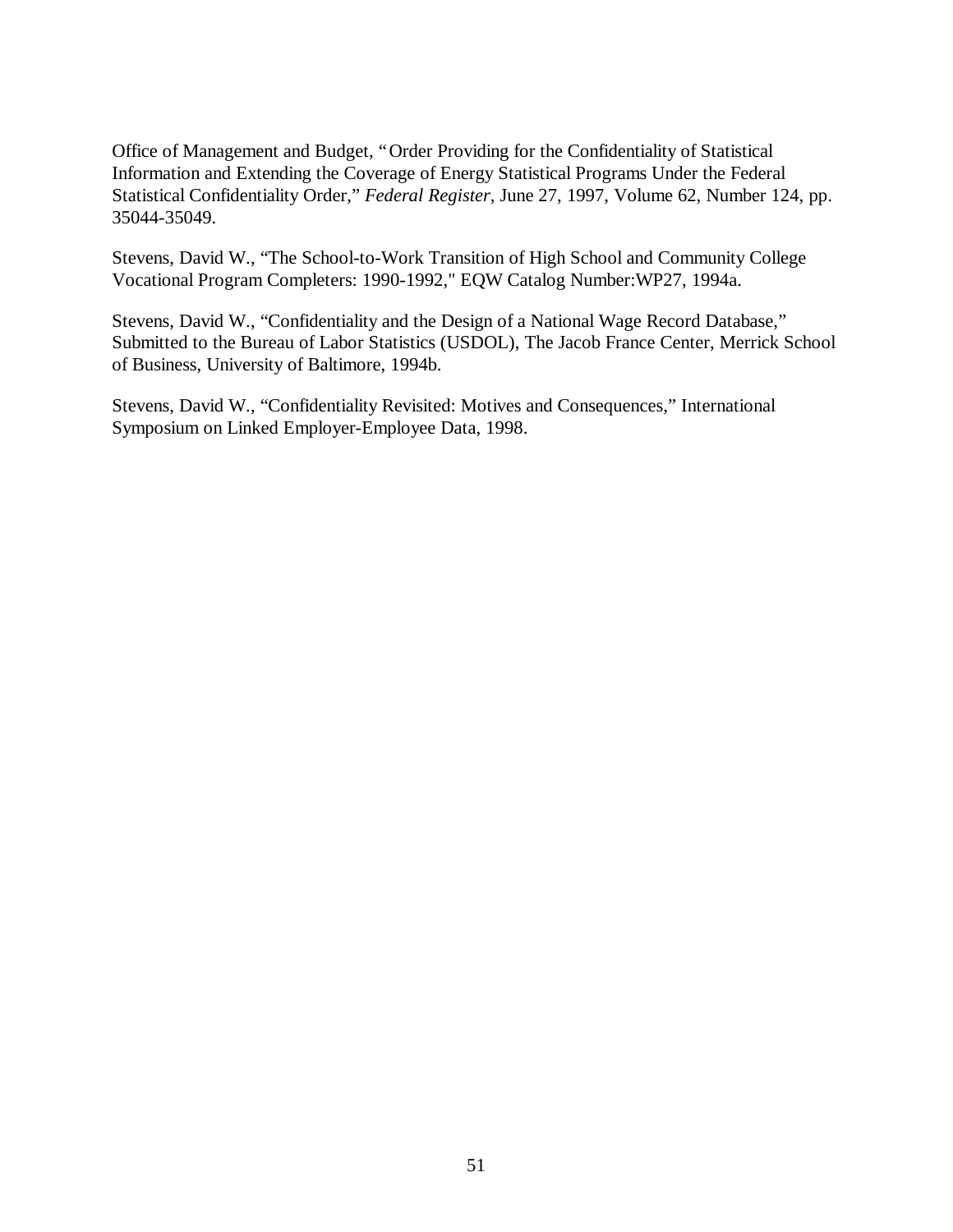Office of Management and Budget, "Order Providing for the Confidentiality of Statistical Information and Extending the Coverage of Energy Statistical Programs Under the Federal Statistical Confidentiality Order," *Federal Register*, June 27, 1997, Volume 62, Number 124, pp. 35044-35049.

Stevens, David W., "The School-to-Work Transition of High School and Community College Vocational Program Completers: 1990-1992," EQW Catalog Number:WP27, 1994a.

Stevens, David W., "Confidentiality and the Design of a National Wage Record Database," Submitted to the Bureau of Labor Statistics (USDOL), The Jacob France Center, Merrick School of Business, University of Baltimore, 1994b.

Stevens, David W., "Confidentiality Revisited: Motives and Consequences," International Symposium on Linked Employer-Employee Data, 1998.